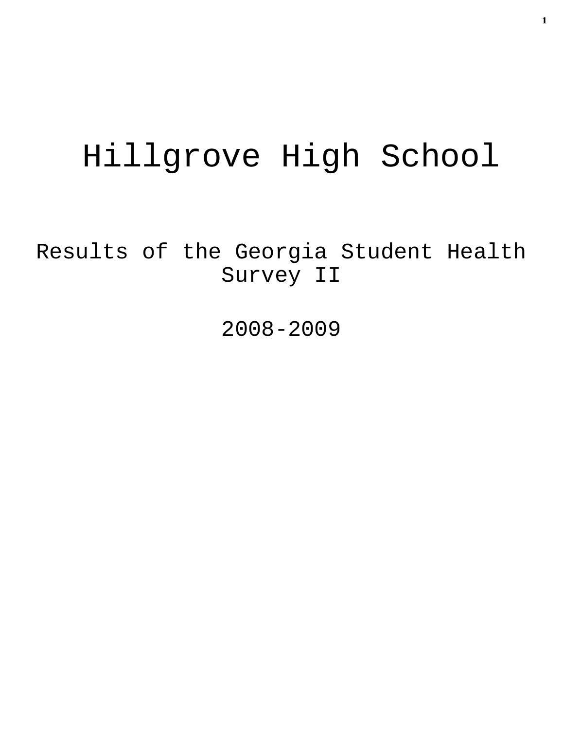# Hillgrove High School

## Results of the Georgia Student Health Survey II

## 2008-2009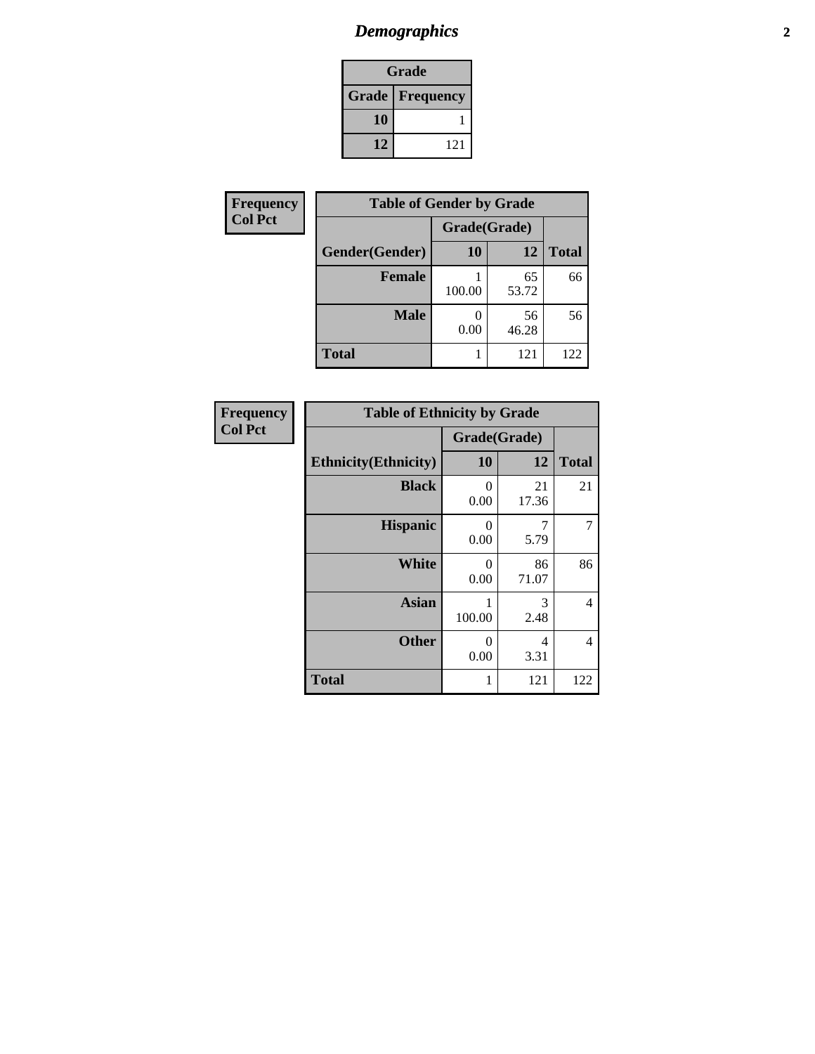# *Demographics*

| Grade | |
|---|---|
| **Grade** | **Frequency** |
| **10** | 1 |
| **12** | 121 |

| Frequency<br>Col Pct |
|---|

| Table of Gender by Grade | | | |
|---|---|---|---|
| | Grade(Grade) | | |
| **Gender(Gender)** | **10** | **12** | **Total** |
| **Female** | 1<br>100.00 | 65<br>53.72 | 66 |
| **Male** | 0<br>0.00 | 56<br>46.28 | 56 |
| **Total** | 1 | 121 | 122 |

| Frequency<br>Col Pct |
|---|

| Table of Ethnicity by Grade | | | |
|---|---|---|---|
| | Grade(Grade) | | |
| **Ethnicity(Ethnicity)** | **10** | **12** | **Total** |
| **Black** | 0<br>0.00 | 21<br>17.36 | 21 |
| **Hispanic** | 0<br>0.00 | 7<br>5.79 | 7 |
| **White** | 0<br>0.00 | 86<br>71.07 | 86 |
| **Asian** | 1<br>100.00 | 3<br>2.48 | 4 |
| **Other** | 0<br>0.00 | 4<br>3.31 | 4 |
| **Total** | 1 | 121 | 122 |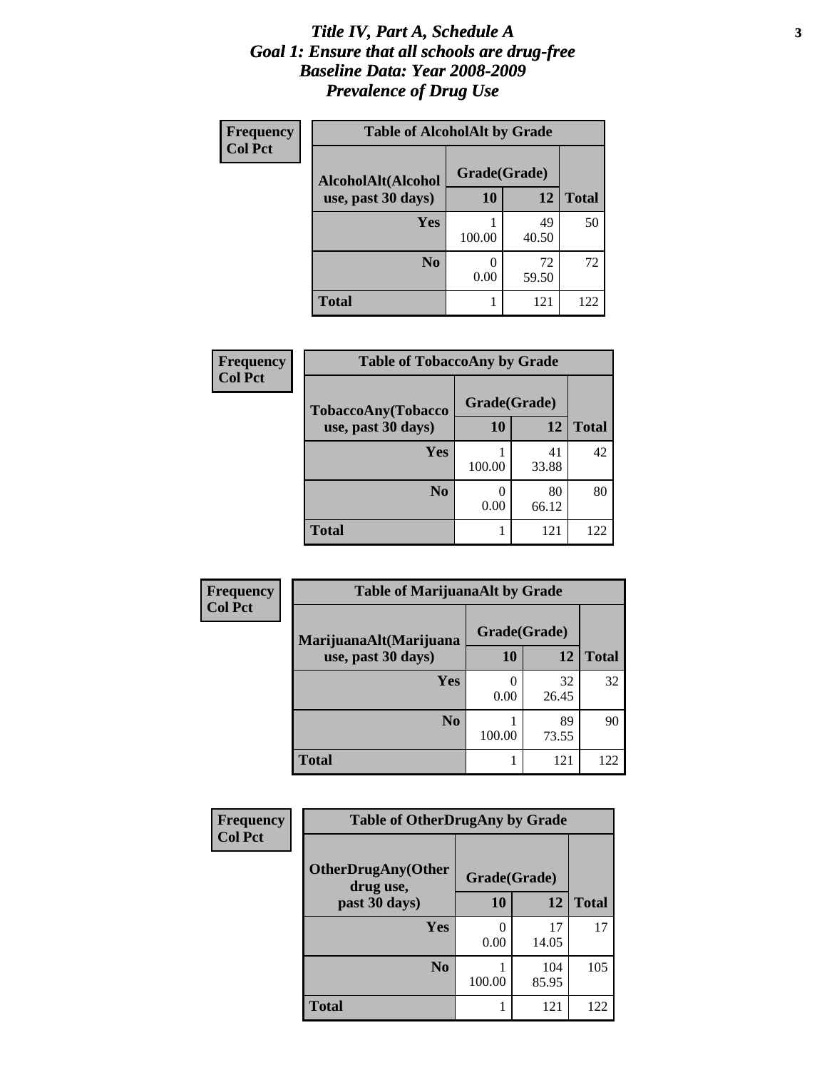# *Title IV, Part A, Schedule A*
# *Goal 1: Ensure that all schools are drug-free*
# *Baseline Data: Year 2008-2009*
# *Prevalence of Drug Use*

**Frequency**
**Col Pct**

**Table of AlcoholAlt by Grade**

| AlcoholAlt(Alcohol use, past 30 days) | Grade(Grade) | | Total |
|---|---|---|---|
| | 10 | 12 | |
| Yes | 1<br>100.00 | 49<br>40.50 | 50 |
| No | 0<br>0.00 | 72<br>59.50 | 72 |
| Total | 1 | 121 | 122 |

**Frequency**
**Col Pct**

**Table of TobaccoAny by Grade**

| TobaccoAny(Tobacco use, past 30 days) | Grade(Grade) | | Total |
|---|---|---|---|
| | 10 | 12 | |
| Yes | 1<br>100.00 | 41<br>33.88 | 42 |
| No | 0<br>0.00 | 80<br>66.12 | 80 |
| Total | 1 | 121 | 122 |

**Frequency**
**Col Pct**

**Table of MarijuanaAlt by Grade**

| MarijuanaAlt(Marijuana use, past 30 days) | Grade(Grade) | | Total |
|---|---|---|---|
| | 10 | 12 | |
| Yes | 0<br>0.00 | 32<br>26.45 | 32 |
| No | 1<br>100.00 | 89<br>73.55 | 90 |
| Total | 1 | 121 | 122 |

**Frequency**
**Col Pct**

**Table of OtherDrugAny by Grade**

| OtherDrugAny(Other drug use, past 30 days) | Grade(Grade) | | Total |
|---|---|---|---|
| | 10 | 12 | |
| Yes | 0<br>0.00 | 17<br>14.05 | 17 |
| No | 1<br>100.00 | 104<br>85.95 | 105 |
| Total | 1 | 121 | 122 |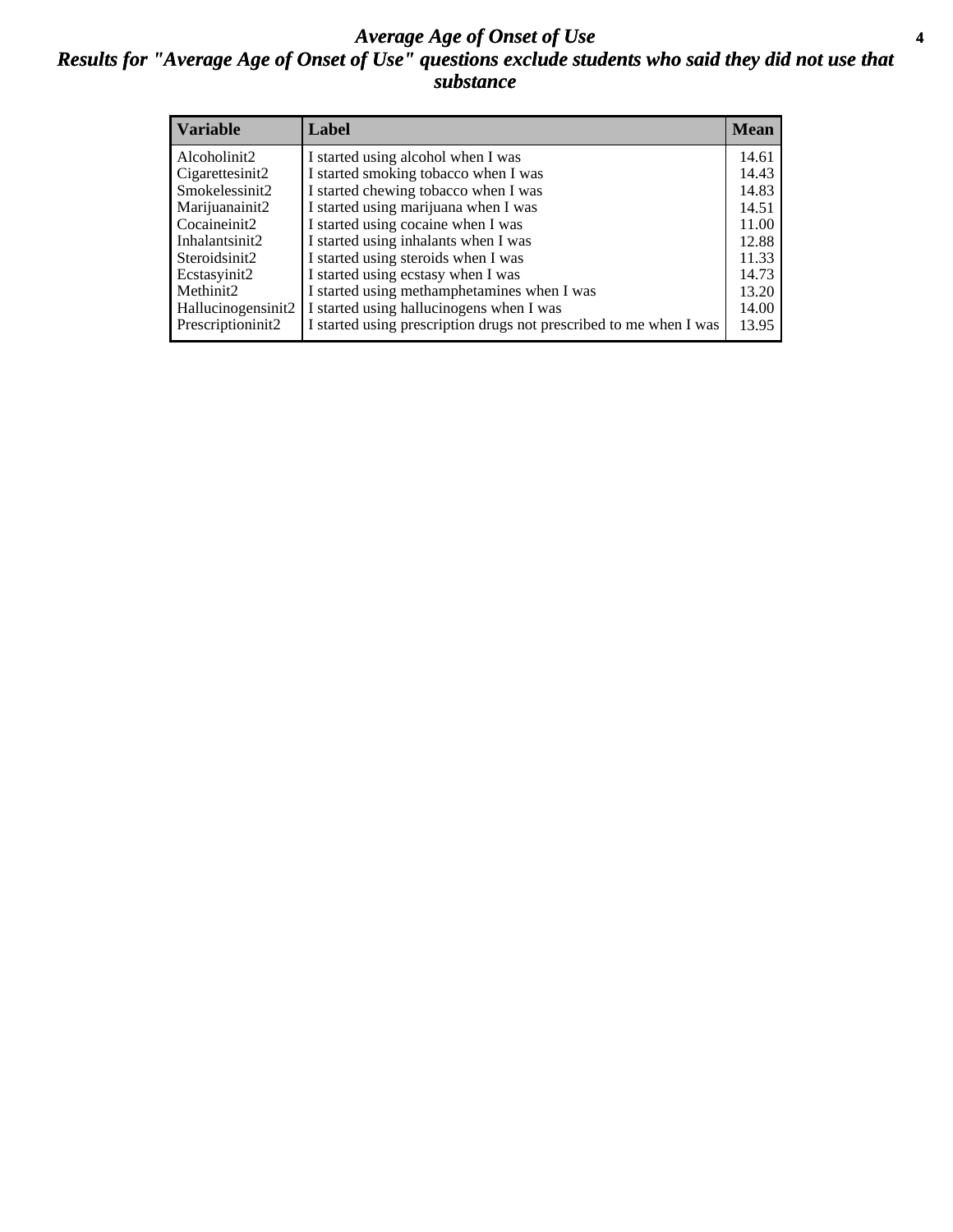# *Average Age of Onset of Use*

## *Results for "Average Age of Onset of Use" questions exclude students who said they did not use that substance*

| Variable | Label | Mean |
|---|---|---|
| Alcoholinit2 | I started using alcohol when I was | 14.61 |
| Cigarettesinit2 | I started smoking tobacco when I was | 14.43 |
| Smokelessinit2 | I started chewing tobacco when I was | 14.83 |
| Marijuanainit2 | I started using marijuana when I was | 14.51 |
| Cocaineinit2 | I started using cocaine when I was | 11.00 |
| Inhalantsinit2 | I started using inhalants when I was | 12.88 |
| Steroidsinit2 | I started using steroids when I was | 11.33 |
| Ecstasyinit2 | I started using ecstasy when I was | 14.73 |
| Methinit2 | I started using methamphetamines when I was | 13.20 |
| Hallucinogensinit2 | I started using hallucinogens when I was | 14.00 |
| Prescriptioninit2 | I started using prescription drugs not prescribed to me when I was | 13.95 |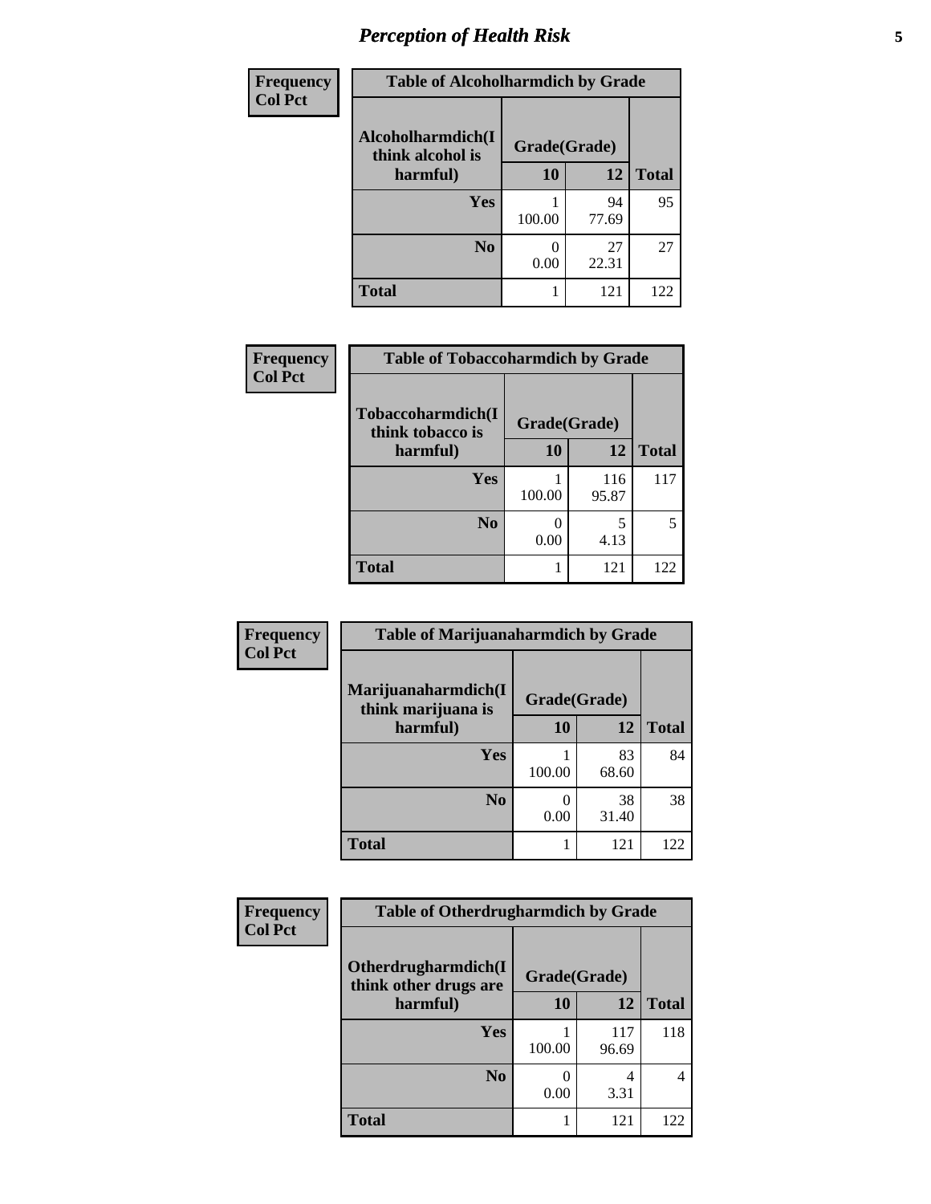# Perception of Health Risk

**Frequency**
**Col Pct**

| Table of Alcoholharmdich by Grade | | | |
|---|---|---|---|
| **Alcoholharmdich(I think alcohol is harmful)** | **Grade(Grade)** | | **Total** |
| | **10** | **12** | |
| **Yes** | 1<br>100.00 | 94<br>77.69 | 95 |
| **No** | 0<br>0.00 | 27<br>22.31 | 27 |
| **Total** | 1 | 121 | 122 |

**Frequency**
**Col Pct**

| Table of Tobaccoharmdich by Grade | | | |
|---|---|---|---|
| **Tobaccoharmdich(I think tobacco is harmful)** | **Grade(Grade)** | | **Total** |
| | **10** | **12** | |
| **Yes** | 1<br>100.00 | 116<br>95.87 | 117 |
| **No** | 0<br>0.00 | 5<br>4.13 | 5 |
| **Total** | 1 | 121 | 122 |

**Frequency**
**Col Pct**

| Table of Marijuanaharmdich by Grade | | | |
|---|---|---|---|
| **Marijuanaharmdich(I think marijuana is harmful)** | **Grade(Grade)** | | **Total** |
| | **10** | **12** | |
| **Yes** | 1<br>100.00 | 83<br>68.60 | 84 |
| **No** | 0<br>0.00 | 38<br>31.40 | 38 |
| **Total** | 1 | 121 | 122 |

**Frequency**
**Col Pct**

| Table of Otherdrugharmdich by Grade | | | |
|---|---|---|---|
| **Otherdrugharmdich(I think other drugs are harmful)** | **Grade(Grade)** | | **Total** |
| | **10** | **12** | |
| **Yes** | 1<br>100.00 | 117<br>96.69 | 118 |
| **No** | 0<br>0.00 | 4<br>3.31 | 4 |
| **Total** | 1 | 121 | 122 |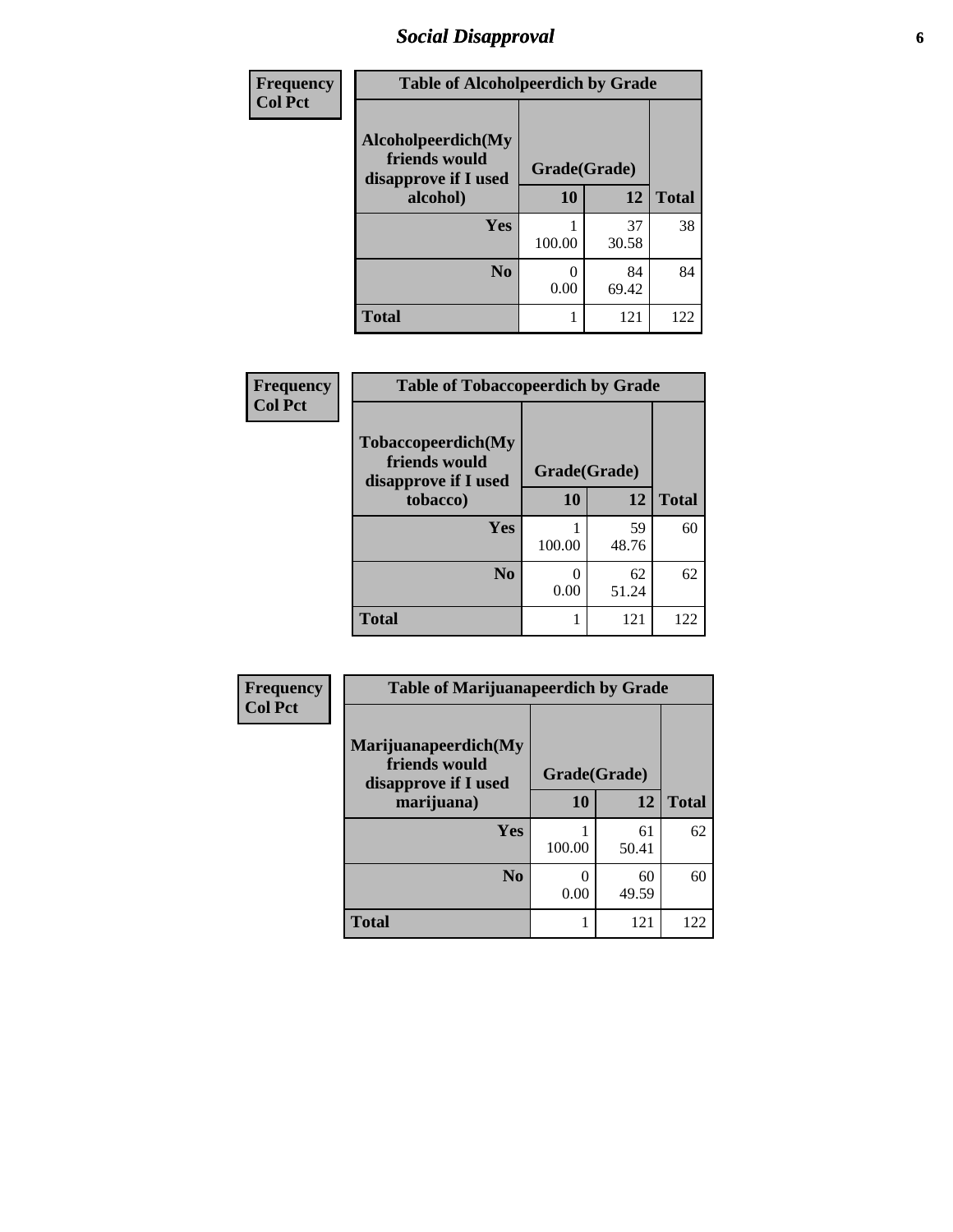# Social Disapproval

| Frequency<br>Col Pct | Table of Alcoholpeerdich by Grade | | |
|---|---|---|---|
| Alcoholpeerdich(My friends would disapprove if I used alcohol) | Grade(Grade) | | |
| | 10 | 12 | Total |
| Yes | 1<br>100.00 | 37<br>30.58 | 38 |
| No | 0<br>0.00 | 84<br>69.42 | 84 |
| Total | 1 | 121 | 122 |

| Frequency<br>Col Pct | Table of Tobaccopeerdich by Grade | | |
|---|---|---|---|
| Tobaccopeerdich(My friends would disapprove if I used tobacco) | Grade(Grade) | | |
| | 10 | 12 | Total |
| Yes | 1<br>100.00 | 59<br>48.76 | 60 |
| No | 0<br>0.00 | 62<br>51.24 | 62 |
| Total | 1 | 121 | 122 |

| Frequency<br>Col Pct | Table of Marijuanapeerdich by Grade | | |
|---|---|---|---|
| Marijuanapeerdich(My friends would disapprove if I used marijuana) | Grade(Grade) | | |
| | 10 | 12 | Total |
| Yes | 1<br>100.00 | 61<br>50.41 | 62 |
| No | 0<br>0.00 | 60<br>49.59 | 60 |
| Total | 1 | 121 | 122 |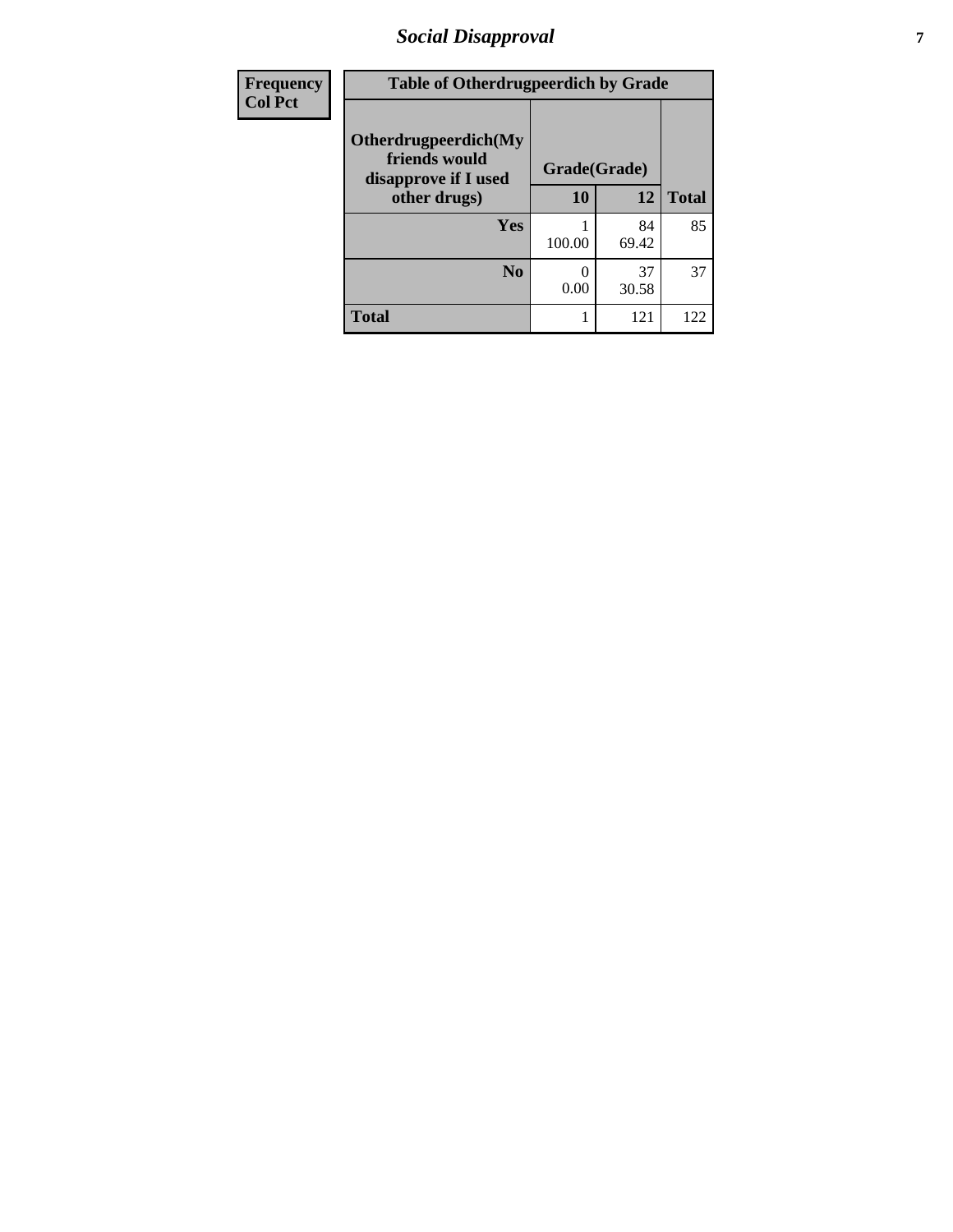# Social Disapproval

| Frequency<br>Col Pct | Table of Otherdrugpeerdich by Grade | | |
|---|---|---|---|
| Otherdrugpeerdich(My friends would disapprove if I used other drugs) | Grade(Grade) | | |
| | 10 | 12 | Total |
| Yes | 1<br>100.00 | 84<br>69.42 | 85 |
| No | 0<br>0.00 | 37<br>30.58 | 37 |
| Total | 1 | 121 | 122 |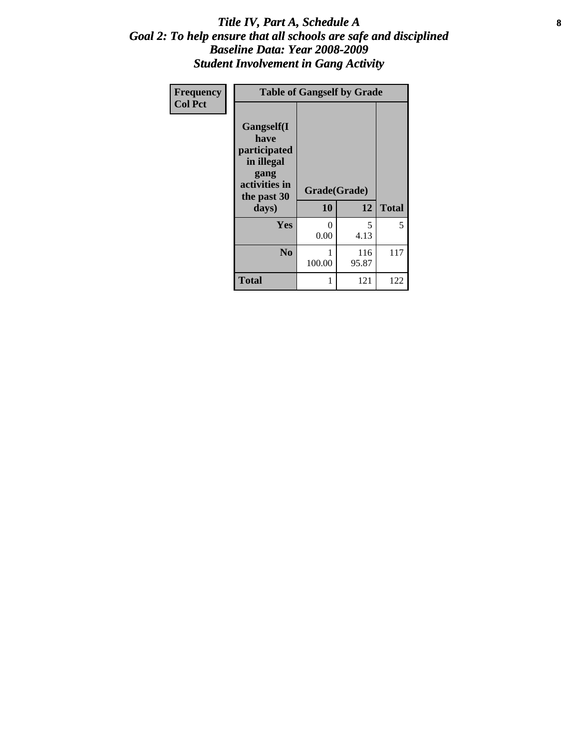# *Title IV, Part A, Schedule A*
## *Goal 2: To help ensure that all schools are safe and disciplined*
## *Baseline Data: Year 2008-2009*
## *Student Involvement in Gang Activity*

| Frequency<br>Col Pct | Table of Gangself by Grade | | | |
|---|---|---|---|---|
| | Gangself(I have participated in illegal gang activities in the past 30 days) | Grade(Grade) | | |
| | | 10 | 12 | Total |
| | **Yes** | 0<br>0.00 | 5<br>4.13 | 5 |
| | **No** | 1<br>100.00 | 116<br>95.87 | 117 |
| | **Total** | 1 | 121 | 122 |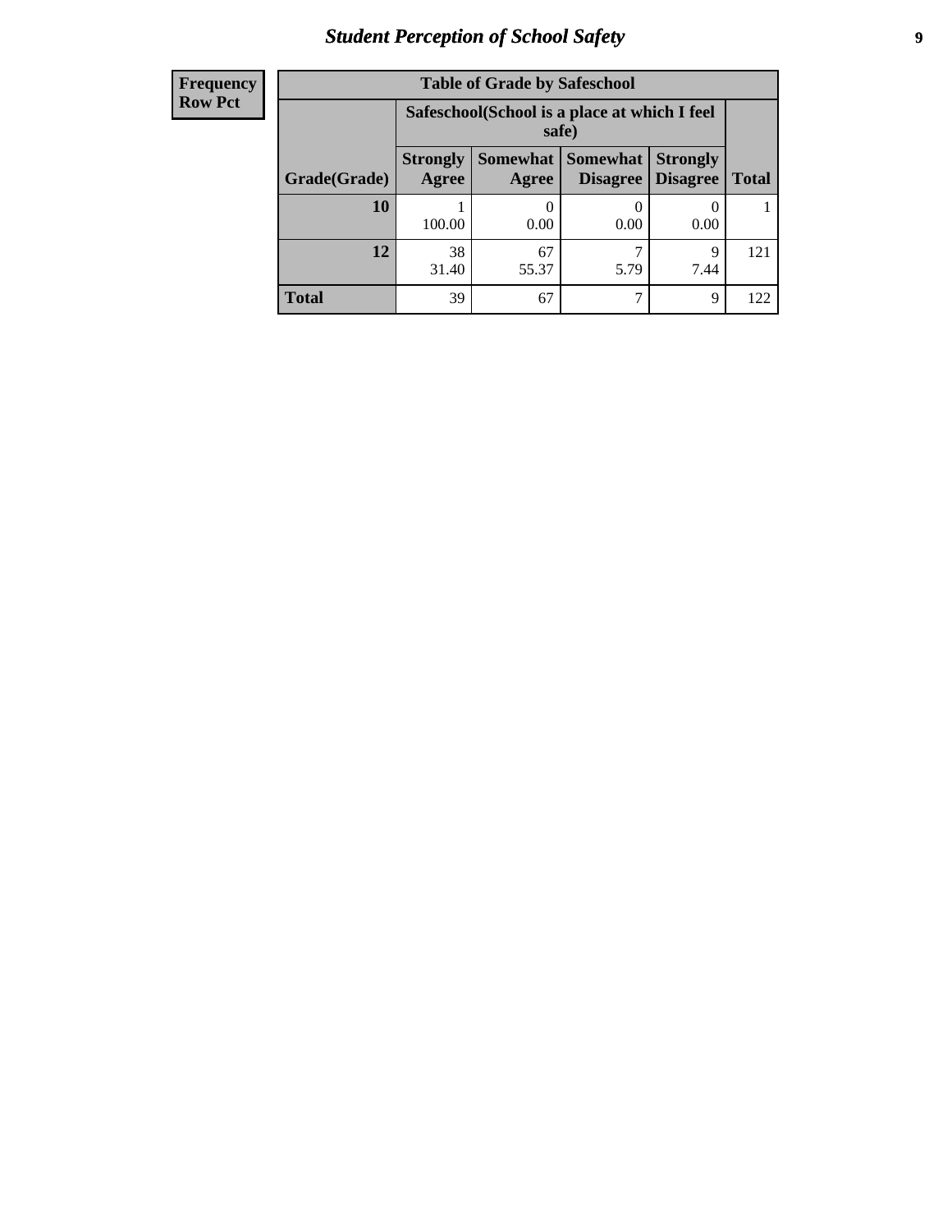| Frequency<br>Row Pct |
|---|

| Table of Grade by Safeschool | | | | | |
|---|---|---|---|---|---|
| | Safeschool(School is a place at which I feel safe) | | | | |
| Grade(Grade) | Strongly Agree | Somewhat Agree | Somewhat Disagree | Strongly Disagree | Total |
| **10** | 1<br>100.00 | 0<br>0.00 | 0<br>0.00 | 0<br>0.00 | 1 |
| **12** | 38<br>31.40 | 67<br>55.37 | 7<br>5.79 | 9<br>7.44 | 121 |
| **Total** | 39 | 67 | 7 | 9 | 122 |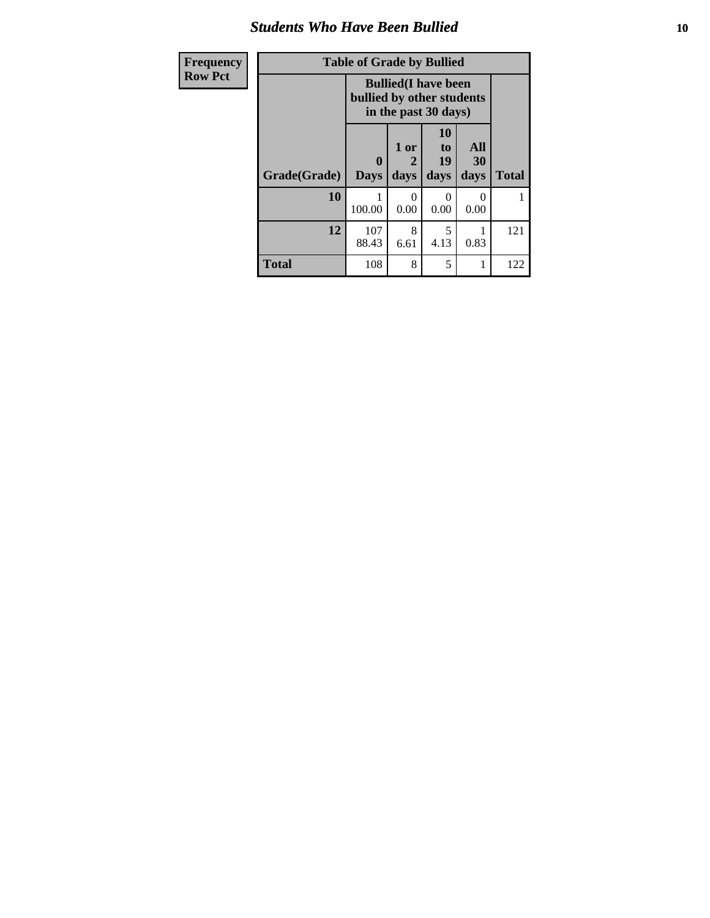## Students Who Have Been Bullied

| Frequency<br>Row Pct | Table of Grade by Bullied | | | | |
|---|---|---|---|---|---|
| | Bullied(I have been bullied by other students in the past 30 days) | | | | |
| Grade(Grade) | 0 Days | 1 or 2 days | 10 to 19 days | All 30 days | Total |
| 10 | 1<br>100.00 | 0<br>0.00 | 0<br>0.00 | 0<br>0.00 | 1 |
| 12 | 107<br>88.43 | 8<br>6.61 | 5<br>4.13 | 1<br>0.83 | 121 |
| Total | 108 | 8 | 5 | 1 | 122 |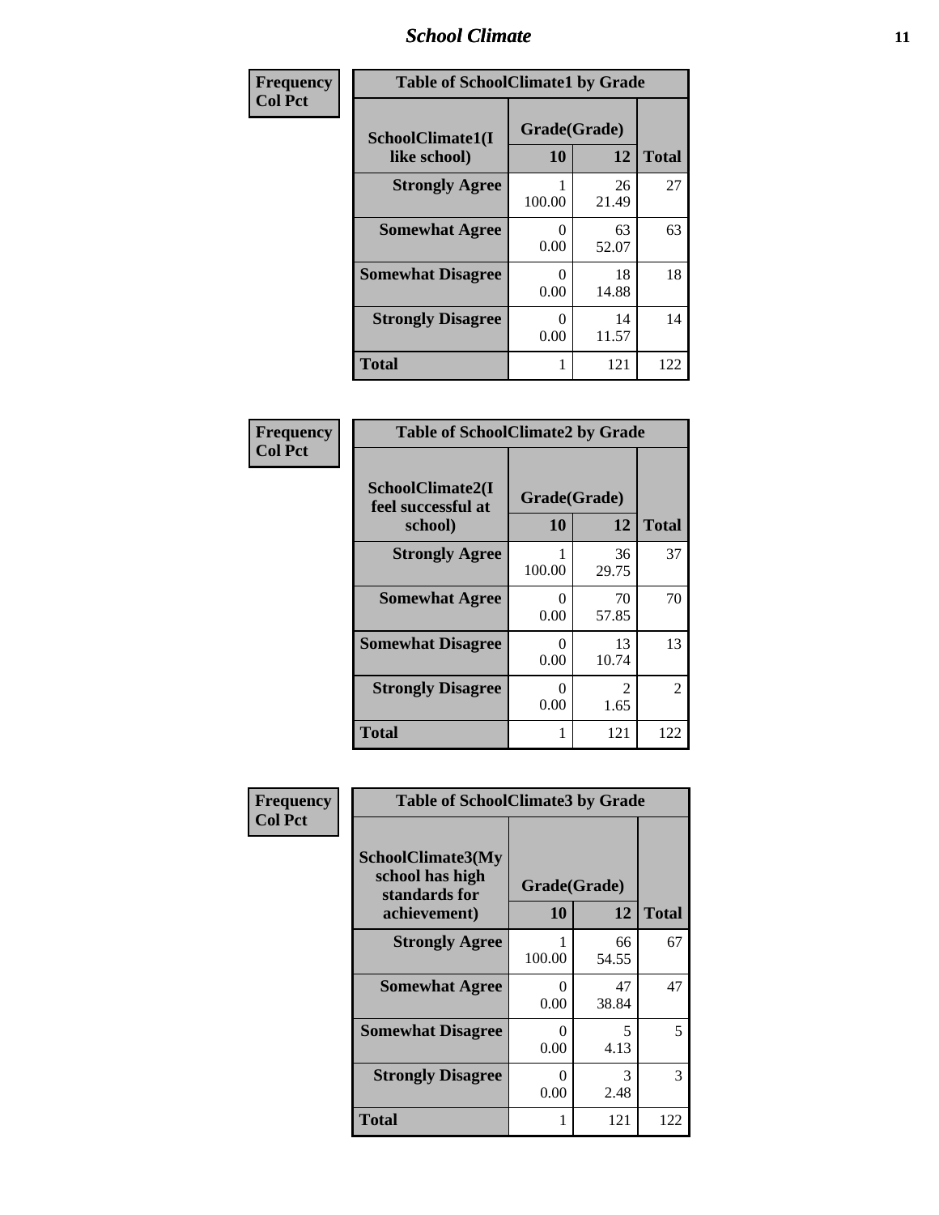| Frequency<br>Col Pct | Table of SchoolClimate1 by Grade | | |
|---|---|---|---|
| **SchoolClimate1(I like school)** | **Grade(Grade)** | | |
| | **10** | **12** | **Total** |
| **Strongly Agree** | 1<br>100.00 | 26<br>21.49 | 27 |
| **Somewhat Agree** | 0<br>0.00 | 63<br>52.07 | 63 |
| **Somewhat Disagree** | 0<br>0.00 | 18<br>14.88 | 18 |
| **Strongly Disagree** | 0<br>0.00 | 14<br>11.57 | 14 |
| **Total** | 1 | 121 | 122 |

| Frequency<br>Col Pct | Table of SchoolClimate2 by Grade | | |
|---|---|---|---|
| **SchoolClimate2(I feel successful at school)** | **Grade(Grade)** | | |
| | **10** | **12** | **Total** |
| **Strongly Agree** | 1<br>100.00 | 36<br>29.75 | 37 |
| **Somewhat Agree** | 0<br>0.00 | 70<br>57.85 | 70 |
| **Somewhat Disagree** | 0<br>0.00 | 13<br>10.74 | 13 |
| **Strongly Disagree** | 0<br>0.00 | 2<br>1.65 | 2 |
| **Total** | 1 | 121 | 122 |

| Frequency<br>Col Pct | Table of SchoolClimate3 by Grade | | |
|---|---|---|---|
| **SchoolClimate3(My school has high standards for achievement)** | **Grade(Grade)** | | |
| | **10** | **12** | **Total** |
| **Strongly Agree** | 1<br>100.00 | 66<br>54.55 | 67 |
| **Somewhat Agree** | 0<br>0.00 | 47<br>38.84 | 47 |
| **Somewhat Disagree** | 0<br>0.00 | 5<br>4.13 | 5 |
| **Strongly Disagree** | 0<br>0.00 | 3<br>2.48 | 3 |
| **Total** | 1 | 121 | 122 |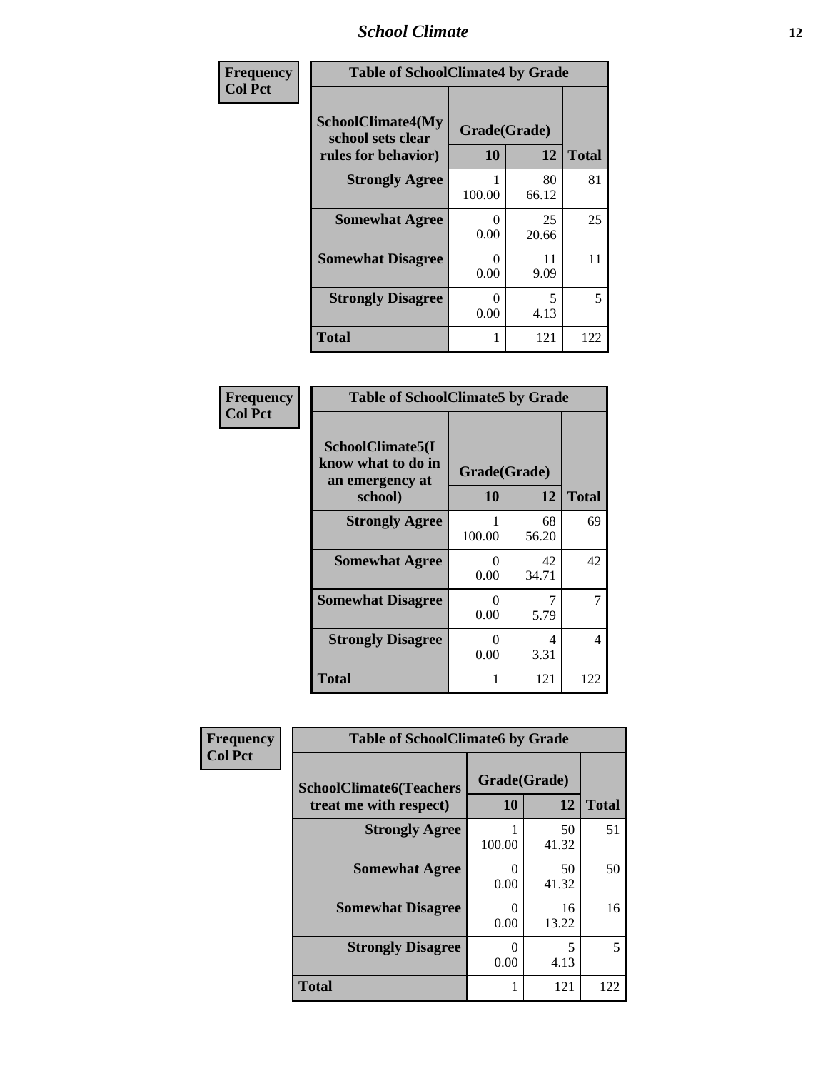| Frequency<br>Col Pct | Table of SchoolClimate4 by Grade | | |
|---|---|---|---|
| SchoolClimate4(My school sets clear rules for behavior) | Grade(Grade) | | Total |
| | 10 | 12 | |
| Strongly Agree | 1<br>100.00 | 80<br>66.12 | 81 |
| Somewhat Agree | 0<br>0.00 | 25<br>20.66 | 25 |
| Somewhat Disagree | 0<br>0.00 | 11<br>9.09 | 11 |
| Strongly Disagree | 0<br>0.00 | 5<br>4.13 | 5 |
| Total | 1 | 121 | 122 |

| Frequency<br>Col Pct | Table of SchoolClimate5 by Grade | | |
|---|---|---|---|
| SchoolClimate5(I know what to do in an emergency at school) | Grade(Grade) | | Total |
| | 10 | 12 | |
| Strongly Agree | 1<br>100.00 | 68<br>56.20 | 69 |
| Somewhat Agree | 0<br>0.00 | 42<br>34.71 | 42 |
| Somewhat Disagree | 0<br>0.00 | 7<br>5.79 | 7 |
| Strongly Disagree | 0<br>0.00 | 4<br>3.31 | 4 |
| Total | 1 | 121 | 122 |

| Frequency<br>Col Pct | Table of SchoolClimate6 by Grade | | |
|---|---|---|---|
| SchoolClimate6(Teachers treat me with respect) | Grade(Grade) | | Total |
| | 10 | 12 | |
| Strongly Agree | 1<br>100.00 | 50<br>41.32 | 51 |
| Somewhat Agree | 0<br>0.00 | 50<br>41.32 | 50 |
| Somewhat Disagree | 0<br>0.00 | 16<br>13.22 | 16 |
| Strongly Disagree | 0<br>0.00 | 5<br>4.13 | 5 |
| Total | 1 | 121 | 122 |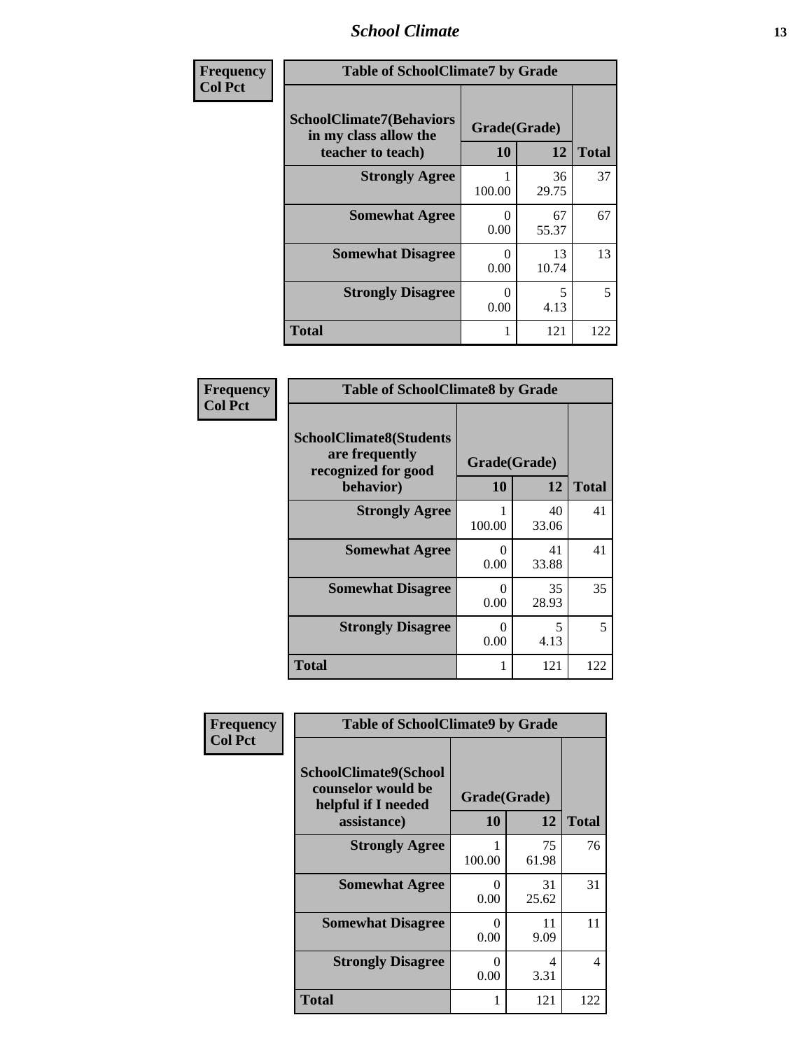| Frequency<br>Col Pct | | | |
|---|---|---|---|

**Table of SchoolClimate7 by Grade**

| SchoolClimate7(Behaviors in my class allow the teacher to teach) | Grade(Grade) | | Total |
|---|---|---|---|
| | 10 | 12 | |
| Strongly Agree | 1<br>100.00 | 36<br>29.75 | 37 |
| Somewhat Agree | 0<br>0.00 | 67<br>55.37 | 67 |
| Somewhat Disagree | 0<br>0.00 | 13<br>10.74 | 13 |
| Strongly Disagree | 0<br>0.00 | 5<br>4.13 | 5 |
| Total | 1 | 121 | 122 |

| Frequency<br>Col Pct | | | |
|---|---|---|---|

**Table of SchoolClimate8 by Grade**

| SchoolClimate8(Students are frequently recognized for good behavior) | Grade(Grade) | | Total |
|---|---|---|---|
| | 10 | 12 | |
| Strongly Agree | 1<br>100.00 | 40<br>33.06 | 41 |
| Somewhat Agree | 0<br>0.00 | 41<br>33.88 | 41 |
| Somewhat Disagree | 0<br>0.00 | 35<br>28.93 | 35 |
| Strongly Disagree | 0<br>0.00 | 5<br>4.13 | 5 |
| Total | 1 | 121 | 122 |

| Frequency<br>Col Pct | | | |
|---|---|---|---|

**Table of SchoolClimate9 by Grade**

| SchoolClimate9(School counselor would be helpful if I needed assistance) | Grade(Grade) | | Total |
|---|---|---|---|
| | 10 | 12 | |
| Strongly Agree | 1<br>100.00 | 75<br>61.98 | 76 |
| Somewhat Agree | 0<br>0.00 | 31<br>25.62 | 31 |
| Somewhat Disagree | 0<br>0.00 | 11<br>9.09 | 11 |
| Strongly Disagree | 0<br>0.00 | 4<br>3.31 | 4 |
| Total | 1 | 121 | 122 |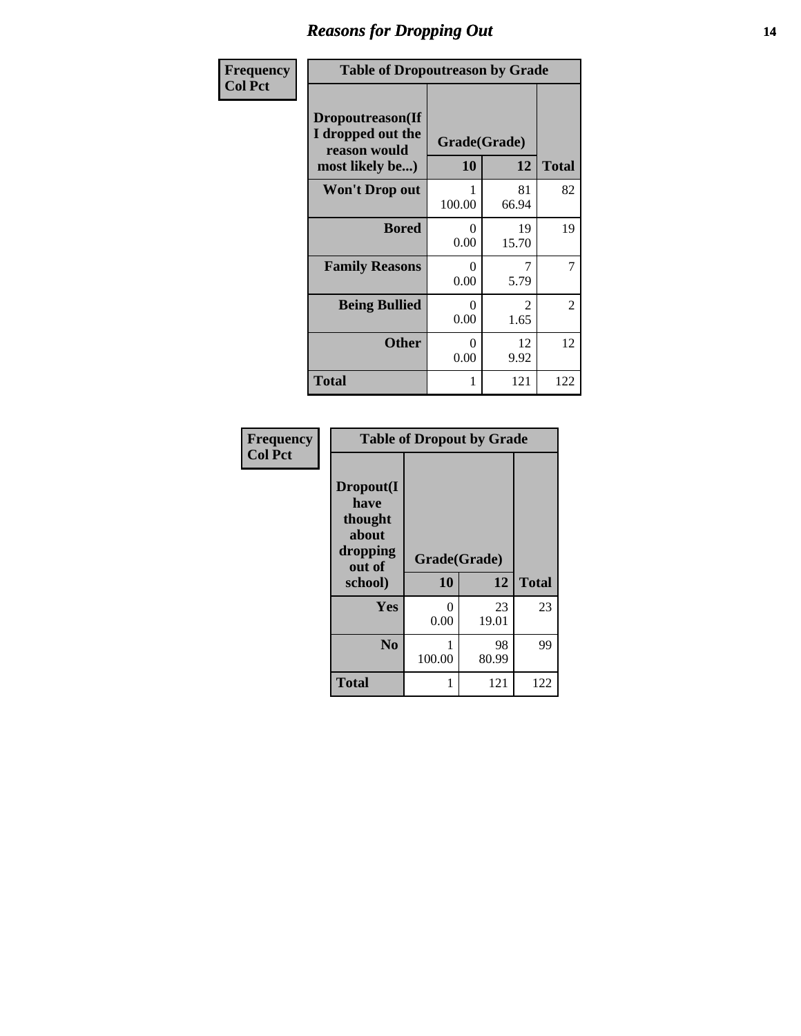# Reasons for Dropping Out

**Frequency**
**Col Pct**

| Table of Dropoutreason by Grade | | | |
|---|---|---|---|
| **Dropoutreason(If I dropped out the reason would most likely be...)** | **Grade(Grade)** | | |
| | **10** | **12** | **Total** |
| **Won't Drop out** | 1<br>100.00 | 81<br>66.94 | 82 |
| **Bored** | 0<br>0.00 | 19<br>15.70 | 19 |
| **Family Reasons** | 0<br>0.00 | 7<br>5.79 | 7 |
| **Being Bullied** | 0<br>0.00 | 2<br>1.65 | 2 |
| **Other** | 0<br>0.00 | 12<br>9.92 | 12 |
| **Total** | 1 | 121 | 122 |

**Frequency**
**Col Pct**

| Table of Dropout by Grade | | | |
|---|---|---|---|
| **Dropout(I have thought about dropping out of school)** | **Grade(Grade)** | | |
| | **10** | **12** | **Total** |
| **Yes** | 0<br>0.00 | 23<br>19.01 | 23 |
| **No** | 1<br>100.00 | 98<br>80.99 | 99 |
| **Total** | 1 | 121 | 122 |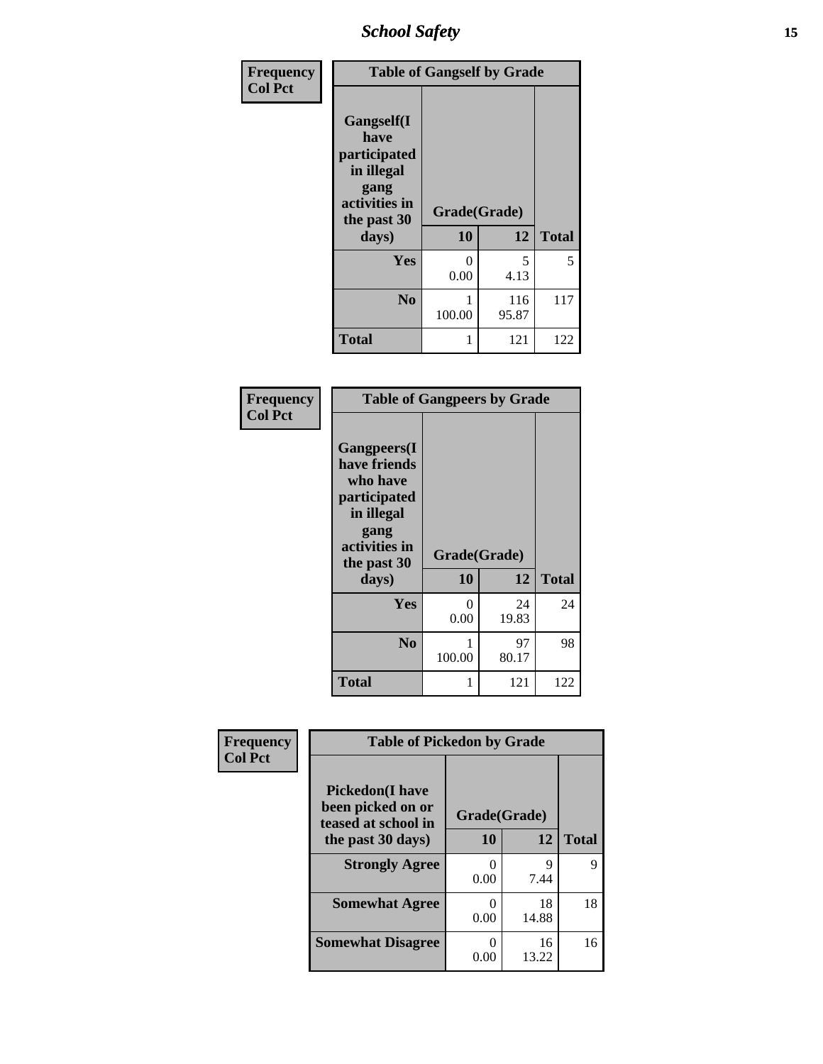| Frequency<br>Col Pct | Table of Gangself by Grade | | |
|---|---|---|---|
| Gangself(I have participated in illegal gang activities in the past 30 days) | Grade(Grade) | | |
| | 10 | 12 | Total |
| Yes | 0<br>0.00 | 5<br>4.13 | 5 |
| No | 1<br>100.00 | 116<br>95.87 | 117 |
| Total | 1 | 121 | 122 |

| Frequency<br>Col Pct | Table of Gangpeers by Grade | | |
|---|---|---|---|
| Gangpeers(I have friends who have participated in illegal gang activities in the past 30 days) | Grade(Grade) | | |
| | 10 | 12 | Total |
| Yes | 0<br>0.00 | 24<br>19.83 | 24 |
| No | 1<br>100.00 | 97<br>80.17 | 98 |
| Total | 1 | 121 | 122 |

| Frequency<br>Col Pct | Table of Pickedon by Grade | | |
|---|---|---|---|
| Pickedon(I have been picked on or teased at school in the past 30 days) | Grade(Grade) | | |
| | 10 | 12 | Total |
| Strongly Agree | 0<br>0.00 | 9<br>7.44 | 9 |
| Somewhat Agree | 0<br>0.00 | 18<br>14.88 | 18 |
| Somewhat Disagree | 0<br>0.00 | 16<br>13.22 | 16 |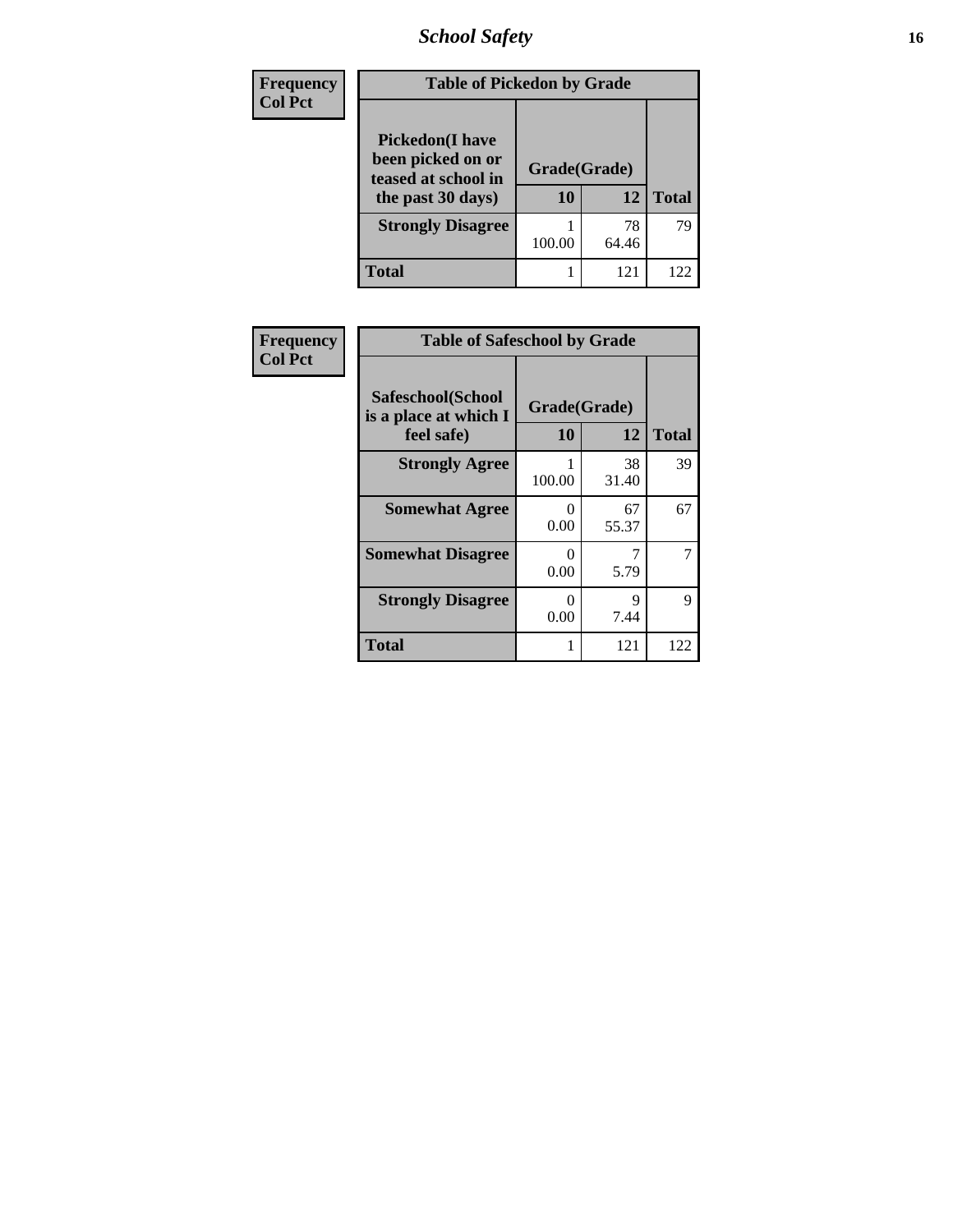| Frequency<br>Col Pct | Table of Pickedon by Grade | | |
|---|---|---|---|
| Pickedon(I have been picked on or teased at school in the past 30 days) | Grade(Grade) | | |
| | 10 | 12 | Total |
| Strongly Disagree | 1<br>100.00 | 78<br>64.46 | 79 |
| Total | 1 | 121 | 122 |

| Frequency<br>Col Pct | Table of Safeschool by Grade | | |
|---|---|---|---|
| Safeschool(School is a place at which I feel safe) | Grade(Grade) | | |
| | 10 | 12 | Total |
| Strongly Agree | 1<br>100.00 | 38<br>31.40 | 39 |
| Somewhat Agree | 0<br>0.00 | 67<br>55.37 | 67 |
| Somewhat Disagree | 0<br>0.00 | 7<br>5.79 | 7 |
| Strongly Disagree | 0<br>0.00 | 9<br>7.44 | 9 |
| Total | 1 | 121 | 122 |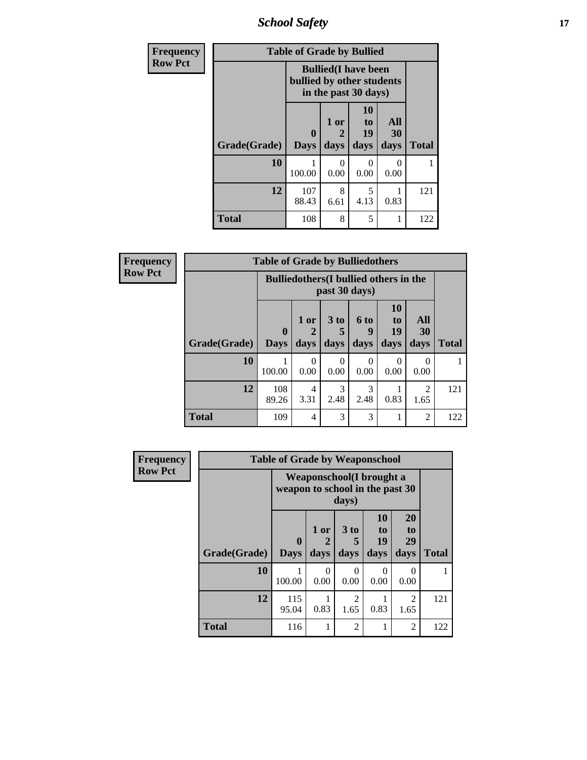| Frequency<br>Row Pct |
|---|

**Table of Grade by Bullied**

| Grade(Grade) | Bullied(I have been bullied by other students in the past 30 days) | | | | Total |
|---|---|---|---|---|---|
| | 0 Days | 1 or 2 days | 10 to 19 days | All 30 days | |
| **10** | 1<br>100.00 | 0<br>0.00 | 0<br>0.00 | 0<br>0.00 | 1 |
| **12** | 107<br>88.43 | 8<br>6.61 | 5<br>4.13 | 1<br>0.83 | 121 |
| **Total** | 108 | 8 | 5 | 1 | 122 |

| Frequency<br>Row Pct |
|---|

**Table of Grade by Bulliedothers**

| Grade(Grade) | Bulliedothers(I bullied others in the past 30 days) | | | | | | Total |
|---|---|---|---|---|---|---|---|
| | 0 Days | 1 or 2 days | 3 to 5 days | 6 to 9 days | 10 to 19 days | All 30 days | |
| **10** | 1<br>100.00 | 0<br>0.00 | 0<br>0.00 | 0<br>0.00 | 0<br>0.00 | 0<br>0.00 | 1 |
| **12** | 108<br>89.26 | 4<br>3.31 | 3<br>2.48 | 3<br>2.48 | 1<br>0.83 | 2<br>1.65 | 121 |
| **Total** | 109 | 4 | 3 | 3 | 1 | 2 | 122 |

| Frequency<br>Row Pct |
|---|

**Table of Grade by Weaponschool**

| Grade(Grade) | Weaponschool(I brought a weapon to school in the past 30 days) | | | | | Total |
|---|---|---|---|---|---|---|
| | 0 Days | 1 or 2 days | 3 to 5 days | 10 to 19 days | 20 to 29 days | |
| **10** | 1<br>100.00 | 0<br>0.00 | 0<br>0.00 | 0<br>0.00 | 0<br>0.00 | 1 |
| **12** | 115<br>95.04 | 1<br>0.83 | 2<br>1.65 | 1<br>0.83 | 2<br>1.65 | 121 |
| **Total** | 116 | 1 | 2 | 1 | 2 | 122 |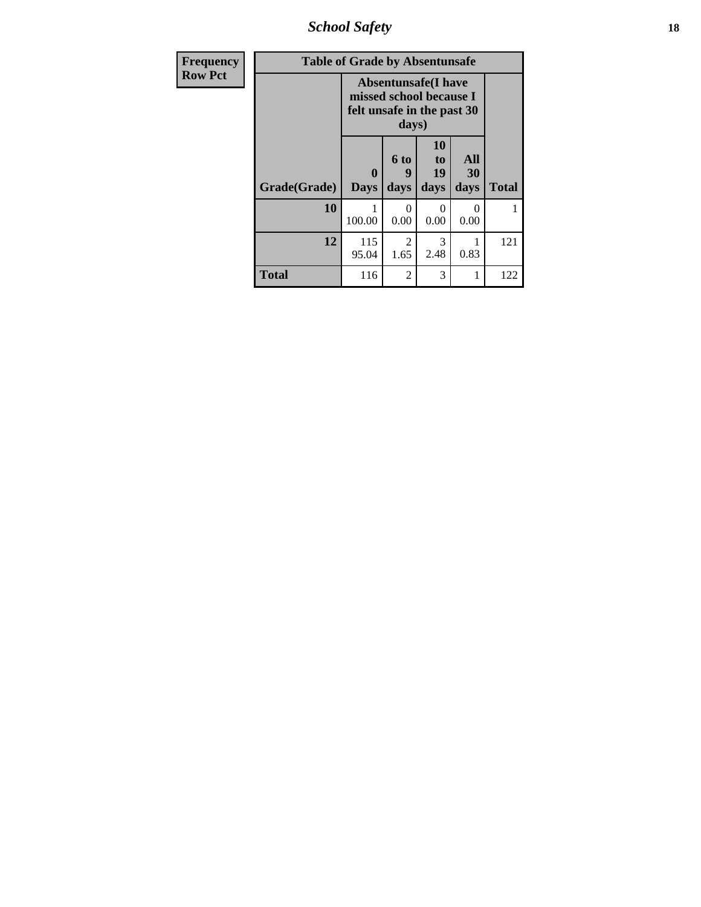| Frequency<br>Row Pct | Table of Grade by Absentunsafe | | | | |
|---|---|---|---|---|---|
| | Absentunsafe(I have missed school because I felt unsafe in the past 30 days) | | | | |
| Grade(Grade) | 0 Days | 6 to 9 days | 10 to 19 days | All 30 days | Total |
| 10 | 1<br>100.00 | 0<br>0.00 | 0<br>0.00 | 0<br>0.00 | 1 |
| 12 | 115<br>95.04 | 2<br>1.65 | 3<br>2.48 | 1<br>0.83 | 121 |
| Total | 116 | 2 | 3 | 1 | 122 |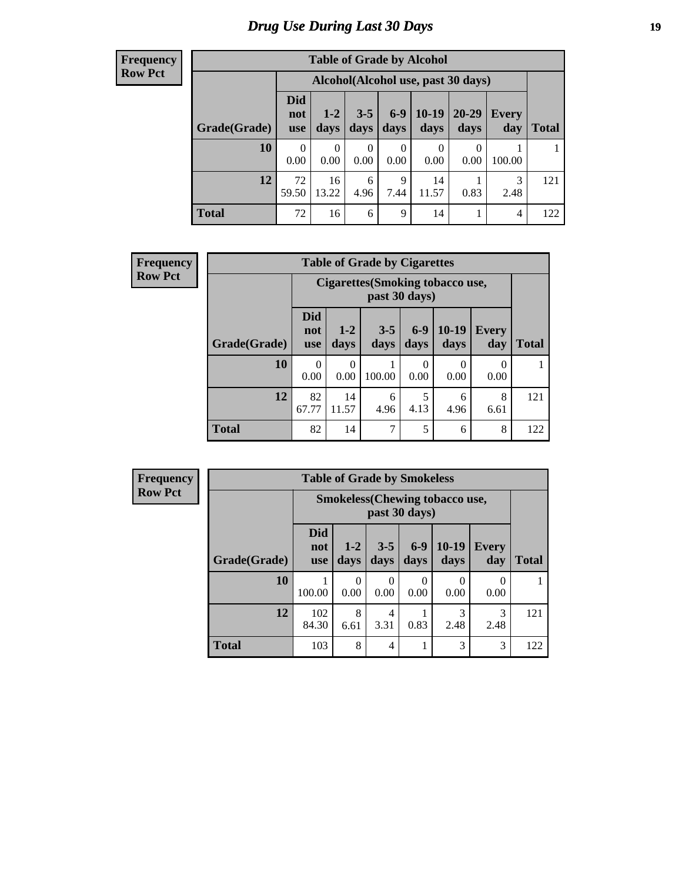# Drug Use During Last 30 Days

**Frequency**
**Row Pct**

| Table of Grade by Alcohol | | | | | | | | |
|---|---|---|---|---|---|---|---|---|
| | Alcohol(Alcohol use, past 30 days) | | | | | | | |
| Grade(Grade) | Did not use | 1-2 days | 3-5 days | 6-9 days | 10-19 days | 20-29 days | Every day | Total |
| 10 | 0<br>0.00 | 0<br>0.00 | 0<br>0.00 | 0<br>0.00 | 0<br>0.00 | 0<br>0.00 | 1<br>100.00 | 1 |
| 12 | 72<br>59.50 | 16<br>13.22 | 6<br>4.96 | 9<br>7.44 | 14<br>11.57 | 1<br>0.83 | 3<br>2.48 | 121 |
| Total | 72 | 16 | 6 | 9 | 14 | 1 | 4 | 122 |

**Frequency**
**Row Pct**

| Table of Grade by Cigarettes | | | | | | | |
|---|---|---|---|---|---|---|---|
| | Cigarettes(Smoking tobacco use, past 30 days) | | | | | | |
| Grade(Grade) | Did not use | 1-2 days | 3-5 days | 6-9 days | 10-19 days | Every day | Total |
| 10 | 0<br>0.00 | 0<br>0.00 | 1<br>100.00 | 0<br>0.00 | 0<br>0.00 | 0<br>0.00 | 1 |
| 12 | 82<br>67.77 | 14<br>11.57 | 6<br>4.96 | 5<br>4.13 | 6<br>4.96 | 8<br>6.61 | 121 |
| Total | 82 | 14 | 7 | 5 | 6 | 8 | 122 |

**Frequency**
**Row Pct**

| Table of Grade by Smokeless | | | | | | | |
|---|---|---|---|---|---|---|---|
| | Smokeless(Chewing tobacco use, past 30 days) | | | | | | |
| Grade(Grade) | Did not use | 1-2 days | 3-5 days | 6-9 days | 10-19 days | Every day | Total |
| 10 | 1<br>100.00 | 0<br>0.00 | 0<br>0.00 | 0<br>0.00 | 0<br>0.00 | 0<br>0.00 | 1 |
| 12 | 102<br>84.30 | 8<br>6.61 | 4<br>3.31 | 1<br>0.83 | 3<br>2.48 | 3<br>2.48 | 121 |
| Total | 103 | 8 | 4 | 1 | 3 | 3 | 122 |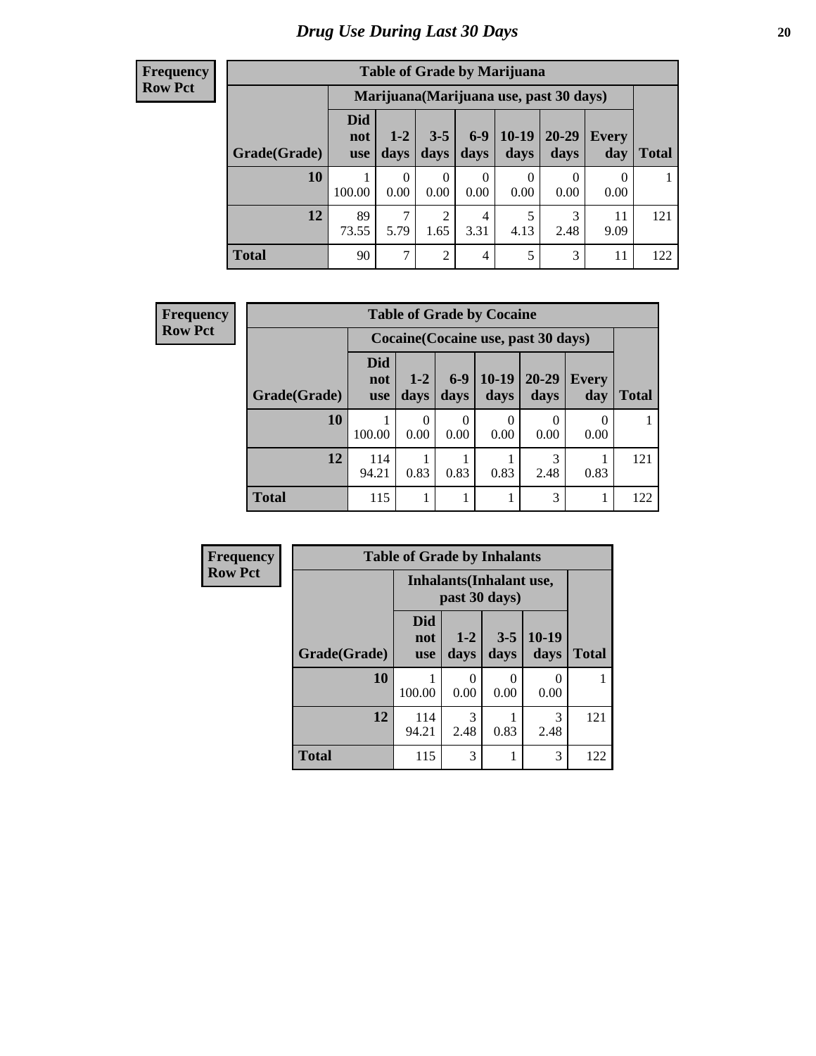# *Drug Use During Last 30 Days*

**Frequency**
**Row Pct**

| Table of Grade by Marijuana | | | | | | | | |
|---|---|---|---|---|---|---|---|---|
| | Marijuana(Marijuana use, past 30 days) | | | | | | | |
| Grade(Grade) | Did not use | 1-2 days | 3-5 days | 6-9 days | 10-19 days | 20-29 days | Every day | Total |
| **10** | 1<br>100.00 | 0<br>0.00 | 0<br>0.00 | 0<br>0.00 | 0<br>0.00 | 0<br>0.00 | 0<br>0.00 | 1 |
| **12** | 89<br>73.55 | 7<br>5.79 | 2<br>1.65 | 4<br>3.31 | 5<br>4.13 | 3<br>2.48 | 11<br>9.09 | 121 |
| **Total** | 90 | 7 | 2 | 4 | 5 | 3 | 11 | 122 |

**Frequency**
**Row Pct**

| Table of Grade by Cocaine | | | | | | | |
|---|---|---|---|---|---|---|---|
| | Cocaine(Cocaine use, past 30 days) | | | | | | |
| Grade(Grade) | Did not use | 1-2 days | 6-9 days | 10-19 days | 20-29 days | Every day | Total |
| **10** | 1<br>100.00 | 0<br>0.00 | 0<br>0.00 | 0<br>0.00 | 0<br>0.00 | 0<br>0.00 | 1 |
| **12** | 114<br>94.21 | 1<br>0.83 | 1<br>0.83 | 1<br>0.83 | 3<br>2.48 | 1<br>0.83 | 121 |
| **Total** | 115 | 1 | 1 | 1 | 3 | 1 | 122 |

**Frequency**
**Row Pct**

| Table of Grade by Inhalants | | | | | |
|---|---|---|---|---|---|
| | Inhalants(Inhalant use, past 30 days) | | | | |
| Grade(Grade) | Did not use | 1-2 days | 3-5 days | 10-19 days | Total |
| **10** | 1<br>100.00 | 0<br>0.00 | 0<br>0.00 | 0<br>0.00 | 1 |
| **12** | 114<br>94.21 | 3<br>2.48 | 1<br>0.83 | 3<br>2.48 | 121 |
| **Total** | 115 | 3 | 1 | 3 | 122 |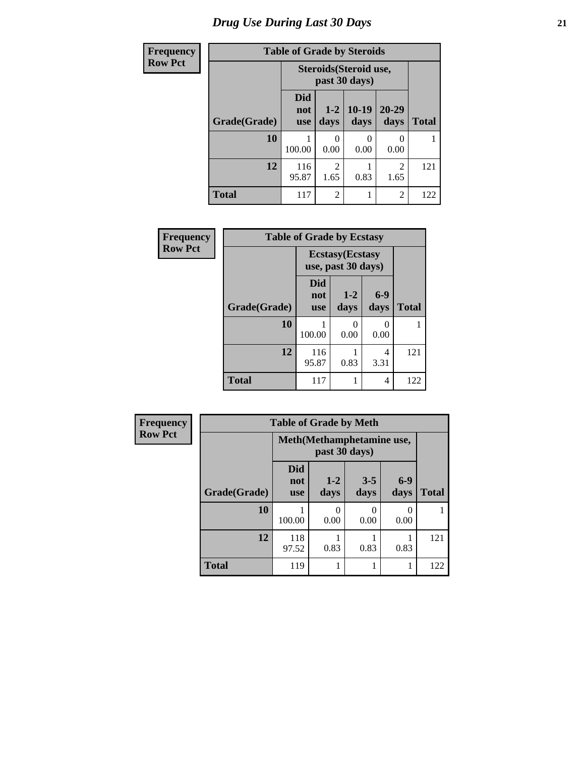# Drug Use During Last 30 Days

| Frequency Row Pct | Table of Grade by Steroids | | | | |
|---|---|---|---|---|---|
| | Steroids(Steroid use, past 30 days) | | | | |
| Grade(Grade) | Did not use | 1-2 days | 10-19 days | 20-29 days | Total |
| 10 | 1<br>100.00 | 0<br>0.00 | 0<br>0.00 | 0<br>0.00 | 1 |
| 12 | 116<br>95.87 | 2<br>1.65 | 1<br>0.83 | 2<br>1.65 | 121 |
| Total | 117 | 2 | 1 | 2 | 122 |

| Frequency Row Pct | Table of Grade by Ecstasy | | | |
|---|---|---|---|---|
| | Ecstasy(Ecstasy use, past 30 days) | | | |
| Grade(Grade) | Did not use | 1-2 days | 6-9 days | Total |
| 10 | 1<br>100.00 | 0<br>0.00 | 0<br>0.00 | 1 |
| 12 | 116<br>95.87 | 1<br>0.83 | 4<br>3.31 | 121 |
| Total | 117 | 1 | 4 | 122 |

| Frequency Row Pct | Table of Grade by Meth | | | | |
|---|---|---|---|---|---|
| | Meth(Methamphetamine use, past 30 days) | | | | |
| Grade(Grade) | Did not use | 1-2 days | 3-5 days | 6-9 days | Total |
| 10 | 1<br>100.00 | 0<br>0.00 | 0<br>0.00 | 0<br>0.00 | 1 |
| 12 | 118<br>97.52 | 1<br>0.83 | 1<br>0.83 | 1<br>0.83 | 121 |
| Total | 119 | 1 | 1 | 1 | 122 |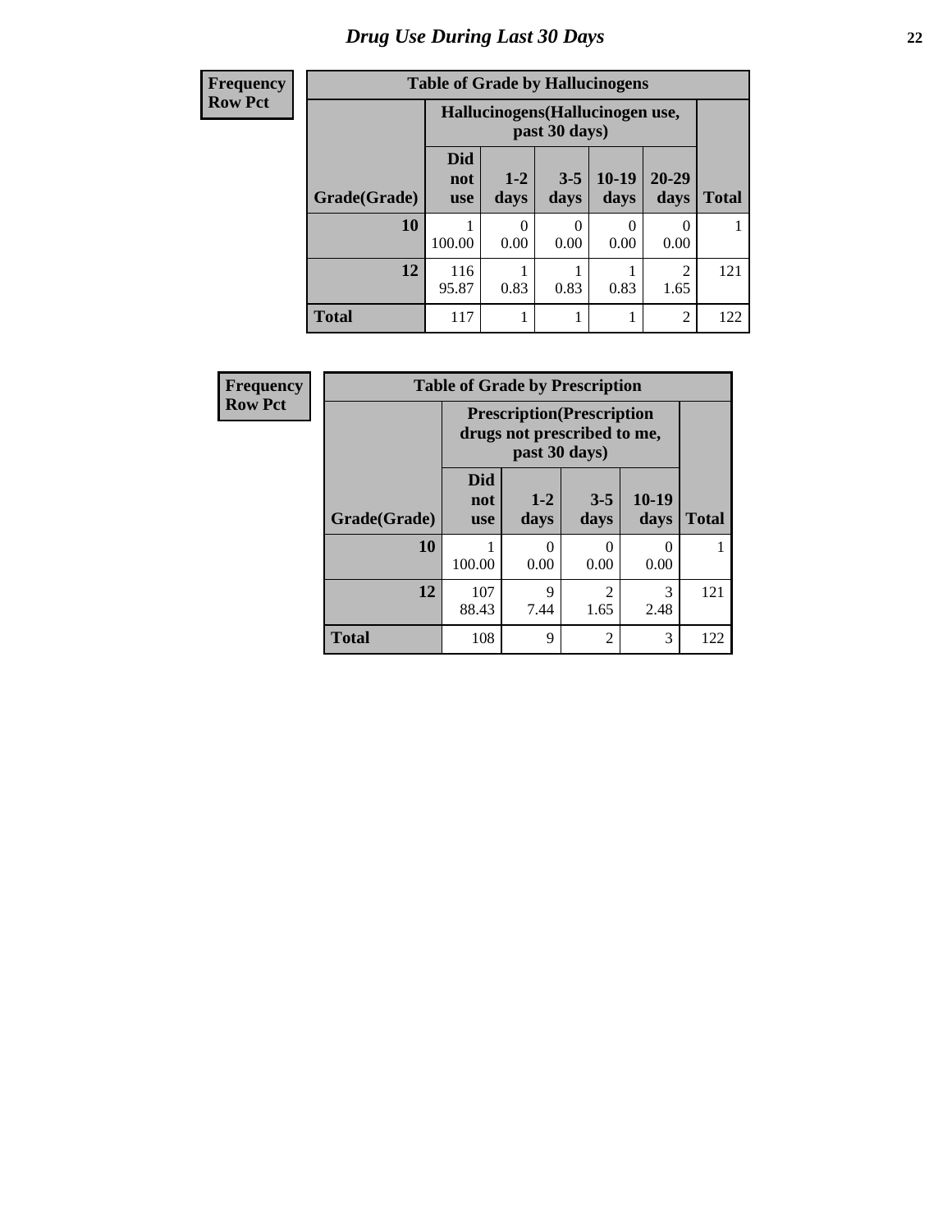# Drug Use During Last 30 Days

**Frequency**
**Row Pct**

| Table of Grade by Hallucinogens | | | | | | |
|---|---|---|---|---|---|---|
| | Hallucinogens(Hallucinogen use, past 30 days) | | | | | |
| Grade(Grade) | Did not use | 1-2 days | 3-5 days | 10-19 days | 20-29 days | Total |
| **10** | 1<br>100.00 | 0<br>0.00 | 0<br>0.00 | 0<br>0.00 | 0<br>0.00 | 1 |
| **12** | 116<br>95.87 | 1<br>0.83 | 1<br>0.83 | 1<br>0.83 | 2<br>1.65 | 121 |
| **Total** | 117 | 1 | 1 | 1 | 2 | 122 |

**Frequency**
**Row Pct**

| Table of Grade by Prescription | | | | | |
|---|---|---|---|---|---|
| | Prescription(Prescription drugs not prescribed to me, past 30 days) | | | | |
| Grade(Grade) | Did not use | 1-2 days | 3-5 days | 10-19 days | Total |
| **10** | 1<br>100.00 | 0<br>0.00 | 0<br>0.00 | 0<br>0.00 | 1 |
| **12** | 107<br>88.43 | 9<br>7.44 | 2<br>1.65 | 3<br>2.48 | 121 |
| **Total** | 108 | 9 | 2 | 3 | 122 |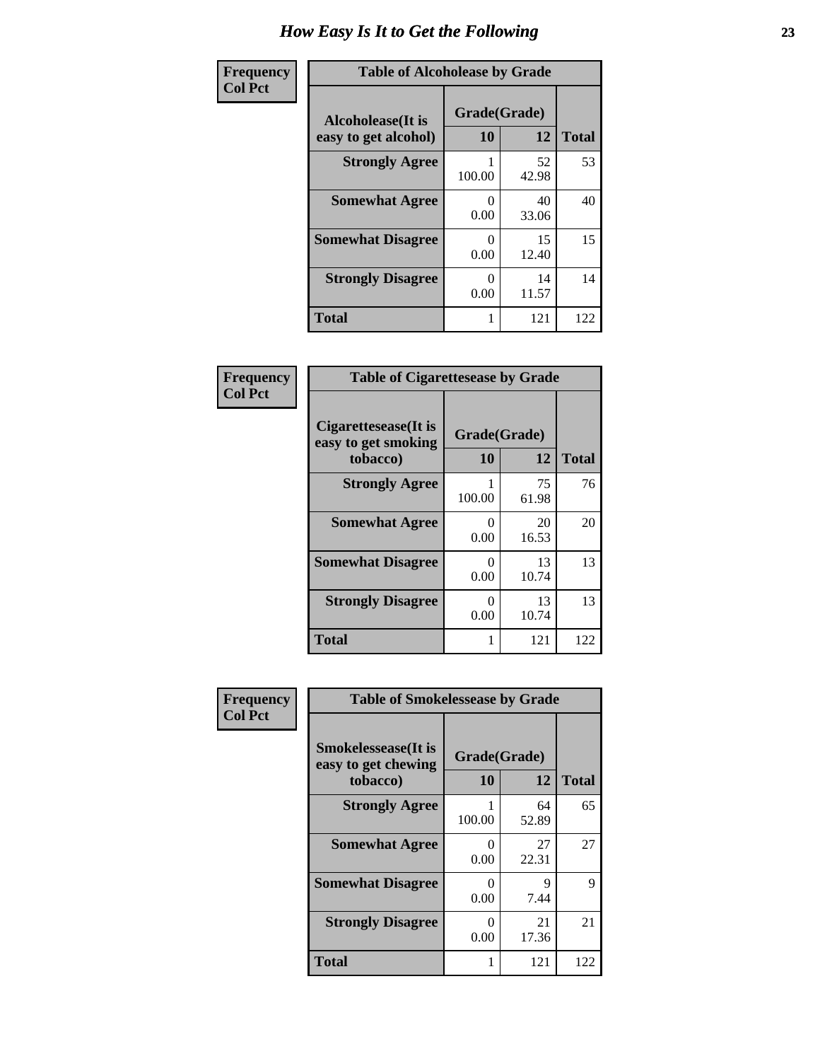# How Easy Is It to Get the Following

**Frequency**
**Col Pct**

**Table of Alcoholease by Grade**

| Alcoholease(It is easy to get alcohol) | Grade(Grade) 10 | 12 | Total |
|---|---|---|---|
| **Strongly Agree** | 1<br>100.00 | 52<br>42.98 | 53 |
| **Somewhat Agree** | 0<br>0.00 | 40<br>33.06 | 40 |
| **Somewhat Disagree** | 0<br>0.00 | 15<br>12.40 | 15 |
| **Strongly Disagree** | 0<br>0.00 | 14<br>11.57 | 14 |
| **Total** | 1 | 121 | 122 |

**Frequency**
**Col Pct**

**Table of Cigarettesease by Grade**

| Cigarettesease(It is easy to get smoking tobacco) | Grade(Grade) 10 | 12 | Total |
|---|---|---|---|
| **Strongly Agree** | 1<br>100.00 | 75<br>61.98 | 76 |
| **Somewhat Agree** | 0<br>0.00 | 20<br>16.53 | 20 |
| **Somewhat Disagree** | 0<br>0.00 | 13<br>10.74 | 13 |
| **Strongly Disagree** | 0<br>0.00 | 13<br>10.74 | 13 |
| **Total** | 1 | 121 | 122 |

**Frequency**
**Col Pct**

**Table of Smokelessease by Grade**

| Smokelessease(It is easy to get chewing tobacco) | Grade(Grade) 10 | 12 | Total |
|---|---|---|---|
| **Strongly Agree** | 1<br>100.00 | 64<br>52.89 | 65 |
| **Somewhat Agree** | 0<br>0.00 | 27<br>22.31 | 27 |
| **Somewhat Disagree** | 0<br>0.00 | 9<br>7.44 | 9 |
| **Strongly Disagree** | 0<br>0.00 | 21<br>17.36 | 21 |
| **Total** | 1 | 121 | 122 |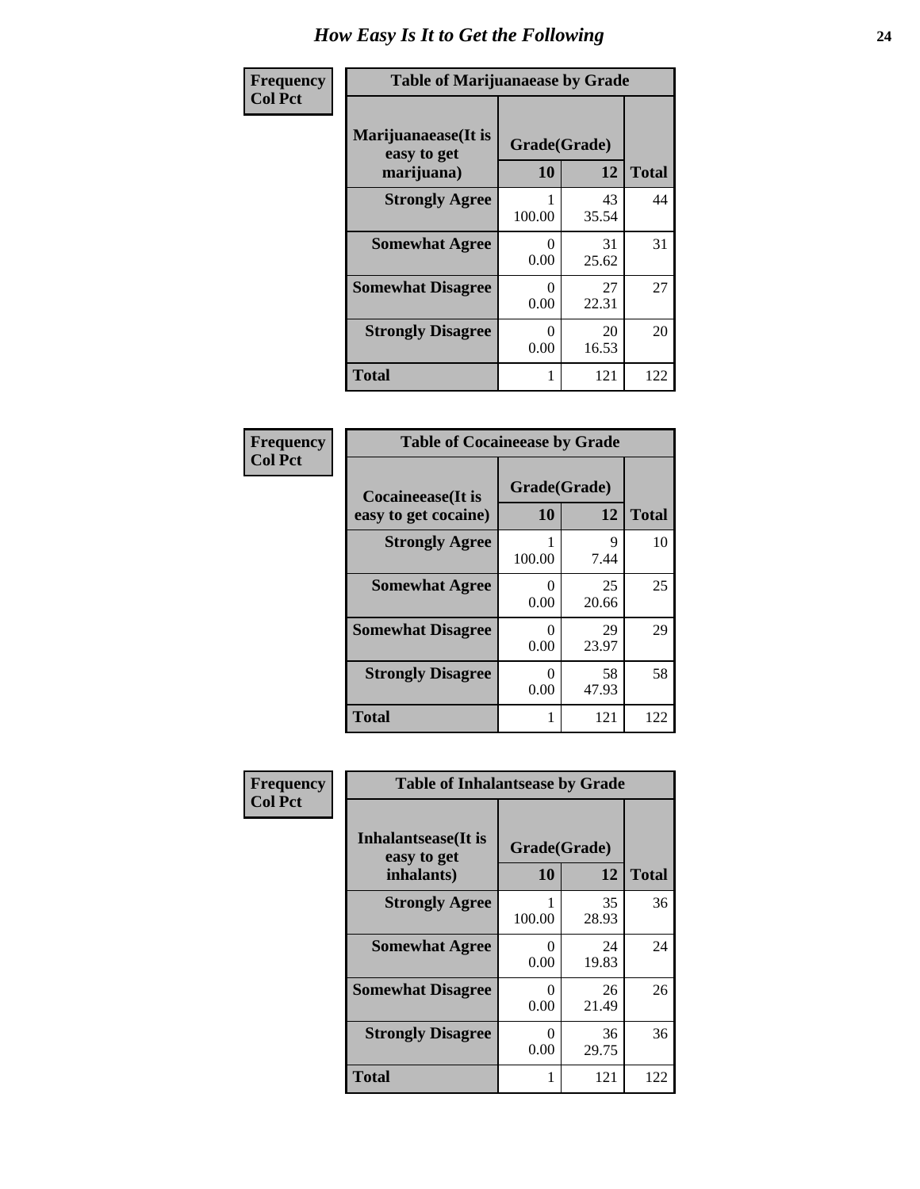# How Easy Is It to Get the Following

**Frequency**
**Col Pct**

| Table of Marijuanaease by Grade | | | |
|---|---|---|---|
| **Marijuanaease(It is easy to get marijuana)** | **Grade(Grade)** | | |
| | **10** | **12** | **Total** |
| **Strongly Agree** | 1<br>100.00 | 43<br>35.54 | 44 |
| **Somewhat Agree** | 0<br>0.00 | 31<br>25.62 | 31 |
| **Somewhat Disagree** | 0<br>0.00 | 27<br>22.31 | 27 |
| **Strongly Disagree** | 0<br>0.00 | 20<br>16.53 | 20 |
| **Total** | 1 | 121 | 122 |

**Frequency**
**Col Pct**

| Table of Cocaineease by Grade | | | |
|---|---|---|---|
| **Cocaineease(It is easy to get cocaine)** | **Grade(Grade)** | | |
| | **10** | **12** | **Total** |
| **Strongly Agree** | 1<br>100.00 | 9<br>7.44 | 10 |
| **Somewhat Agree** | 0<br>0.00 | 25<br>20.66 | 25 |
| **Somewhat Disagree** | 0<br>0.00 | 29<br>23.97 | 29 |
| **Strongly Disagree** | 0<br>0.00 | 58<br>47.93 | 58 |
| **Total** | 1 | 121 | 122 |

**Frequency**
**Col Pct**

| Table of Inhalantsease by Grade | | | |
|---|---|---|---|
| **Inhalantsease(It is easy to get inhalants)** | **Grade(Grade)** | | |
| | **10** | **12** | **Total** |
| **Strongly Agree** | 1<br>100.00 | 35<br>28.93 | 36 |
| **Somewhat Agree** | 0<br>0.00 | 24<br>19.83 | 24 |
| **Somewhat Disagree** | 0<br>0.00 | 26<br>21.49 | 26 |
| **Strongly Disagree** | 0<br>0.00 | 36<br>29.75 | 36 |
| **Total** | 1 | 121 | 122 |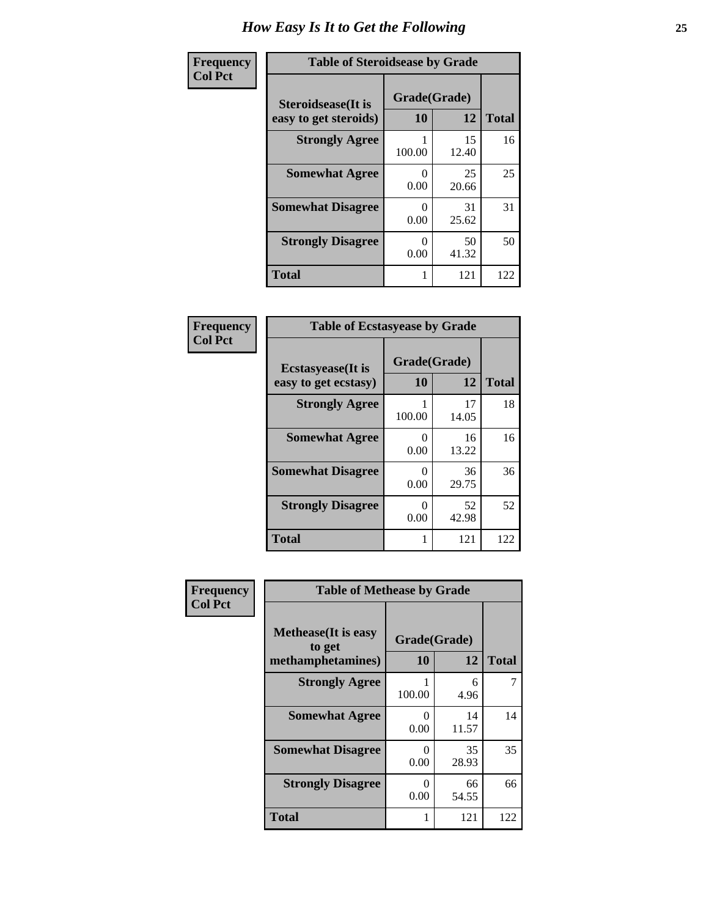# How Easy Is It to Get the Following

**Frequency**
**Col Pct**

| Table of Steroidsease by Grade | | | |
|---|---|---|---|
| **Steroidsease(It is easy to get steroids)** | **Grade(Grade)** | | **Total** |
| | **10** | **12** | |
| **Strongly Agree** | 1<br>100.00 | 15<br>12.40 | 16 |
| **Somewhat Agree** | 0<br>0.00 | 25<br>20.66 | 25 |
| **Somewhat Disagree** | 0<br>0.00 | 31<br>25.62 | 31 |
| **Strongly Disagree** | 0<br>0.00 | 50<br>41.32 | 50 |
| **Total** | 1 | 121 | 122 |

**Frequency**
**Col Pct**

| Table of Ecstasyease by Grade | | | |
|---|---|---|---|
| **Ecstasyease(It is easy to get ecstasy)** | **Grade(Grade)** | | **Total** |
| | **10** | **12** | |
| **Strongly Agree** | 1<br>100.00 | 17<br>14.05 | 18 |
| **Somewhat Agree** | 0<br>0.00 | 16<br>13.22 | 16 |
| **Somewhat Disagree** | 0<br>0.00 | 36<br>29.75 | 36 |
| **Strongly Disagree** | 0<br>0.00 | 52<br>42.98 | 52 |
| **Total** | 1 | 121 | 122 |

**Frequency**
**Col Pct**

| Table of Methease by Grade | | | |
|---|---|---|---|
| **Methease(It is easy to get methamphetamines)** | **Grade(Grade)** | | **Total** |
| | **10** | **12** | |
| **Strongly Agree** | 1<br>100.00 | 6<br>4.96 | 7 |
| **Somewhat Agree** | 0<br>0.00 | 14<br>11.57 | 14 |
| **Somewhat Disagree** | 0<br>0.00 | 35<br>28.93 | 35 |
| **Strongly Disagree** | 0<br>0.00 | 66<br>54.55 | 66 |
| **Total** | 1 | 121 | 122 |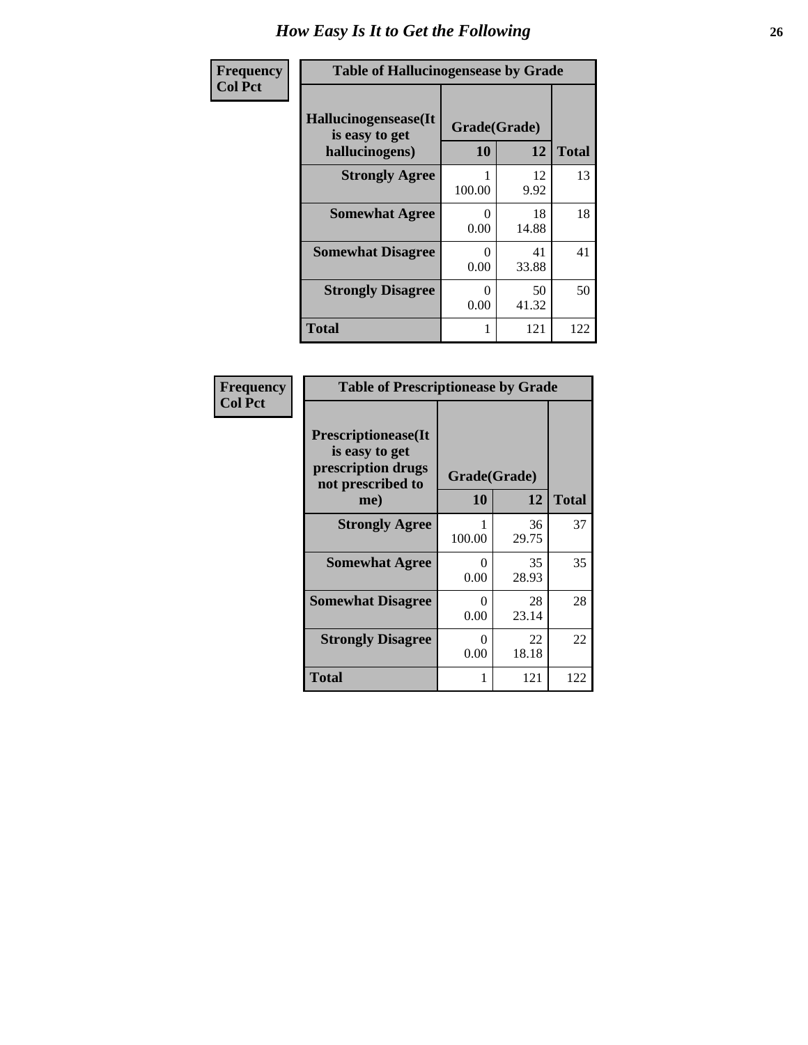# How Easy Is It to Get the Following

**Frequency**
**Col Pct**

**Table of Hallucinogensease by Grade**

| Hallucinogensease(It is easy to get hallucinogens) | Grade(Grade) | | Total |
|---|---|---|---|
| | 10 | 12 | |
| **Strongly Agree** | 1<br>100.00 | 12<br>9.92 | 13 |
| **Somewhat Agree** | 0<br>0.00 | 18<br>14.88 | 18 |
| **Somewhat Disagree** | 0<br>0.00 | 41<br>33.88 | 41 |
| **Strongly Disagree** | 0<br>0.00 | 50<br>41.32 | 50 |
| **Total** | 1 | 121 | 122 |

**Frequency**
**Col Pct**

**Table of Prescriptionease by Grade**

| Prescriptionease(It is easy to get prescription drugs not prescribed to me) | Grade(Grade) | | Total |
|---|---|---|---|
| | 10 | 12 | |
| **Strongly Agree** | 1<br>100.00 | 36<br>29.75 | 37 |
| **Somewhat Agree** | 0<br>0.00 | 35<br>28.93 | 35 |
| **Somewhat Disagree** | 0<br>0.00 | 28<br>23.14 | 28 |
| **Strongly Disagree** | 0<br>0.00 | 22<br>18.18 | 22 |
| **Total** | 1 | 121 | 122 |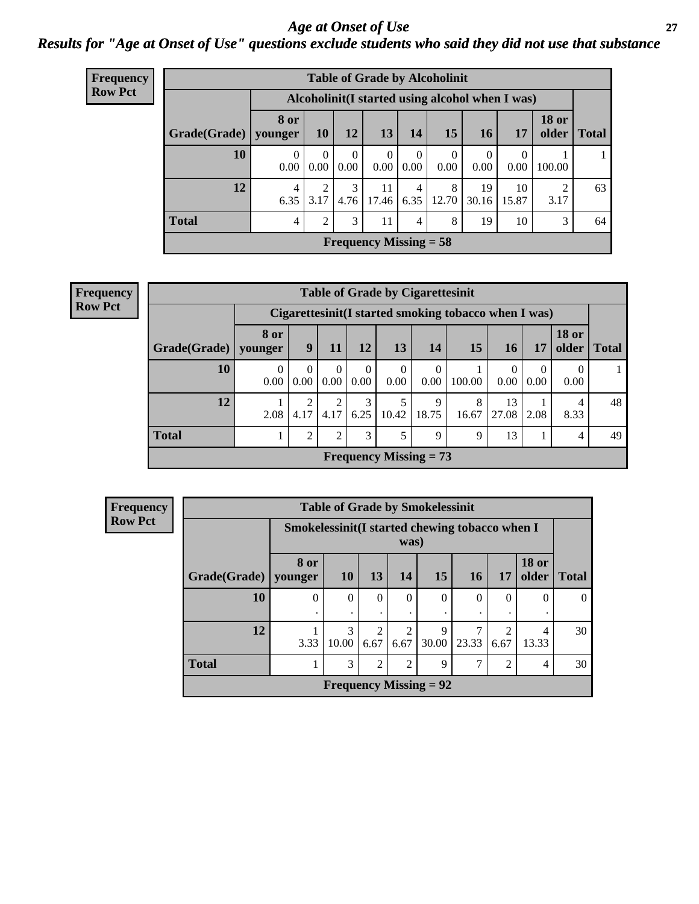## *Age at Onset of Use*

### *Results for "Age at Onset of Use" questions exclude students who said they did not use that substance*

**Frequency**
**Row Pct**

| Table of Grade by Alcoholinit | | | | | | | | | | |
|---|---|---|---|---|---|---|---|---|---|---|
| | Alcoholinit(I started using alcohol when I was) | | | | | | | | | |
| Grade(Grade) | 8 or younger | 10 | 12 | 13 | 14 | 15 | 16 | 17 | 18 or older | Total |
| 10 | 0<br>0.00 | 0<br>0.00 | 0<br>0.00 | 0<br>0.00 | 0<br>0.00 | 0<br>0.00 | 0<br>0.00 | 0<br>0.00 | 1<br>100.00 | 1 |
| 12 | 4<br>6.35 | 2<br>3.17 | 3<br>4.76 | 11<br>17.46 | 4<br>6.35 | 8<br>12.70 | 19<br>30.16 | 10<br>15.87 | 2<br>3.17 | 63 |
| Total | 4 | 2 | 3 | 11 | 4 | 8 | 19 | 10 | 3 | 64 |
| Frequency Missing = 58 | | | | | | | | | | |

**Frequency**
**Row Pct**

| Table of Grade by Cigarettesinit | | | | | | | | | | | |
|---|---|---|---|---|---|---|---|---|---|---|---|
| | Cigarettesinit(I started smoking tobacco when I was) | | | | | | | | | | |
| Grade(Grade) | 8 or younger | 9 | 11 | 12 | 13 | 14 | 15 | 16 | 17 | 18 or older | Total |
| 10 | 0<br>0.00 | 0<br>0.00 | 0<br>0.00 | 0<br>0.00 | 0<br>0.00 | 0<br>0.00 | 1<br>100.00 | 0<br>0.00 | 0<br>0.00 | 0<br>0.00 | 1 |
| 12 | 1<br>2.08 | 2<br>4.17 | 2<br>4.17 | 3<br>6.25 | 5<br>10.42 | 9<br>18.75 | 8<br>16.67 | 13<br>27.08 | 1<br>2.08 | 4<br>8.33 | 48 |
| Total | 1 | 2 | 2 | 3 | 5 | 9 | 9 | 13 | 1 | 4 | 49 |
| Frequency Missing = 73 | | | | | | | | | | | |

**Frequency**
**Row Pct**

| Table of Grade by Smokelessinit | | | | | | | | | |
|---|---|---|---|---|---|---|---|---|---|
| | Smokelessinit(I started chewing tobacco when I was) | | | | | | | | |
| Grade(Grade) | 8 or younger | 10 | 13 | 14 | 15 | 16 | 17 | 18 or older | Total |
| 10 | 0<br>. | 0<br>. | 0<br>. | 0<br>. | 0<br>. | 0<br>. | 0<br>. | 0<br>. | 0 |
| 12 | 1<br>3.33 | 3<br>10.00 | 2<br>6.67 | 2<br>6.67 | 9<br>30.00 | 7<br>23.33 | 2<br>6.67 | 4<br>13.33 | 30 |
| Total | 1 | 3 | 2 | 2 | 9 | 7 | 2 | 4 | 30 |
| Frequency Missing = 92 | | | | | | | | | |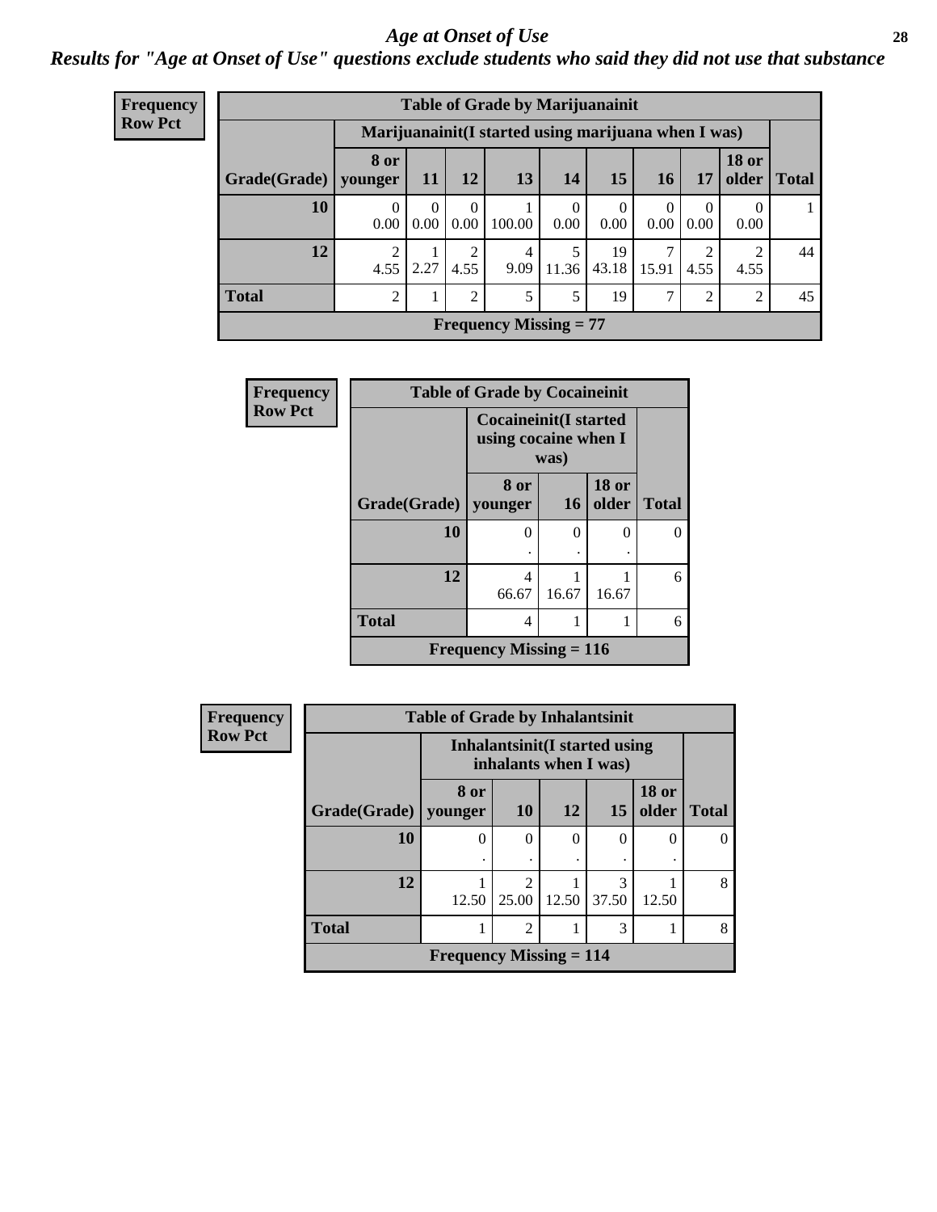# Age at Onset of Use

## Results for "Age at Onset of Use" questions exclude students who said they did not use that substance

**Frequency**
**Row Pct**

| Table of Grade by Marijuanainit | | | | | | | | | | |
|---|---|---|---|---|---|---|---|---|---|---|
| | Marijuanainit(I started using marijuana when I was) | | | | | | | | | |
| Grade(Grade) | 8 or younger | 11 | 12 | 13 | 14 | 15 | 16 | 17 | 18 or older | Total |
| 10 | 0<br>0.00 | 0<br>0.00 | 0<br>0.00 | 1<br>100.00 | 0<br>0.00 | 0<br>0.00 | 0<br>0.00 | 0<br>0.00 | 0<br>0.00 | 1 |
| 12 | 2<br>4.55 | 1<br>2.27 | 2<br>4.55 | 4<br>9.09 | 5<br>11.36 | 19<br>43.18 | 7<br>15.91 | 2<br>4.55 | 2<br>4.55 | 44 |
| Total | 2 | 1 | 2 | 5 | 5 | 19 | 7 | 2 | 2 | 45 |
| Frequency Missing = 77 | | | | | | | | | | |

**Frequency**
**Row Pct**

| Table of Grade by Cocaineinit | | | | |
|---|---|---|---|---|
| | Cocaineinit(I started using cocaine when I was) | | | |
| Grade(Grade) | 8 or younger | 16 | 18 or older | Total |
| 10 | 0<br>. | 0<br>. | 0<br>. | 0 |
| 12 | 4<br>66.67 | 1<br>16.67 | 1<br>16.67 | 6 |
| Total | 4 | 1 | 1 | 6 |
| Frequency Missing = 116 | | | | |

**Frequency**
**Row Pct**

| Table of Grade by Inhalantsinit | | | | | | |
|---|---|---|---|---|---|---|
| | Inhalantsinit(I started using inhalants when I was) | | | | | |
| Grade(Grade) | 8 or younger | 10 | 12 | 15 | 18 or older | Total |
| 10 | 0<br>. | 0<br>. | 0<br>. | 0<br>. | 0<br>. | 0 |
| 12 | 1<br>12.50 | 2<br>25.00 | 1<br>12.50 | 3<br>37.50 | 1<br>12.50 | 8 |
| Total | 1 | 2 | 1 | 3 | 1 | 8 |
| Frequency Missing = 114 | | | | | | |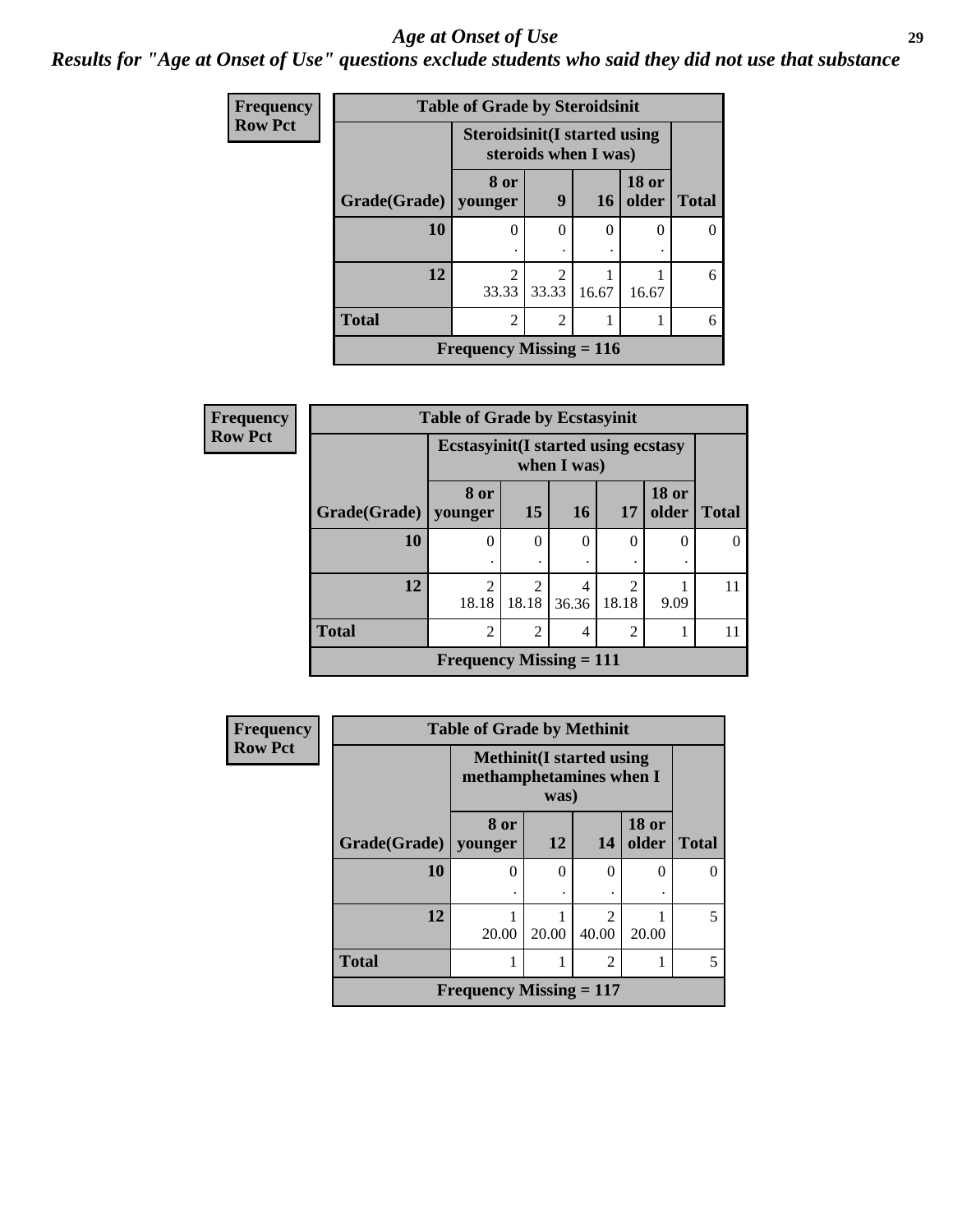## Age at Onset of Use

***Results for "Age at Onset of Use" questions exclude students who said they did not use that substance***

**Frequency**
**Row Pct**

| Table of Grade by Steroidsinit | | | | | |
|---|---|---|---|---|---|
| | Steroidsinit(I started using steroids when I was) | | | | |
| Grade(Grade) | 8 or younger | 9 | 16 | 18 or older | Total |
| 10 | 0<br>. | 0<br>. | 0<br>. | 0<br>. | 0 |
| 12 | 2<br>33.33 | 2<br>33.33 | 1<br>16.67 | 1<br>16.67 | 6 |
| Total | 2 | 2 | 1 | 1 | 6 |
| Frequency Missing = 116 | | | | | |

**Frequency**
**Row Pct**

| Table of Grade by Ecstasyinit | | | | | | |
|---|---|---|---|---|---|---|
| | Ecstasyinit(I started using ecstasy when I was) | | | | | |
| Grade(Grade) | 8 or younger | 15 | 16 | 17 | 18 or older | Total |
| 10 | 0<br>. | 0<br>. | 0<br>. | 0<br>. | 0<br>. | 0 |
| 12 | 2<br>18.18 | 2<br>18.18 | 4<br>36.36 | 2<br>18.18 | 1<br>9.09 | 11 |
| Total | 2 | 2 | 4 | 2 | 1 | 11 |
| Frequency Missing = 111 | | | | | | |

**Frequency**
**Row Pct**

| Table of Grade by Methinit | | | | | |
|---|---|---|---|---|---|
| | Methinit(I started using methamphetamines when I was) | | | | |
| Grade(Grade) | 8 or younger | 12 | 14 | 18 or older | Total |
| 10 | 0<br>. | 0<br>. | 0<br>. | 0<br>. | 0 |
| 12 | 1<br>20.00 | 1<br>20.00 | 2<br>40.00 | 1<br>20.00 | 5 |
| Total | 1 | 1 | 2 | 1 | 5 |
| Frequency Missing = 117 | | | | | |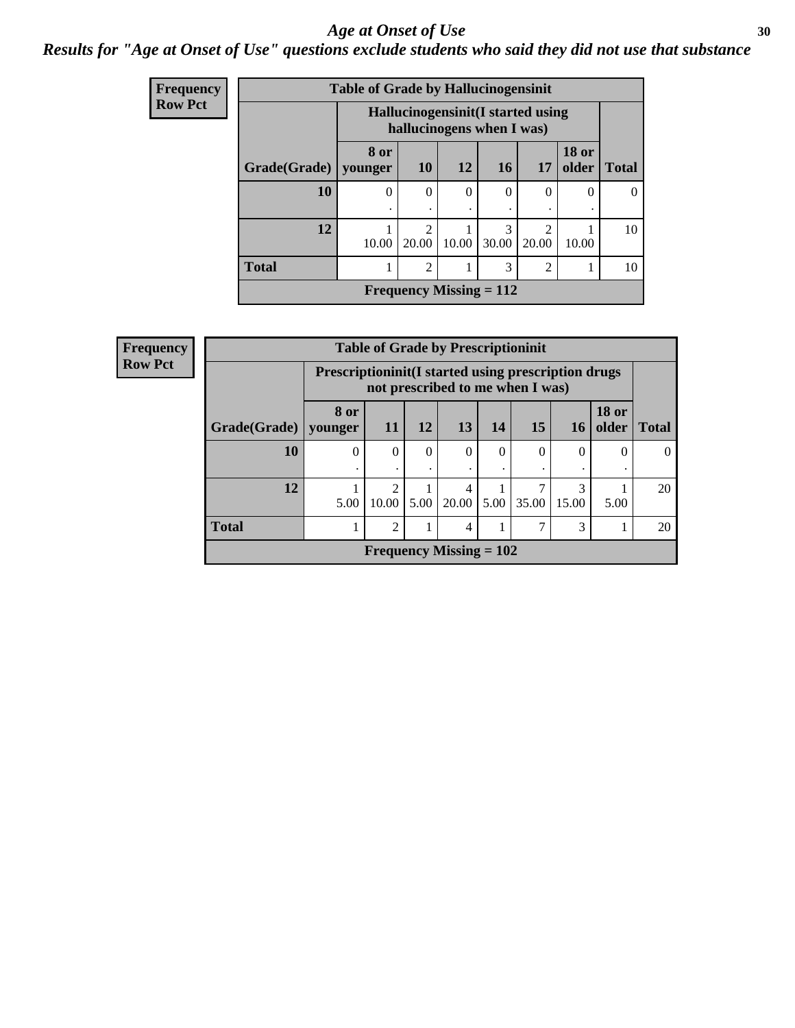# *Age at Onset of Use*

## *Results for "Age at Onset of Use" questions exclude students who said they did not use that substance*

**Frequency**
**Row Pct**

| Table of Grade by Hallucinogensinit | | | | | | | |
|---|---|---|---|---|---|---|---|
| | Hallucinogensinit(I started using hallucinogens when I was) | | | | | | |
| Grade(Grade) | 8 or younger | 10 | 12 | 16 | 17 | 18 or older | Total |
| **10** | 0<br>. | 0<br>. | 0<br>. | 0<br>. | 0<br>. | 0<br>. | 0 |
| **12** | 1<br>10.00 | 2<br>20.00 | 1<br>10.00 | 3<br>30.00 | 2<br>20.00 | 1<br>10.00 | 10 |
| **Total** | 1 | 2 | 1 | 3 | 2 | 1 | 10 |
| **Frequency Missing = 112** | | | | | | | |

**Frequency**
**Row Pct**

| Table of Grade by Prescriptioninit | | | | | | | | | |
|---|---|---|---|---|---|---|---|---|---|
| | Prescriptioninit(I started using prescription drugs not prescribed to me when I was) | | | | | | | | |
| Grade(Grade) | 8 or younger | 11 | 12 | 13 | 14 | 15 | 16 | 18 or older | Total |
| **10** | 0<br>. | 0<br>. | 0<br>. | 0<br>. | 0<br>. | 0<br>. | 0<br>. | 0<br>. | 0 |
| **12** | 1<br>5.00 | 2<br>10.00 | 1<br>5.00 | 4<br>20.00 | 1<br>5.00 | 7<br>35.00 | 3<br>15.00 | 1<br>5.00 | 20 |
| **Total** | 1 | 2 | 1 | 4 | 1 | 7 | 3 | 1 | 20 |
| **Frequency Missing = 102** | | | | | | | | | |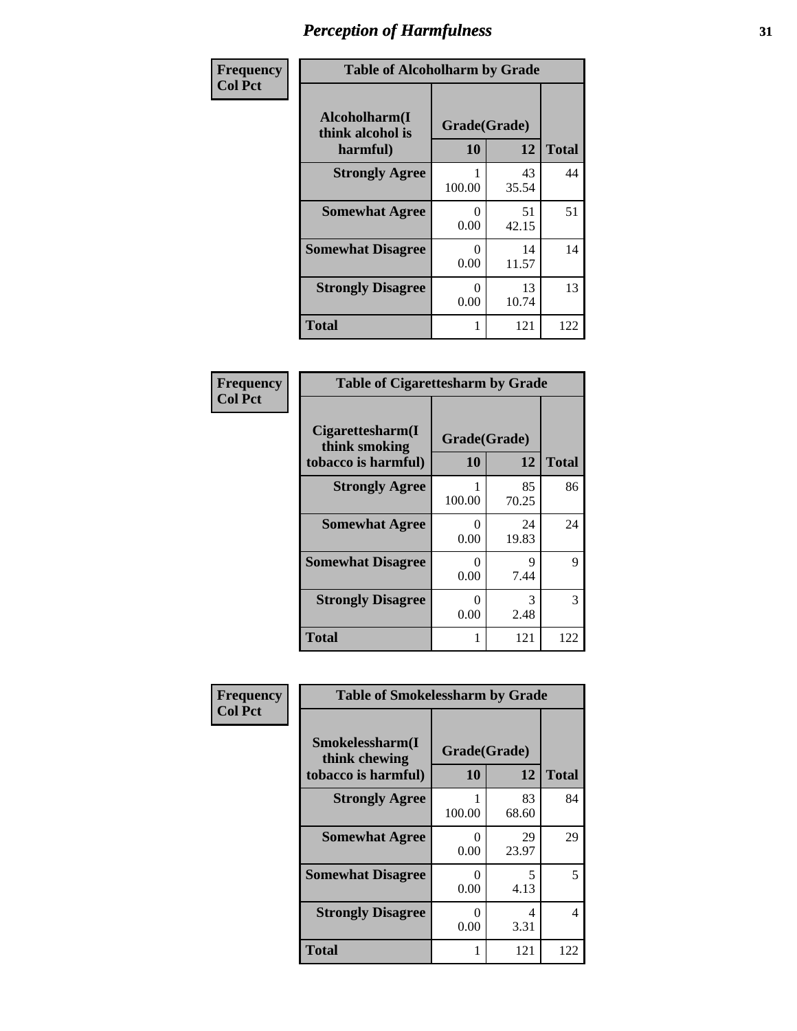# Perception of Harmfulness

**Frequency**
**Col Pct**

| Table of Alcoholharm by Grade | | | |
|---|---|---|---|
| Alcoholharm(I think alcohol is harmful) | Grade(Grade) | | |
| | 10 | 12 | Total |
| Strongly Agree | 1<br>100.00 | 43<br>35.54 | 44 |
| Somewhat Agree | 0<br>0.00 | 51<br>42.15 | 51 |
| Somewhat Disagree | 0<br>0.00 | 14<br>11.57 | 14 |
| Strongly Disagree | 0<br>0.00 | 13<br>10.74 | 13 |
| Total | 1 | 121 | 122 |

**Frequency**
**Col Pct**

| Table of Cigarettesharm by Grade | | | |
|---|---|---|---|
| Cigarettesharm(I think smoking tobacco is harmful) | Grade(Grade) | | |
| | 10 | 12 | Total |
| Strongly Agree | 1<br>100.00 | 85<br>70.25 | 86 |
| Somewhat Agree | 0<br>0.00 | 24<br>19.83 | 24 |
| Somewhat Disagree | 0<br>0.00 | 9<br>7.44 | 9 |
| Strongly Disagree | 0<br>0.00 | 3<br>2.48 | 3 |
| Total | 1 | 121 | 122 |

**Frequency**
**Col Pct**

| Table of Smokelessharm by Grade | | | |
|---|---|---|---|
| Smokelessharm(I think chewing tobacco is harmful) | Grade(Grade) | | |
| | 10 | 12 | Total |
| Strongly Agree | 1<br>100.00 | 83<br>68.60 | 84 |
| Somewhat Agree | 0<br>0.00 | 29<br>23.97 | 29 |
| Somewhat Disagree | 0<br>0.00 | 5<br>4.13 | 5 |
| Strongly Disagree | 0<br>0.00 | 4<br>3.31 | 4 |
| Total | 1 | 121 | 122 |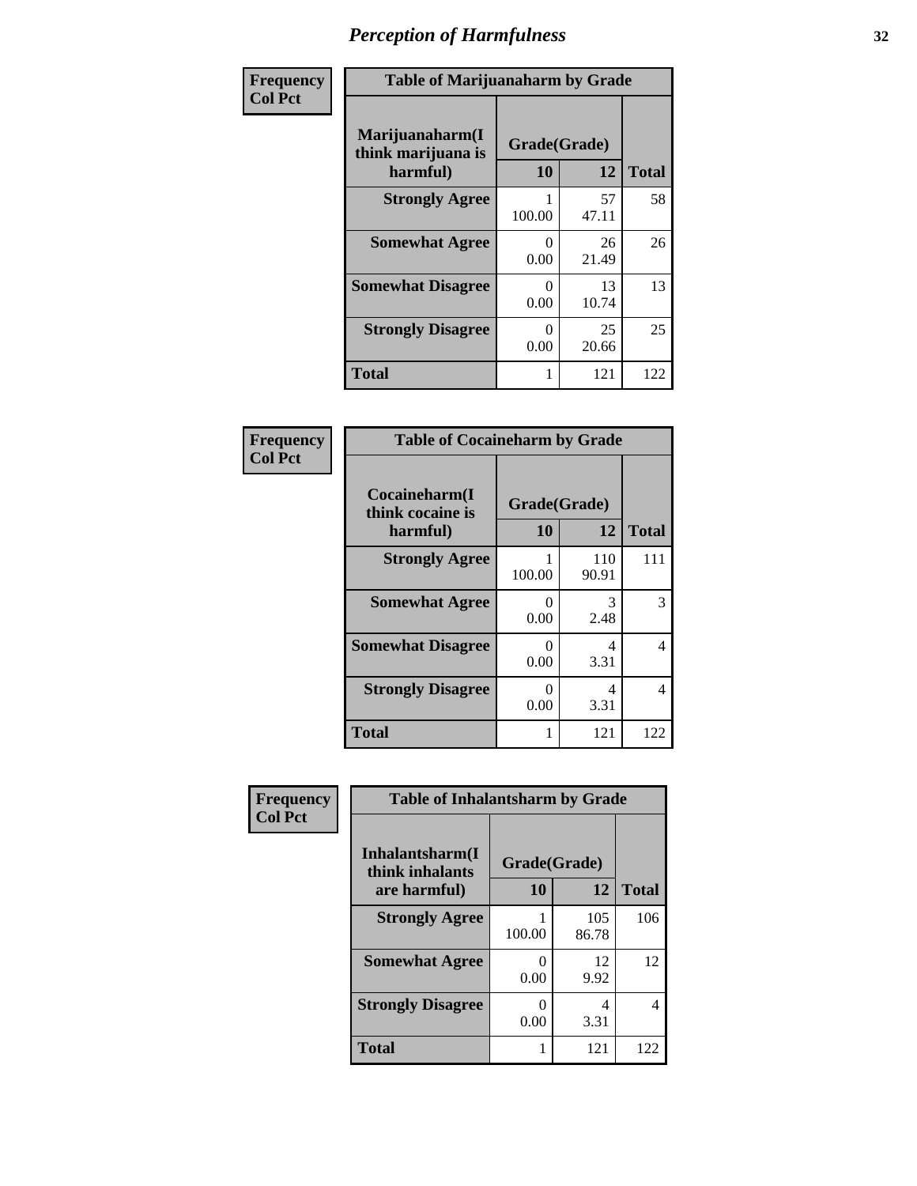# Perception of Harmfulness

| Frequency Col Pct | Table of Marijuanaharm by Grade | | |
|---|---|---|---|
| Marijuanaharm(I think marijuana is harmful) | Grade(Grade) | | |
| | 10 | 12 | Total |
| Strongly Agree | 1<br>100.00 | 57<br>47.11 | 58 |
| Somewhat Agree | 0<br>0.00 | 26<br>21.49 | 26 |
| Somewhat Disagree | 0<br>0.00 | 13<br>10.74 | 13 |
| Strongly Disagree | 0<br>0.00 | 25<br>20.66 | 25 |
| Total | 1 | 121 | 122 |

| Frequency Col Pct | Table of Cocaineharm by Grade | | |
|---|---|---|---|
| Cocaineharm(I think cocaine is harmful) | Grade(Grade) | | |
| | 10 | 12 | Total |
| Strongly Agree | 1<br>100.00 | 110<br>90.91 | 111 |
| Somewhat Agree | 0<br>0.00 | 3<br>2.48 | 3 |
| Somewhat Disagree | 0<br>0.00 | 4<br>3.31 | 4 |
| Strongly Disagree | 0<br>0.00 | 4<br>3.31 | 4 |
| Total | 1 | 121 | 122 |

| Frequency Col Pct | Table of Inhalantsharm by Grade | | |
|---|---|---|---|
| Inhalantsharm(I think inhalants are harmful) | Grade(Grade) | | |
| | 10 | 12 | Total |
| Strongly Agree | 1<br>100.00 | 105<br>86.78 | 106 |
| Somewhat Agree | 0<br>0.00 | 12<br>9.92 | 12 |
| Strongly Disagree | 0<br>0.00 | 4<br>3.31 | 4 |
| Total | 1 | 121 | 122 |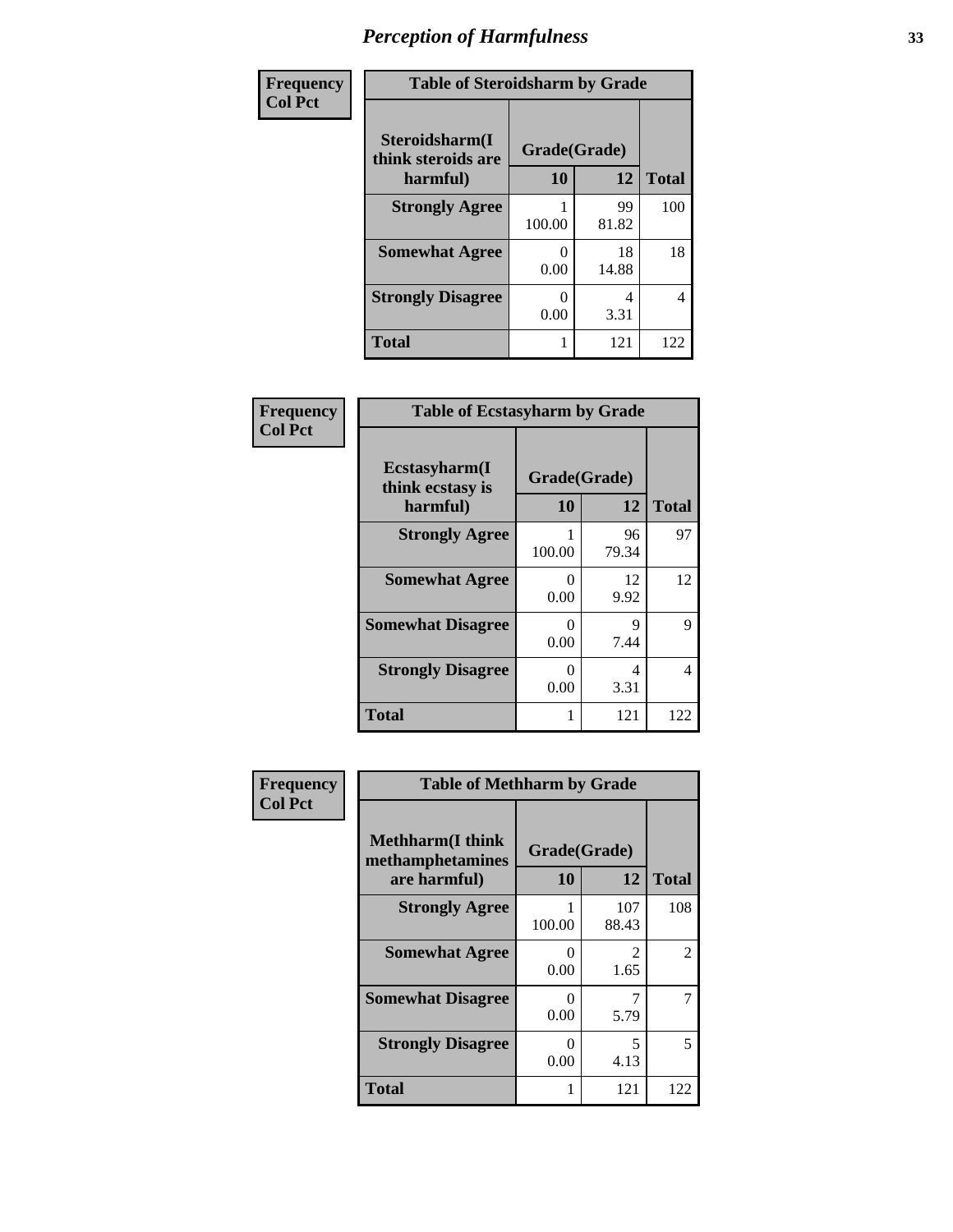# Perception of Harmfulness

| Frequency<br>Col Pct |
|---|

**Table of Steroidsharm by Grade**

| Steroidsharm(I think steroids are harmful) | Grade(Grade) 10 | 12 | Total |
|---|---|---|---|
| Strongly Agree | 1<br>100.00 | 99<br>81.82 | 100 |
| Somewhat Agree | 0<br>0.00 | 18<br>14.88 | 18 |
| Strongly Disagree | 0<br>0.00 | 4<br>3.31 | 4 |
| Total | 1 | 121 | 122 |

| Frequency<br>Col Pct |
|---|

**Table of Ecstasyharm by Grade**

| Ecstasyharm(I think ecstasy is harmful) | Grade(Grade) 10 | 12 | Total |
|---|---|---|---|
| Strongly Agree | 1<br>100.00 | 96<br>79.34 | 97 |
| Somewhat Agree | 0<br>0.00 | 12<br>9.92 | 12 |
| Somewhat Disagree | 0<br>0.00 | 9<br>7.44 | 9 |
| Strongly Disagree | 0<br>0.00 | 4<br>3.31 | 4 |
| Total | 1 | 121 | 122 |

| Frequency<br>Col Pct |
|---|

**Table of Methharm by Grade**

| Methharm(I think methamphetamines are harmful) | Grade(Grade) 10 | 12 | Total |
|---|---|---|---|
| Strongly Agree | 1<br>100.00 | 107<br>88.43 | 108 |
| Somewhat Agree | 0<br>0.00 | 2<br>1.65 | 2 |
| Somewhat Disagree | 0<br>0.00 | 7<br>5.79 | 7 |
| Strongly Disagree | 0<br>0.00 | 5<br>4.13 | 5 |
| Total | 1 | 121 | 122 |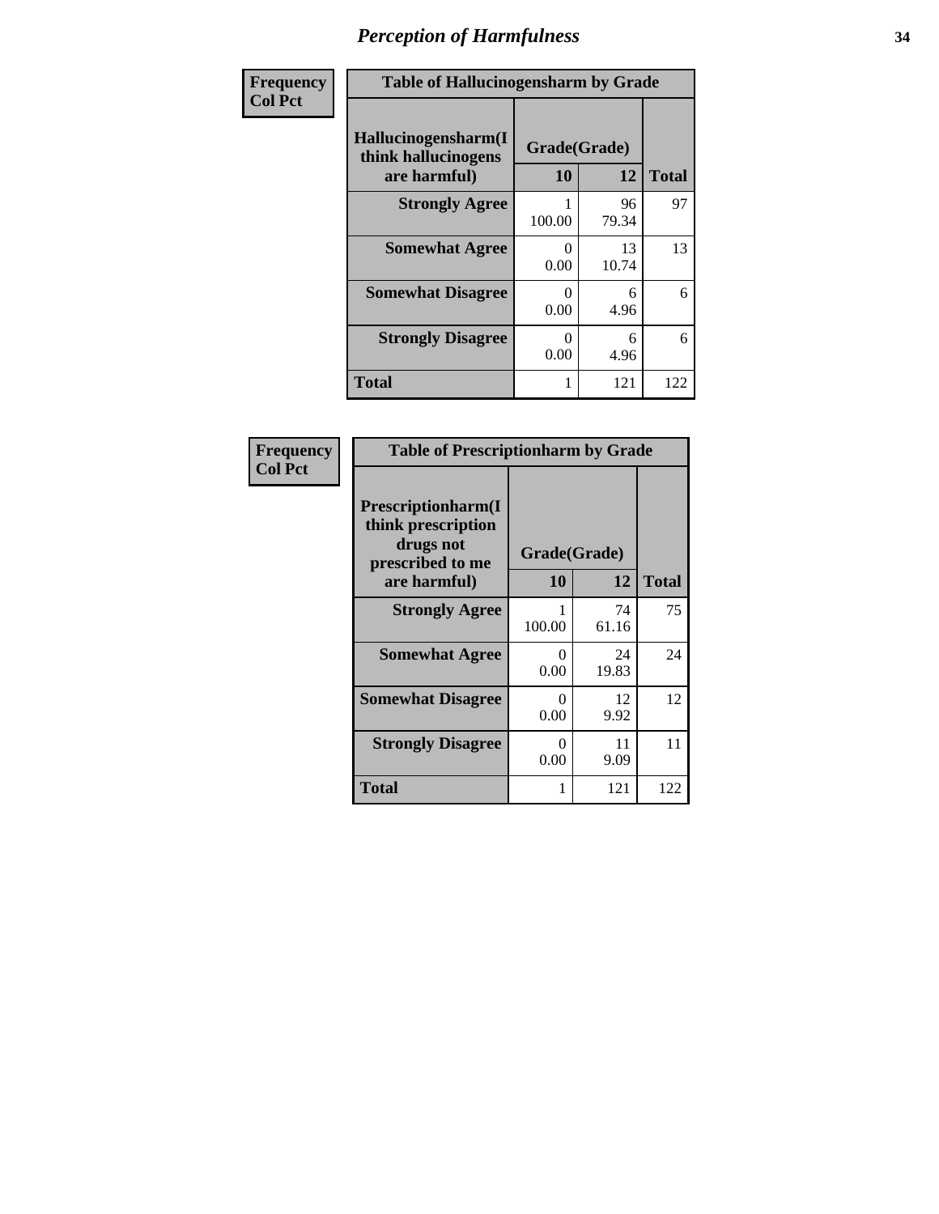# Perception of Harmfulness

| Frequency Col Pct | Table of Hallucinogensharm by Grade | | |
|---|---|---|---|
| Hallucinogensharm(I think hallucinogens are harmful) | Grade(Grade) | | |
| | 10 | 12 | Total |
| Strongly Agree | 1<br>100.00 | 96<br>79.34 | 97 |
| Somewhat Agree | 0<br>0.00 | 13<br>10.74 | 13 |
| Somewhat Disagree | 0<br>0.00 | 6<br>4.96 | 6 |
| Strongly Disagree | 0<br>0.00 | 6<br>4.96 | 6 |
| Total | 1 | 121 | 122 |

| Frequency Col Pct | Table of Prescriptionharm by Grade | | |
|---|---|---|---|
| Prescriptionharm(I think prescription drugs not prescribed to me are harmful) | Grade(Grade) | | |
| | 10 | 12 | Total |
| Strongly Agree | 1<br>100.00 | 74<br>61.16 | 75 |
| Somewhat Agree | 0<br>0.00 | 24<br>19.83 | 24 |
| Somewhat Disagree | 0<br>0.00 | 12<br>9.92 | 12 |
| Strongly Disagree | 0<br>0.00 | 11<br>9.09 | 11 |
| Total | 1 | 121 | 122 |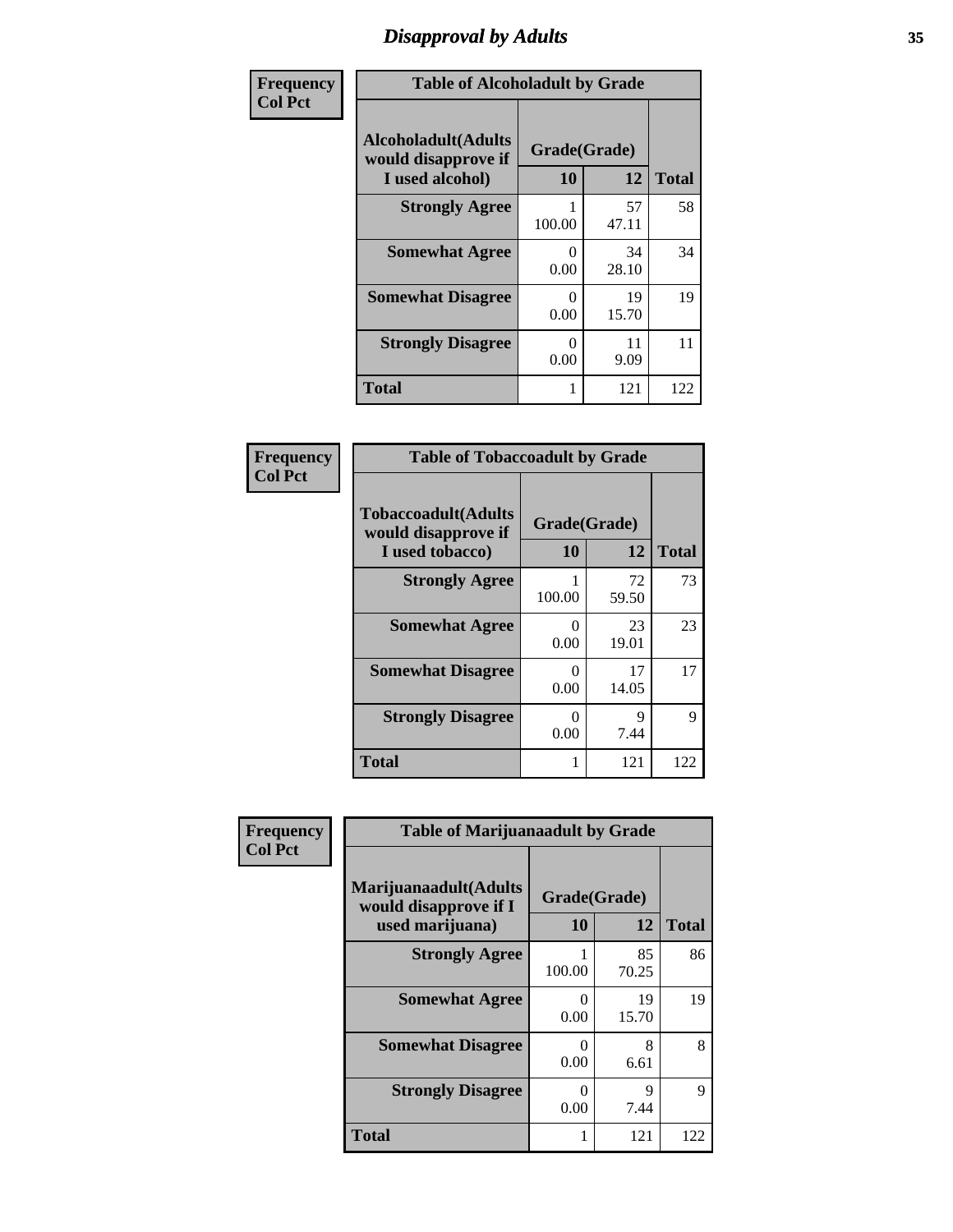# Disapproval by Adults

| Frequency Col Pct | Table of Alcoholadult by Grade | | |
|---|---|---|---|
| Alcoholadult(Adults would disapprove if I used alcohol) | Grade(Grade) | | |
| | 10 | 12 | Total |
| Strongly Agree | 1<br>100.00 | 57<br>47.11 | 58 |
| Somewhat Agree | 0<br>0.00 | 34<br>28.10 | 34 |
| Somewhat Disagree | 0<br>0.00 | 19<br>15.70 | 19 |
| Strongly Disagree | 0<br>0.00 | 11<br>9.09 | 11 |
| Total | 1 | 121 | 122 |

| Frequency Col Pct | Table of Tobaccoadult by Grade | | |
|---|---|---|---|
| Tobaccoadult(Adults would disapprove if I used tobacco) | Grade(Grade) | | |
| | 10 | 12 | Total |
| Strongly Agree | 1<br>100.00 | 72<br>59.50 | 73 |
| Somewhat Agree | 0<br>0.00 | 23<br>19.01 | 23 |
| Somewhat Disagree | 0<br>0.00 | 17<br>14.05 | 17 |
| Strongly Disagree | 0<br>0.00 | 9<br>7.44 | 9 |
| Total | 1 | 121 | 122 |

| Frequency Col Pct | Table of Marijuanaadult by Grade | | |
|---|---|---|---|
| Marijuanaadult(Adults would disapprove if I used marijuana) | Grade(Grade) | | |
| | 10 | 12 | Total |
| Strongly Agree | 1<br>100.00 | 85<br>70.25 | 86 |
| Somewhat Agree | 0<br>0.00 | 19<br>15.70 | 19 |
| Somewhat Disagree | 0<br>0.00 | 8<br>6.61 | 8 |
| Strongly Disagree | 0<br>0.00 | 9<br>7.44 | 9 |
| Total | 1 | 121 | 122 |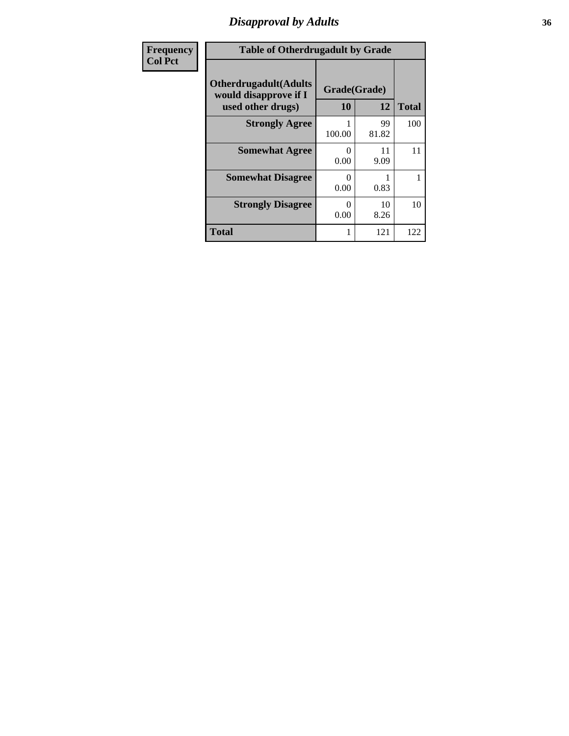# Disapproval by Adults

| Frequency Col Pct |
|---|

**Table of Otherdrugadult by Grade**

| Otherdrugadult(Adults would disapprove if I used other drugs) | Grade(Grade) | | |
|---|---|---|---|
| | 10 | 12 | Total |
| **Strongly Agree** | 1<br>100.00 | 99<br>81.82 | 100 |
| **Somewhat Agree** | 0<br>0.00 | 11<br>9.09 | 11 |
| **Somewhat Disagree** | 0<br>0.00 | 1<br>0.83 | 1 |
| **Strongly Disagree** | 0<br>0.00 | 10<br>8.26 | 10 |
| **Total** | 1 | 121 | 122 |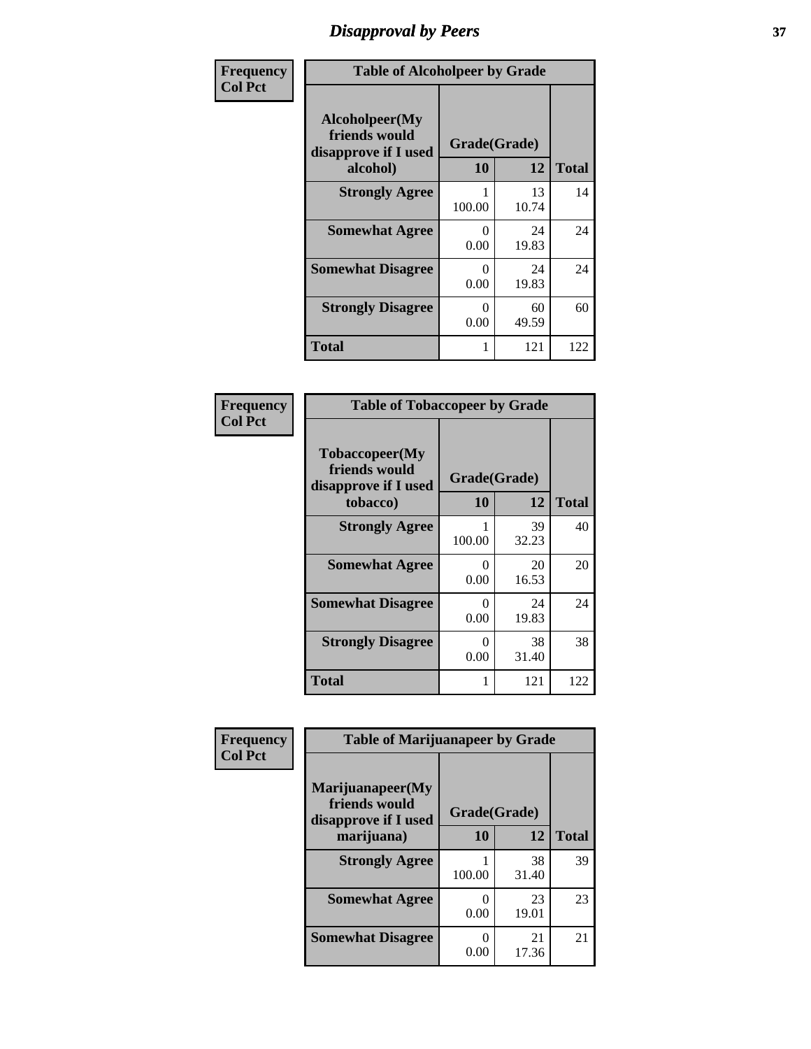# Disapproval by Peers

**Frequency**
**Col Pct**

| Table of Alcoholpeer by Grade | | | |
|---|---|---|---|
| Alcoholpeer(My friends would disapprove if I used alcohol) | Grade(Grade) | | |
| | 10 | 12 | Total |
| Strongly Agree | 1<br>100.00 | 13<br>10.74 | 14 |
| Somewhat Agree | 0<br>0.00 | 24<br>19.83 | 24 |
| Somewhat Disagree | 0<br>0.00 | 24<br>19.83 | 24 |
| Strongly Disagree | 0<br>0.00 | 60<br>49.59 | 60 |
| Total | 1 | 121 | 122 |

**Frequency**
**Col Pct**

| Table of Tobaccopeer by Grade | | | |
|---|---|---|---|
| Tobaccopeer(My friends would disapprove if I used tobacco) | Grade(Grade) | | |
| | 10 | 12 | Total |
| Strongly Agree | 1<br>100.00 | 39<br>32.23 | 40 |
| Somewhat Agree | 0<br>0.00 | 20<br>16.53 | 20 |
| Somewhat Disagree | 0<br>0.00 | 24<br>19.83 | 24 |
| Strongly Disagree | 0<br>0.00 | 38<br>31.40 | 38 |
| Total | 1 | 121 | 122 |

**Frequency**
**Col Pct**

| Table of Marijuanapeer by Grade | | | |
|---|---|---|---|
| Marijuanapeer(My friends would disapprove if I used marijuana) | Grade(Grade) | | |
| | 10 | 12 | Total |
| Strongly Agree | 1<br>100.00 | 38<br>31.40 | 39 |
| Somewhat Agree | 0<br>0.00 | 23<br>19.01 | 23 |
| Somewhat Disagree | 0<br>0.00 | 21<br>17.36 | 21 |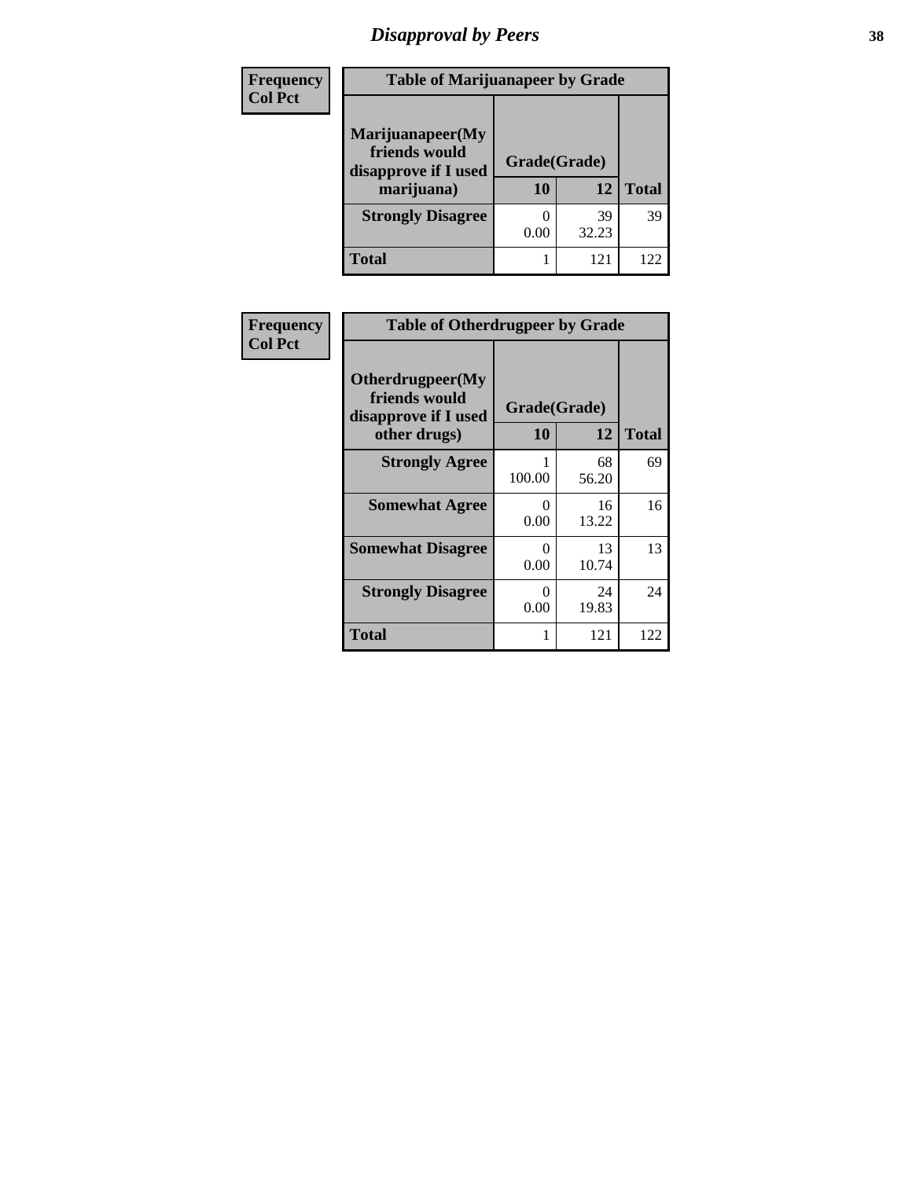# Disapproval by Peers

| Frequency<br>Col Pct | | | |
|---|---|---|---|
| **Table of Marijuanapeer by Grade** | | | |
| **Marijuanapeer(My friends would disapprove if I used marijuana)** | **Grade(Grade)** | | |
| | **10** | **12** | **Total** |
| **Strongly Disagree** | 0<br>0.00 | 39<br>32.23 | 39 |
| **Total** | 1 | 121 | 122 |

| Frequency<br>Col Pct | | | |
|---|---|---|---|
| **Table of Otherdrugpeer by Grade** | | | |
| **Otherdrugpeer(My friends would disapprove if I used other drugs)** | **Grade(Grade)** | | |
| | **10** | **12** | **Total** |
| **Strongly Agree** | 1<br>100.00 | 68<br>56.20 | 69 |
| **Somewhat Agree** | 0<br>0.00 | 16<br>13.22 | 16 |
| **Somewhat Disagree** | 0<br>0.00 | 13<br>10.74 | 13 |
| **Strongly Disagree** | 0<br>0.00 | 24<br>19.83 | 24 |
| **Total** | 1 | 121 | 122 |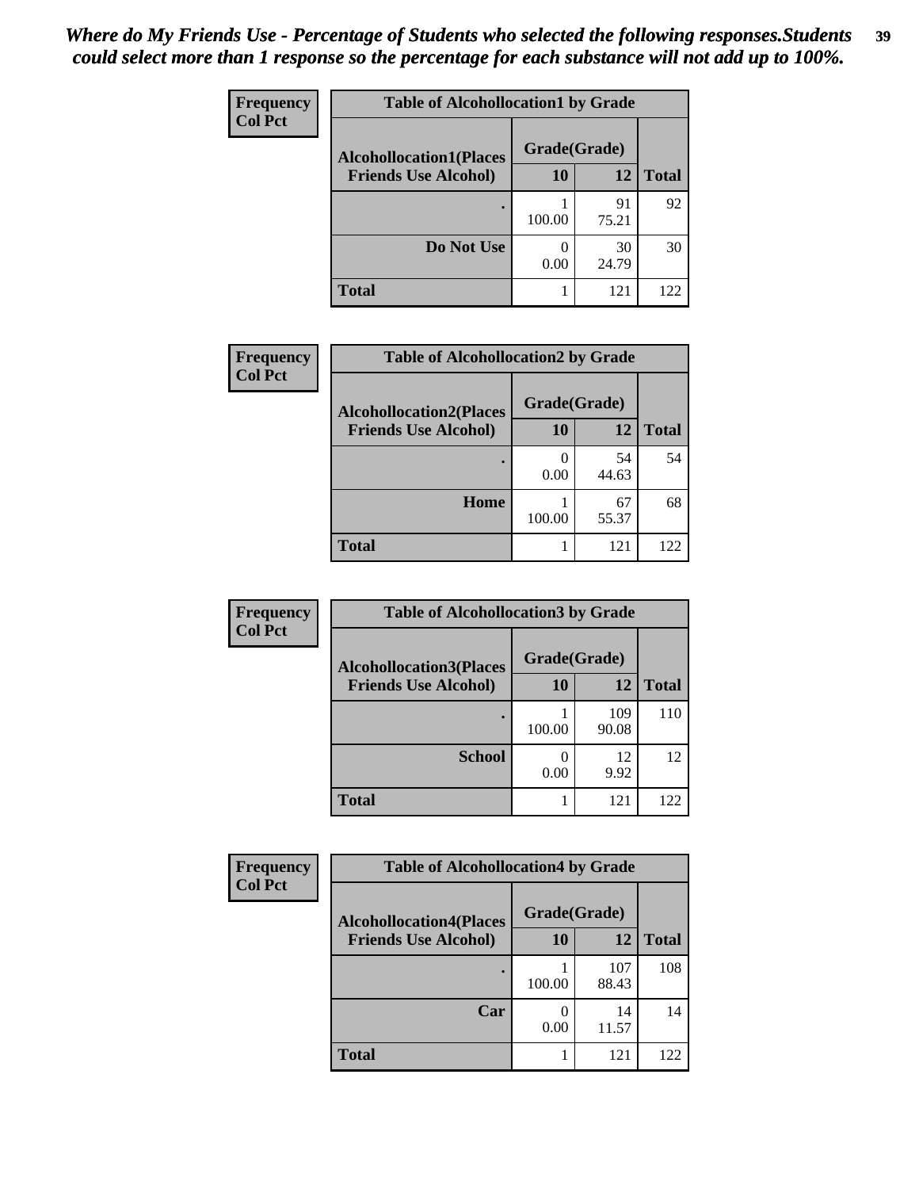*Where do My Friends Use - Percentage of Students who selected the following responses.Students could select more than 1 response so the percentage for each substance will not add up to 100%.*

**Frequency**
**Col Pct**

**Table of Alcohollocation1 by Grade**

| Alcohollocation1(Places Friends Use Alcohol) | Grade(Grade) 10 | 12 | Total |
|---|---|---|---|
| . | 1<br>100.00 | 91<br>75.21 | 92 |
| Do Not Use | 0<br>0.00 | 30<br>24.79 | 30 |
| Total | 1 | 121 | 122 |

**Frequency**
**Col Pct**

**Table of Alcohollocation2 by Grade**

| Alcohollocation2(Places Friends Use Alcohol) | Grade(Grade) 10 | 12 | Total |
|---|---|---|---|
| . | 0<br>0.00 | 54<br>44.63 | 54 |
| Home | 1<br>100.00 | 67<br>55.37 | 68 |
| Total | 1 | 121 | 122 |

**Frequency**
**Col Pct**

**Table of Alcohollocation3 by Grade**

| Alcohollocation3(Places Friends Use Alcohol) | Grade(Grade) 10 | 12 | Total |
|---|---|---|---|
| . | 1<br>100.00 | 109<br>90.08 | 110 |
| School | 0<br>0.00 | 12<br>9.92 | 12 |
| Total | 1 | 121 | 122 |

**Frequency**
**Col Pct**

**Table of Alcohollocation4 by Grade**

| Alcohollocation4(Places Friends Use Alcohol) | Grade(Grade) 10 | 12 | Total |
|---|---|---|---|
| . | 1<br>100.00 | 107<br>88.43 | 108 |
| Car | 0<br>0.00 | 14<br>11.57 | 14 |
| Total | 1 | 121 | 122 |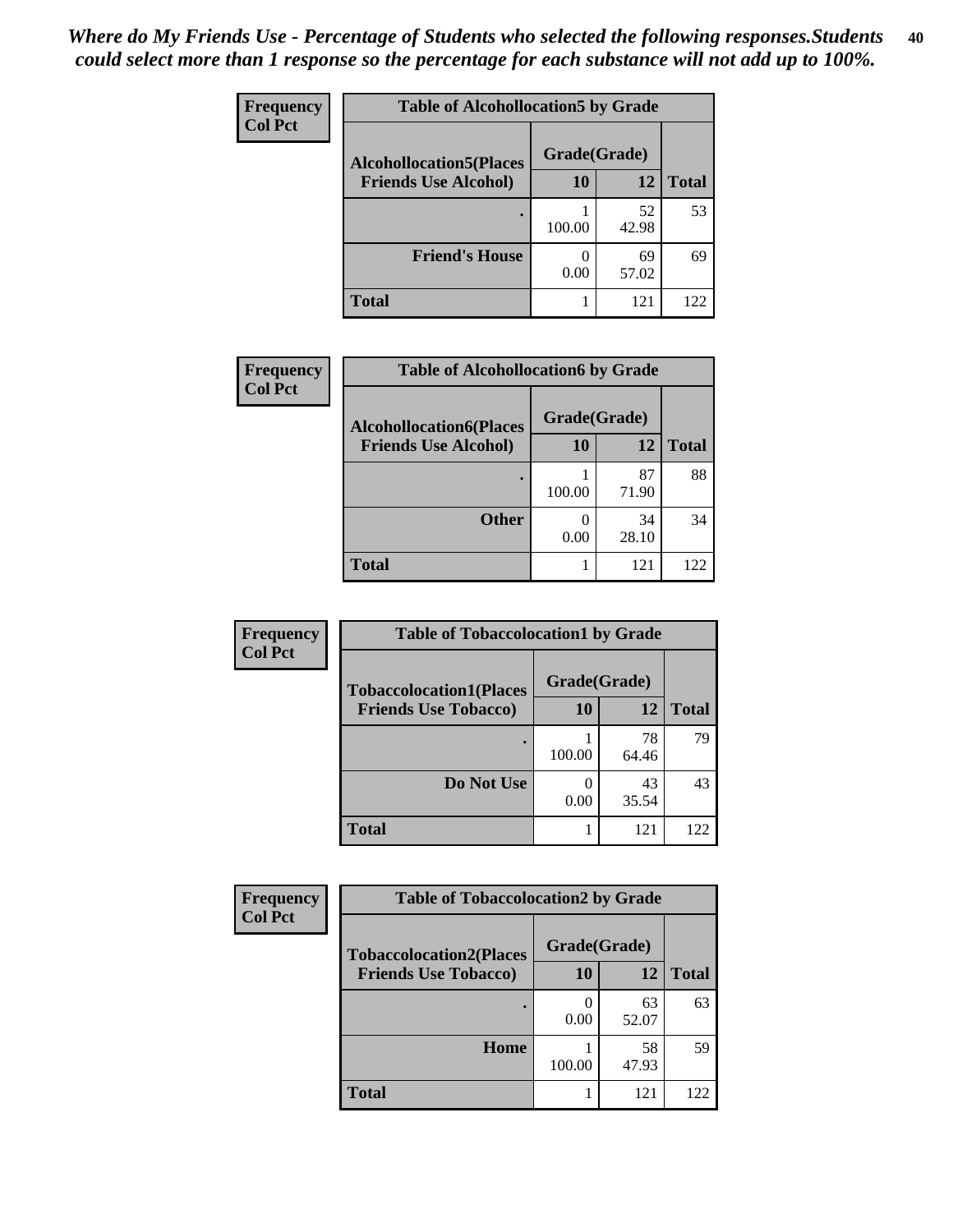*Where do My Friends Use - Percentage of Students who selected the following responses.Students could select more than 1 response so the percentage for each substance will not add up to 100%.*

| Frequency<br>Col Pct | Table of Alcohollocation5 by Grade | | |
|---|---|---|---|
| **Alcohollocation5(Places Friends Use Alcohol)** | **Grade(Grade)** | | |
| | **10** | **12** | **Total** |
| **.** | 1<br>100.00 | 52<br>42.98 | 53 |
| **Friend's House** | 0<br>0.00 | 69<br>57.02 | 69 |
| **Total** | 1 | 121 | 122 |

| Frequency<br>Col Pct | Table of Alcohollocation6 by Grade | | |
|---|---|---|---|
| **Alcohollocation6(Places Friends Use Alcohol)** | **Grade(Grade)** | | |
| | **10** | **12** | **Total** |
| **.** | 1<br>100.00 | 87<br>71.90 | 88 |
| **Other** | 0<br>0.00 | 34<br>28.10 | 34 |
| **Total** | 1 | 121 | 122 |

| Frequency<br>Col Pct | Table of Tobaccolocation1 by Grade | | |
|---|---|---|---|
| **Tobaccolocation1(Places Friends Use Tobacco)** | **Grade(Grade)** | | |
| | **10** | **12** | **Total** |
| **.** | 1<br>100.00 | 78<br>64.46 | 79 |
| **Do Not Use** | 0<br>0.00 | 43<br>35.54 | 43 |
| **Total** | 1 | 121 | 122 |

| Frequency<br>Col Pct | Table of Tobaccolocation2 by Grade | | |
|---|---|---|---|
| **Tobaccolocation2(Places Friends Use Tobacco)** | **Grade(Grade)** | | |
| | **10** | **12** | **Total** |
| **.** | 0<br>0.00 | 63<br>52.07 | 63 |
| **Home** | 1<br>100.00 | 58<br>47.93 | 59 |
| **Total** | 1 | 121 | 122 |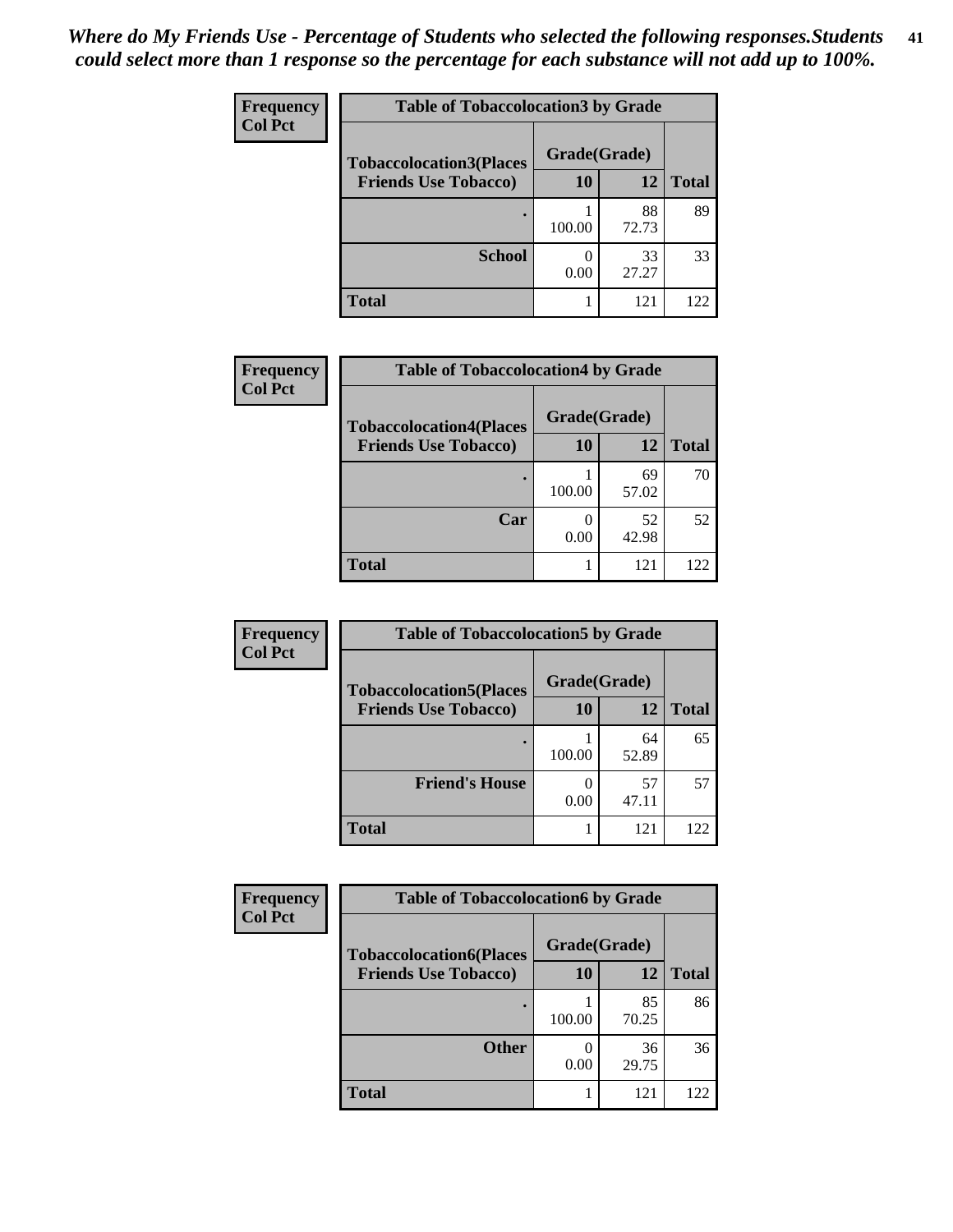*Where do My Friends Use - Percentage of Students who selected the following responses.Students could select more than 1 response so the percentage for each substance will not add up to 100%.*

**Frequency**
**Col Pct**

| Table of Tobaccolocation3 by Grade | | | |
|---|---|---|---|
| **Tobaccolocation3(Places Friends Use Tobacco)** | **Grade(Grade)** | | **Total** |
| | **10** | **12** | |
| **.** | 1<br>100.00 | 88<br>72.73 | 89 |
| **School** | 0<br>0.00 | 33<br>27.27 | 33 |
| **Total** | 1 | 121 | 122 |

**Frequency**
**Col Pct**

| Table of Tobaccolocation4 by Grade | | | |
|---|---|---|---|
| **Tobaccolocation4(Places Friends Use Tobacco)** | **Grade(Grade)** | | **Total** |
| | **10** | **12** | |
| **.** | 1<br>100.00 | 69<br>57.02 | 70 |
| **Car** | 0<br>0.00 | 52<br>42.98 | 52 |
| **Total** | 1 | 121 | 122 |

**Frequency**
**Col Pct**

| Table of Tobaccolocation5 by Grade | | | |
|---|---|---|---|
| **Tobaccolocation5(Places Friends Use Tobacco)** | **Grade(Grade)** | | **Total** |
| | **10** | **12** | |
| **.** | 1<br>100.00 | 64<br>52.89 | 65 |
| **Friend's House** | 0<br>0.00 | 57<br>47.11 | 57 |
| **Total** | 1 | 121 | 122 |

**Frequency**
**Col Pct**

| Table of Tobaccolocation6 by Grade | | | |
|---|---|---|---|
| **Tobaccolocation6(Places Friends Use Tobacco)** | **Grade(Grade)** | | **Total** |
| | **10** | **12** | |
| **.** | 1<br>100.00 | 85<br>70.25 | 86 |
| **Other** | 0<br>0.00 | 36<br>29.75 | 36 |
| **Total** | 1 | 121 | 122 |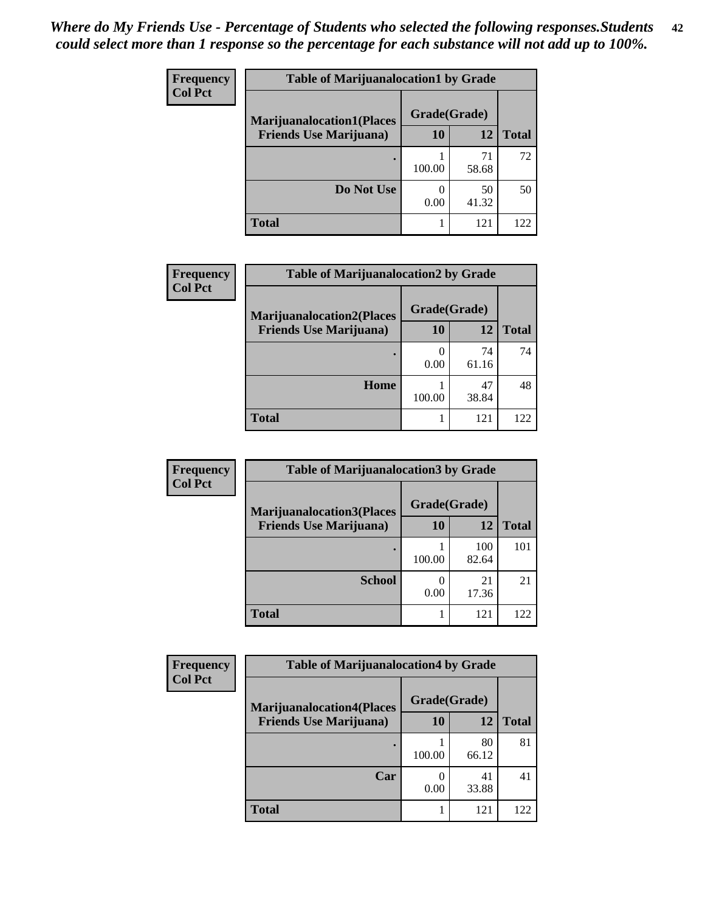*Where do My Friends Use - Percentage of Students who selected the following responses.Students could select more than 1 response so the percentage for each substance will not add up to 100%.*

**Frequency**
**Col Pct**

| Table of Marijuanalocation1 by Grade | | | |
|---|---|---|---|
| **Marijuanalocation1(Places Friends Use Marijuana)** | **Grade(Grade)** | | |
| | **10** | **12** | **Total** |
| **.** | 1<br>100.00 | 71<br>58.68 | 72 |
| **Do Not Use** | 0<br>0.00 | 50<br>41.32 | 50 |
| **Total** | 1 | 121 | 122 |

**Frequency**
**Col Pct**

| Table of Marijuanalocation2 by Grade | | | |
|---|---|---|---|
| **Marijuanalocation2(Places Friends Use Marijuana)** | **Grade(Grade)** | | |
| | **10** | **12** | **Total** |
| **.** | 0<br>0.00 | 74<br>61.16 | 74 |
| **Home** | 1<br>100.00 | 47<br>38.84 | 48 |
| **Total** | 1 | 121 | 122 |

**Frequency**
**Col Pct**

| Table of Marijuanalocation3 by Grade | | | |
|---|---|---|---|
| **Marijuanalocation3(Places Friends Use Marijuana)** | **Grade(Grade)** | | |
| | **10** | **12** | **Total** |
| **.** | 1<br>100.00 | 100<br>82.64 | 101 |
| **School** | 0<br>0.00 | 21<br>17.36 | 21 |
| **Total** | 1 | 121 | 122 |

**Frequency**
**Col Pct**

| Table of Marijuanalocation4 by Grade | | | |
|---|---|---|---|
| **Marijuanalocation4(Places Friends Use Marijuana)** | **Grade(Grade)** | | |
| | **10** | **12** | **Total** |
| **.** | 1<br>100.00 | 80<br>66.12 | 81 |
| **Car** | 0<br>0.00 | 41<br>33.88 | 41 |
| **Total** | 1 | 121 | 122 |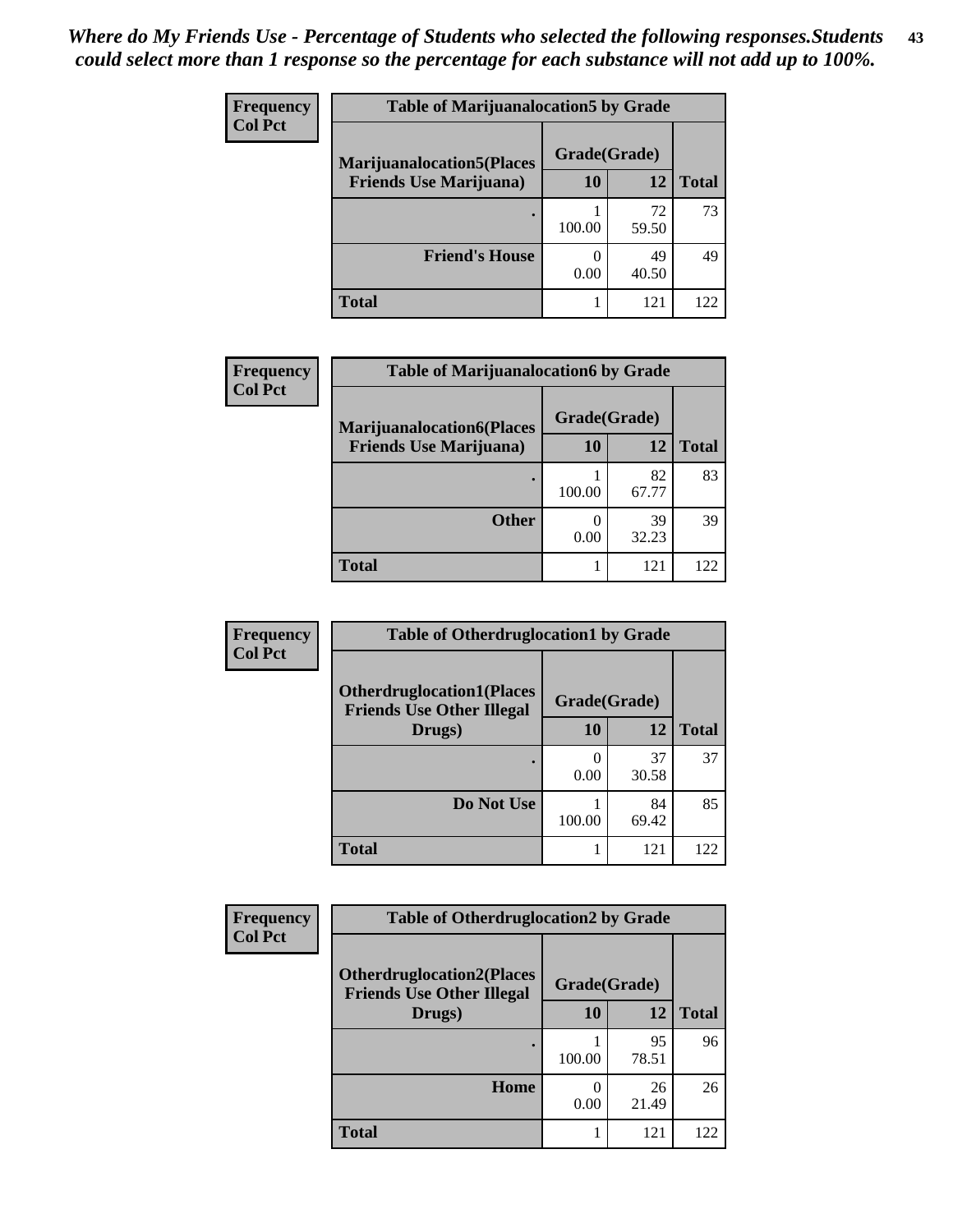*Where do My Friends Use - Percentage of Students who selected the following responses.Students could select more than 1 response so the percentage for each substance will not add up to 100%.*

**Frequency**
**Col Pct**

| Table of Marijuanalocation5 by Grade | | | |
|---|---|---|---|
| **Marijuanalocation5(Places Friends Use Marijuana)** | **Grade(Grade)** | | **Total** |
| | **10** | **12** | |
| **.** | 1<br>100.00 | 72<br>59.50 | 73 |
| **Friend's House** | 0<br>0.00 | 49<br>40.50 | 49 |
| **Total** | 1 | 121 | 122 |

**Frequency**
**Col Pct**

| Table of Marijuanalocation6 by Grade | | | |
|---|---|---|---|
| **Marijuanalocation6(Places Friends Use Marijuana)** | **Grade(Grade)** | | **Total** |
| | **10** | **12** | |
| **.** | 1<br>100.00 | 82<br>67.77 | 83 |
| **Other** | 0<br>0.00 | 39<br>32.23 | 39 |
| **Total** | 1 | 121 | 122 |

**Frequency**
**Col Pct**

| Table of Otherdruglocation1 by Grade | | | |
|---|---|---|---|
| **Otherdruglocation1(Places Friends Use Other Illegal Drugs)** | **Grade(Grade)** | | **Total** |
| | **10** | **12** | |
| **.** | 0<br>0.00 | 37<br>30.58 | 37 |
| **Do Not Use** | 1<br>100.00 | 84<br>69.42 | 85 |
| **Total** | 1 | 121 | 122 |

**Frequency**
**Col Pct**

| Table of Otherdruglocation2 by Grade | | | |
|---|---|---|---|
| **Otherdruglocation2(Places Friends Use Other Illegal Drugs)** | **Grade(Grade)** | | **Total** |
| | **10** | **12** | |
| **.** | 1<br>100.00 | 95<br>78.51 | 96 |
| **Home** | 0<br>0.00 | 26<br>21.49 | 26 |
| **Total** | 1 | 121 | 122 |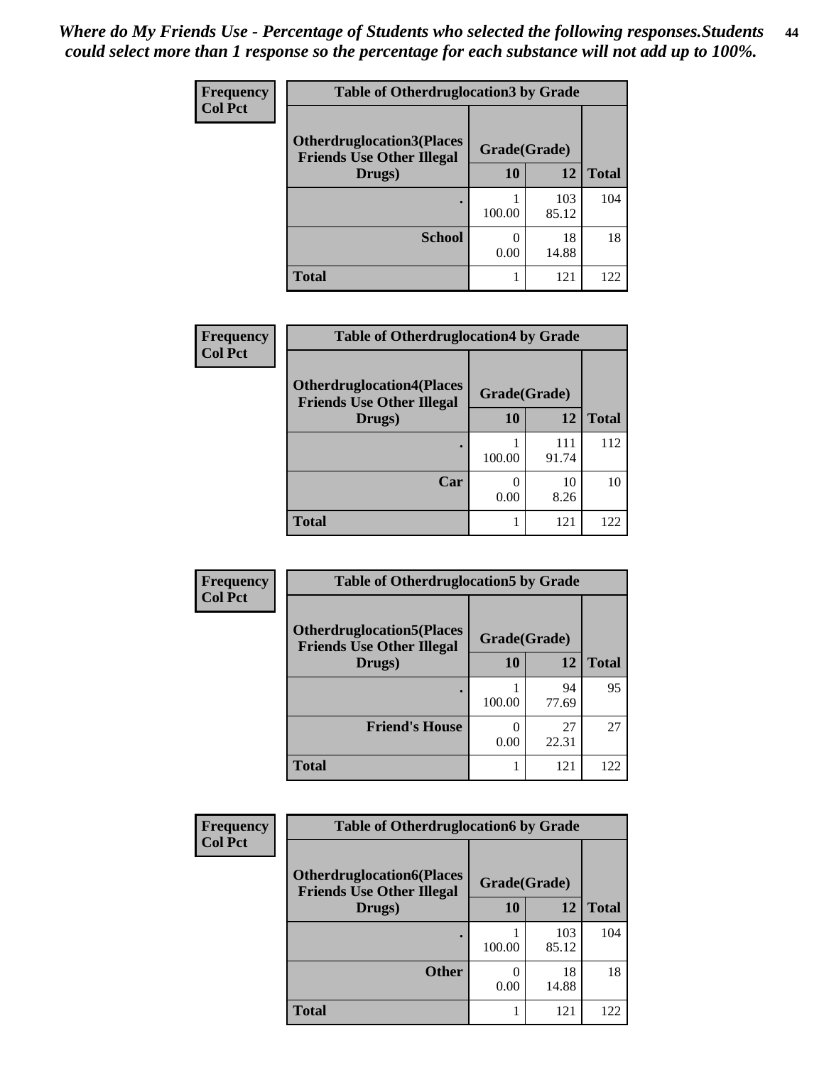*Where do My Friends Use - Percentage of Students who selected the following responses.Students could select more than 1 response so the percentage for each substance will not add up to 100%.*

| Frequency Col Pct | Table of Otherdruglocation3 by Grade | | |
|---|---|---|---|
| Otherdruglocation3(Places Friends Use Other Illegal Drugs) | Grade(Grade) | | |
| | 10 | 12 | Total |
| . | 1<br>100.00 | 103<br>85.12 | 104 |
| School | 0<br>0.00 | 18<br>14.88 | 18 |
| Total | 1 | 121 | 122 |

| Frequency Col Pct | Table of Otherdruglocation4 by Grade | | |
|---|---|---|---|
| Otherdruglocation4(Places Friends Use Other Illegal Drugs) | Grade(Grade) | | |
| | 10 | 12 | Total |
| . | 1<br>100.00 | 111<br>91.74 | 112 |
| Car | 0<br>0.00 | 10<br>8.26 | 10 |
| Total | 1 | 121 | 122 |

| Frequency Col Pct | Table of Otherdruglocation5 by Grade | | |
|---|---|---|---|
| Otherdruglocation5(Places Friends Use Other Illegal Drugs) | Grade(Grade) | | |
| | 10 | 12 | Total |
| . | 1<br>100.00 | 94<br>77.69 | 95 |
| Friend's House | 0<br>0.00 | 27<br>22.31 | 27 |
| Total | 1 | 121 | 122 |

| Frequency Col Pct | Table of Otherdruglocation6 by Grade | | |
|---|---|---|---|
| Otherdruglocation6(Places Friends Use Other Illegal Drugs) | Grade(Grade) | | |
| | 10 | 12 | Total |
| . | 1<br>100.00 | 103<br>85.12 | 104 |
| Other | 0<br>0.00 | 18<br>14.88 | 18 |
| Total | 1 | 121 | 122 |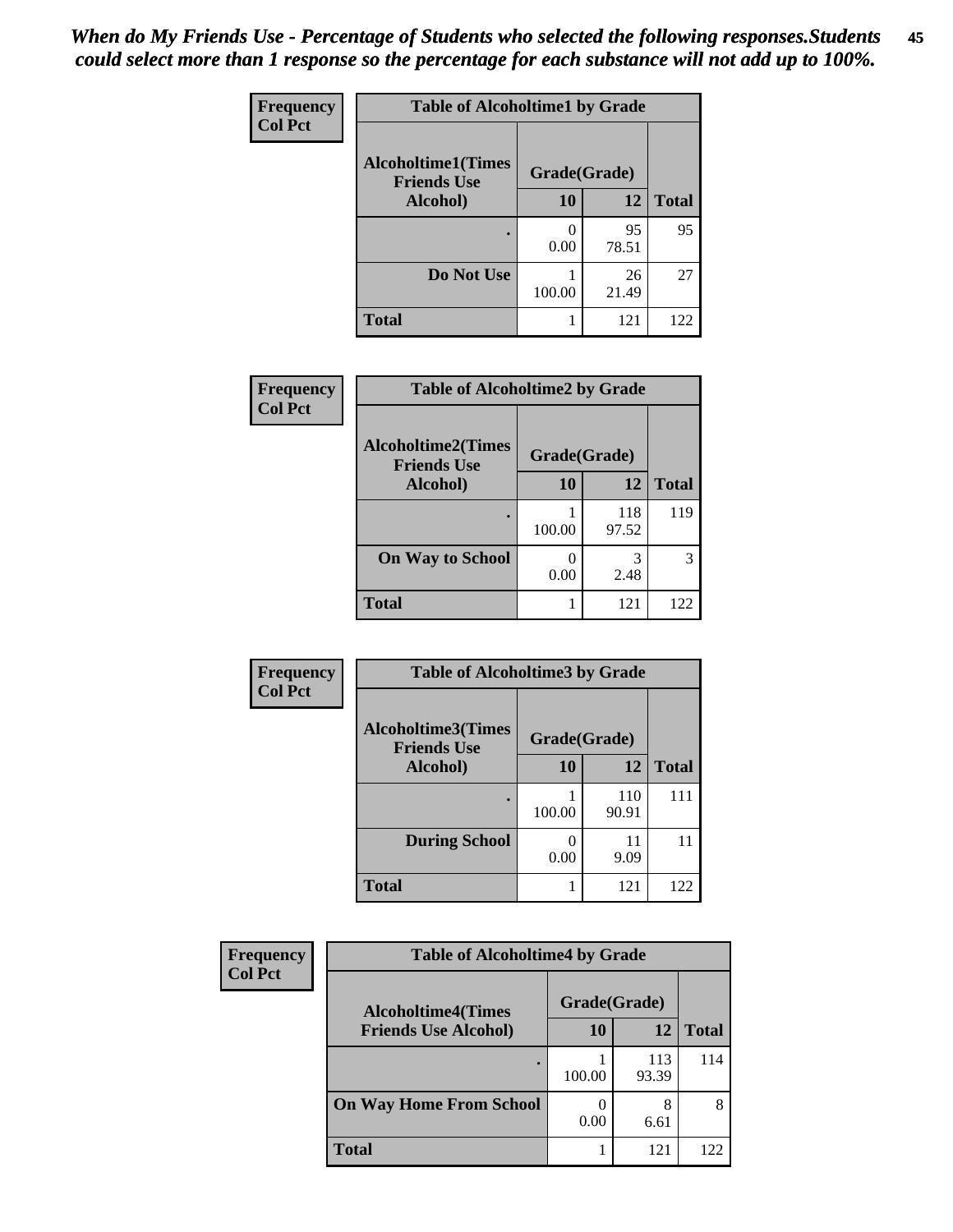*When do My Friends Use - Percentage of Students who selected the following responses.Students could select more than 1 response so the percentage for each substance will not add up to 100%.*

**Frequency**
**Col Pct**

**Table of Alcoholtime1 by Grade**

| Alcoholtime1(Times Friends Use Alcohol) | Grade(Grade) | | |
|---|---|---|---|
| | 10 | 12 | Total |
| . | 0<br>0.00 | 95<br>78.51 | 95 |
| Do Not Use | 1<br>100.00 | 26<br>21.49 | 27 |
| Total | 1 | 121 | 122 |

**Frequency**
**Col Pct**

**Table of Alcoholtime2 by Grade**

| Alcoholtime2(Times Friends Use Alcohol) | Grade(Grade) | | |
|---|---|---|---|
| | 10 | 12 | Total |
| . | 1<br>100.00 | 118<br>97.52 | 119 |
| On Way to School | 0<br>0.00 | 3<br>2.48 | 3 |
| Total | 1 | 121 | 122 |

**Frequency**
**Col Pct**

**Table of Alcoholtime3 by Grade**

| Alcoholtime3(Times Friends Use Alcohol) | Grade(Grade) | | |
|---|---|---|---|
| | 10 | 12 | Total |
| . | 1<br>100.00 | 110<br>90.91 | 111 |
| During School | 0<br>0.00 | 11<br>9.09 | 11 |
| Total | 1 | 121 | 122 |

**Frequency**
**Col Pct**

**Table of Alcoholtime4 by Grade**

| Alcoholtime4(Times Friends Use Alcohol) | Grade(Grade) | | |
|---|---|---|---|
| | 10 | 12 | Total |
| . | 1<br>100.00 | 113<br>93.39 | 114 |
| On Way Home From School | 0<br>0.00 | 8<br>6.61 | 8 |
| Total | 1 | 121 | 122 |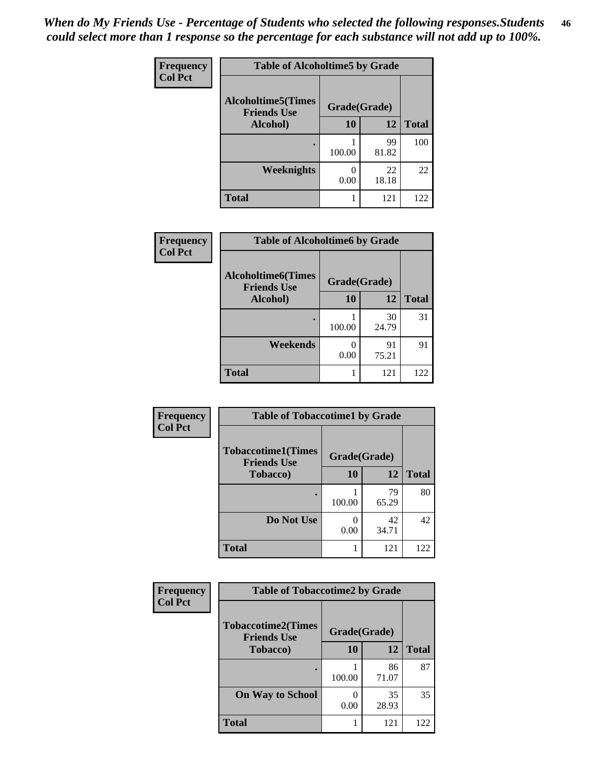*When do My Friends Use - Percentage of Students who selected the following responses.Students could select more than 1 response so the percentage for each substance will not add up to 100%.*

**Frequency**
**Col Pct**

| Table of Alcoholtime5 by Grade | | | |
|---|---|---|---|
| **Alcoholtime5(Times Friends Use Alcohol)** | **Grade(Grade)** | | **Total** |
| | **10** | **12** | |
| **.** | 1<br>100.00 | 99<br>81.82 | 100 |
| **Weeknights** | 0<br>0.00 | 22<br>18.18 | 22 |
| **Total** | 1 | 121 | 122 |

**Frequency**
**Col Pct**

| Table of Alcoholtime6 by Grade | | | |
|---|---|---|---|
| **Alcoholtime6(Times Friends Use Alcohol)** | **Grade(Grade)** | | **Total** |
| | **10** | **12** | |
| **.** | 1<br>100.00 | 30<br>24.79 | 31 |
| **Weekends** | 0<br>0.00 | 91<br>75.21 | 91 |
| **Total** | 1 | 121 | 122 |

**Frequency**
**Col Pct**

| Table of Tobaccotime1 by Grade | | | |
|---|---|---|---|
| **Tobaccotime1(Times Friends Use Tobacco)** | **Grade(Grade)** | | **Total** |
| | **10** | **12** | |
| **.** | 1<br>100.00 | 79<br>65.29 | 80 |
| **Do Not Use** | 0<br>0.00 | 42<br>34.71 | 42 |
| **Total** | 1 | 121 | 122 |

**Frequency**
**Col Pct**

| Table of Tobaccotime2 by Grade | | | |
|---|---|---|---|
| **Tobaccotime2(Times Friends Use Tobacco)** | **Grade(Grade)** | | **Total** |
| | **10** | **12** | |
| **.** | 1<br>100.00 | 86<br>71.07 | 87 |
| **On Way to School** | 0<br>0.00 | 35<br>28.93 | 35 |
| **Total** | 1 | 121 | 122 |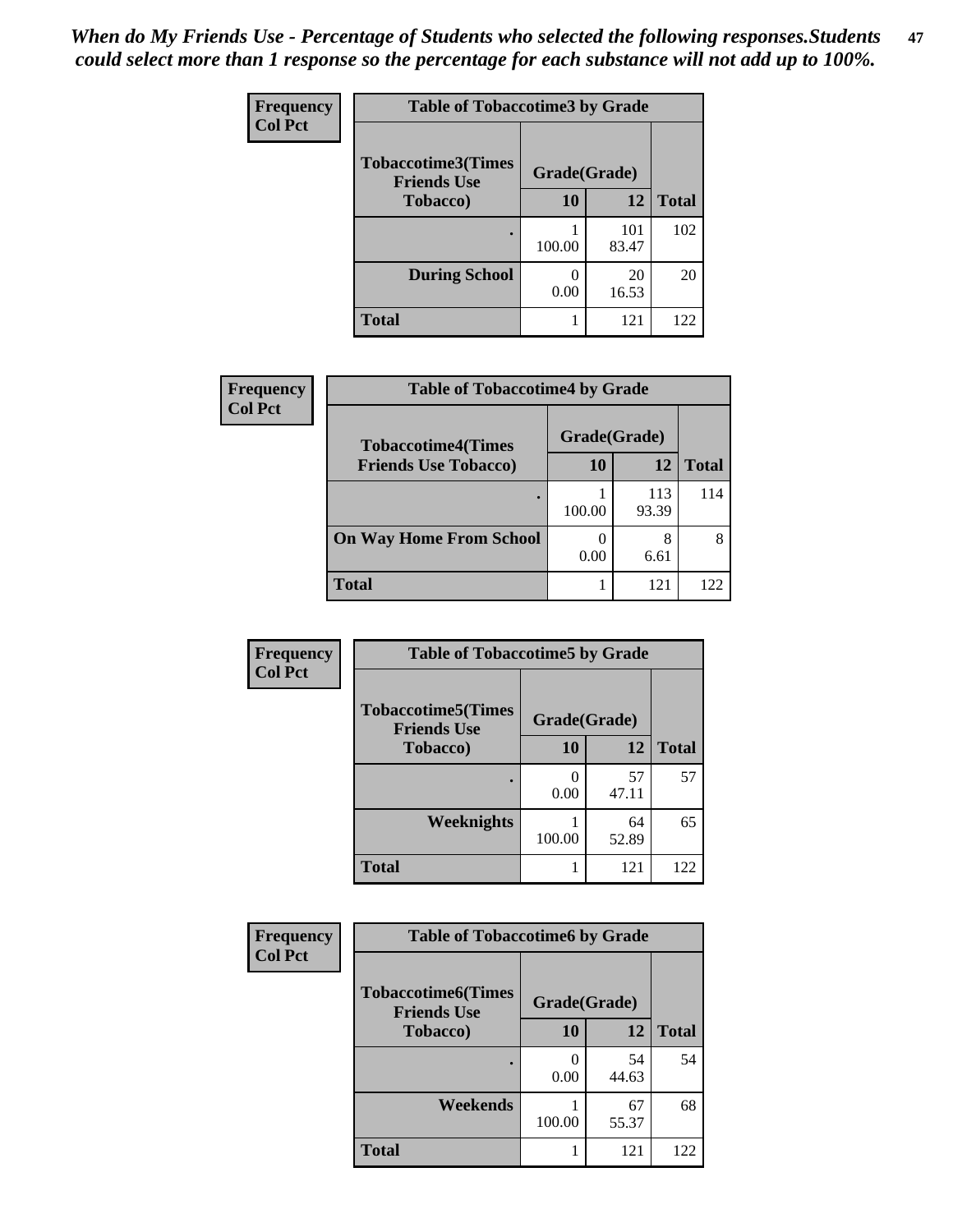*When do My Friends Use - Percentage of Students who selected the following responses.Students could select more than 1 response so the percentage for each substance will not add up to 100%.*

**Frequency**
**Col Pct**

| Table of Tobaccotime3 by Grade | | | |
|---|---|---|---|
| **Tobaccotime3(Times Friends Use Tobacco)** | **Grade(Grade)** | | **Total** |
| | **10** | **12** | |
| . | 1<br>100.00 | 101<br>83.47 | 102 |
| **During School** | 0<br>0.00 | 20<br>16.53 | 20 |
| **Total** | 1 | 121 | 122 |

**Frequency**
**Col Pct**

| Table of Tobaccotime4 by Grade | | | |
|---|---|---|---|
| **Tobaccotime4(Times Friends Use Tobacco)** | **Grade(Grade)** | | **Total** |
| | **10** | **12** | |
| . | 1<br>100.00 | 113<br>93.39 | 114 |
| **On Way Home From School** | 0<br>0.00 | 8<br>6.61 | 8 |
| **Total** | 1 | 121 | 122 |

**Frequency**
**Col Pct**

| Table of Tobaccotime5 by Grade | | | |
|---|---|---|---|
| **Tobaccotime5(Times Friends Use Tobacco)** | **Grade(Grade)** | | **Total** |
| | **10** | **12** | |
| . | 0<br>0.00 | 57<br>47.11 | 57 |
| **Weeknights** | 1<br>100.00 | 64<br>52.89 | 65 |
| **Total** | 1 | 121 | 122 |

**Frequency**
**Col Pct**

| Table of Tobaccotime6 by Grade | | | |
|---|---|---|---|
| **Tobaccotime6(Times Friends Use Tobacco)** | **Grade(Grade)** | | **Total** |
| | **10** | **12** | |
| . | 0<br>0.00 | 54<br>44.63 | 54 |
| **Weekends** | 1<br>100.00 | 67<br>55.37 | 68 |
| **Total** | 1 | 121 | 122 |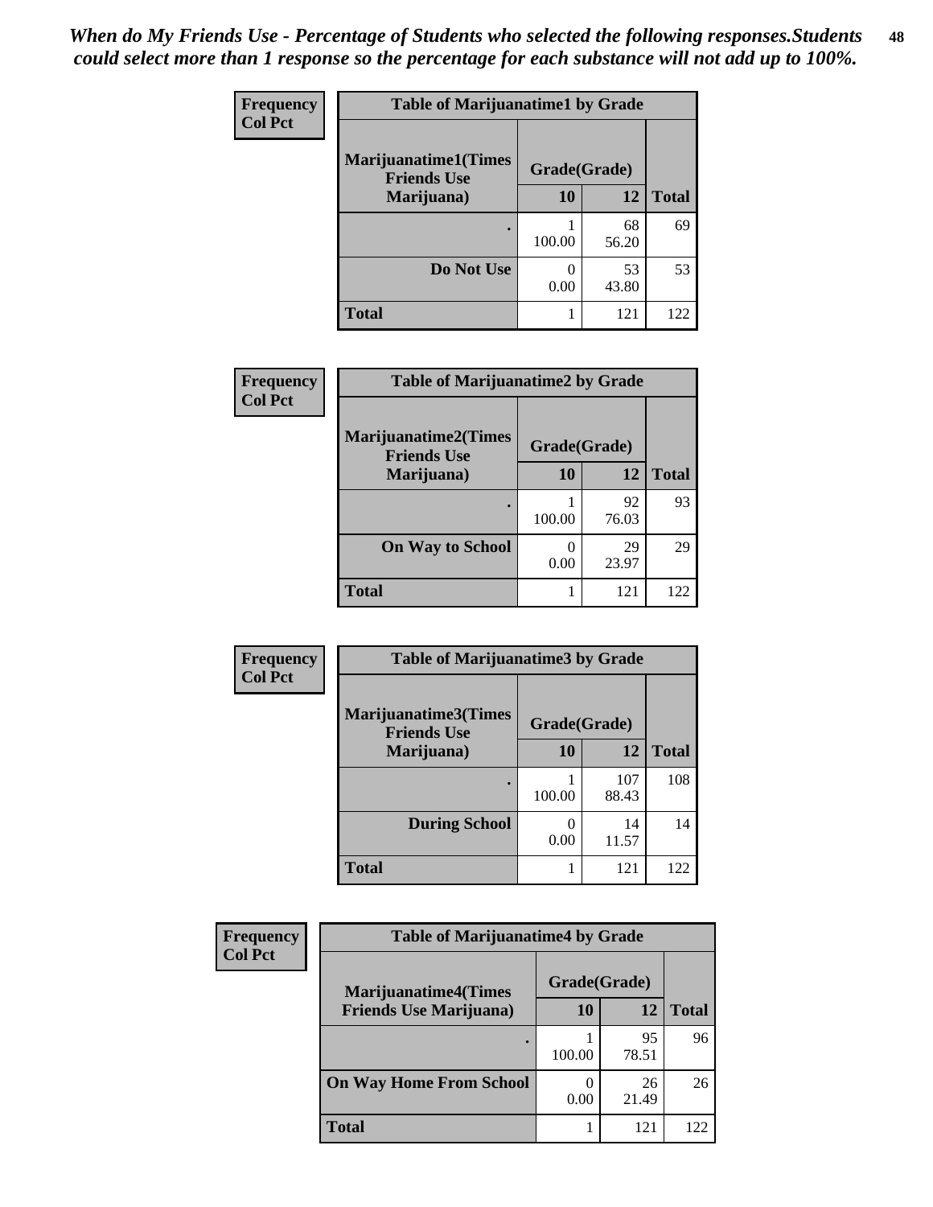*When do My Friends Use - Percentage of Students who selected the following responses.Students could select more than 1 response so the percentage for each substance will not add up to 100%.*

**Frequency**
**Col Pct**

| Table of Marijuanatime1 by Grade | | | |
|---|---|---|---|
| **Marijuanatime1(Times Friends Use Marijuana)** | **Grade(Grade)** | | **Total** |
| | **10** | **12** | |
| **.** | 1<br>100.00 | 68<br>56.20 | 69 |
| **Do Not Use** | 0<br>0.00 | 53<br>43.80 | 53 |
| **Total** | 1 | 121 | 122 |

**Frequency**
**Col Pct**

| Table of Marijuanatime2 by Grade | | | |
|---|---|---|---|
| **Marijuanatime2(Times Friends Use Marijuana)** | **Grade(Grade)** | | **Total** |
| | **10** | **12** | |
| **.** | 1<br>100.00 | 92<br>76.03 | 93 |
| **On Way to School** | 0<br>0.00 | 29<br>23.97 | 29 |
| **Total** | 1 | 121 | 122 |

**Frequency**
**Col Pct**

| Table of Marijuanatime3 by Grade | | | |
|---|---|---|---|
| **Marijuanatime3(Times Friends Use Marijuana)** | **Grade(Grade)** | | **Total** |
| | **10** | **12** | |
| **.** | 1<br>100.00 | 107<br>88.43 | 108 |
| **During School** | 0<br>0.00 | 14<br>11.57 | 14 |
| **Total** | 1 | 121 | 122 |

**Frequency**
**Col Pct**

| Table of Marijuanatime4 by Grade | | | |
|---|---|---|---|
| **Marijuanatime4(Times Friends Use Marijuana)** | **Grade(Grade)** | | **Total** |
| | **10** | **12** | |
| **.** | 1<br>100.00 | 95<br>78.51 | 96 |
| **On Way Home From School** | 0<br>0.00 | 26<br>21.49 | 26 |
| **Total** | 1 | 121 | 122 |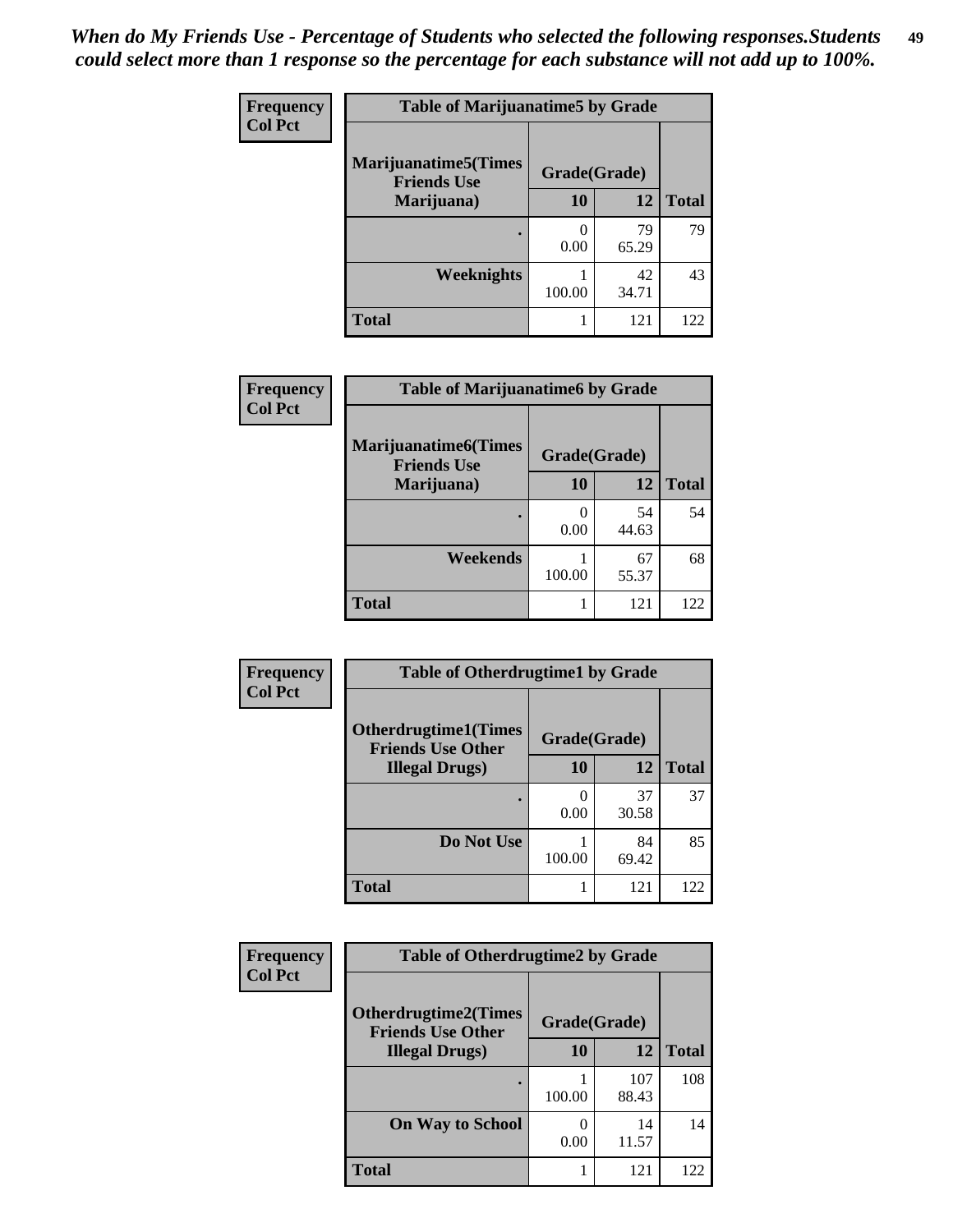*When do My Friends Use - Percentage of Students who selected the following responses.Students could select more than 1 response so the percentage for each substance will not add up to 100%.*

**Frequency**
**Col Pct**

**Table of Marijuanatime5 by Grade**

| Marijuanatime5(Times Friends Use Marijuana) | Grade(Grade) | | Total |
|---|---|---|---|
| | 10 | 12 | |
| . | 0<br>0.00 | 79<br>65.29 | 79 |
| Weeknights | 1<br>100.00 | 42<br>34.71 | 43 |
| Total | 1 | 121 | 122 |

**Frequency**
**Col Pct**

**Table of Marijuanatime6 by Grade**

| Marijuanatime6(Times Friends Use Marijuana) | Grade(Grade) | | Total |
|---|---|---|---|
| | 10 | 12 | |
| . | 0<br>0.00 | 54<br>44.63 | 54 |
| Weekends | 1<br>100.00 | 67<br>55.37 | 68 |
| Total | 1 | 121 | 122 |

**Frequency**
**Col Pct**

**Table of Otherdrugtime1 by Grade**

| Otherdrugtime1(Times Friends Use Other Illegal Drugs) | Grade(Grade) | | Total |
|---|---|---|---|
| | 10 | 12 | |
| . | 0<br>0.00 | 37<br>30.58 | 37 |
| Do Not Use | 1<br>100.00 | 84<br>69.42 | 85 |
| Total | 1 | 121 | 122 |

**Frequency**
**Col Pct**

**Table of Otherdrugtime2 by Grade**

| Otherdrugtime2(Times Friends Use Other Illegal Drugs) | Grade(Grade) | | Total |
|---|---|---|---|
| | 10 | 12 | |
| . | 1<br>100.00 | 107<br>88.43 | 108 |
| On Way to School | 0<br>0.00 | 14<br>11.57 | 14 |
| Total | 1 | 121 | 122 |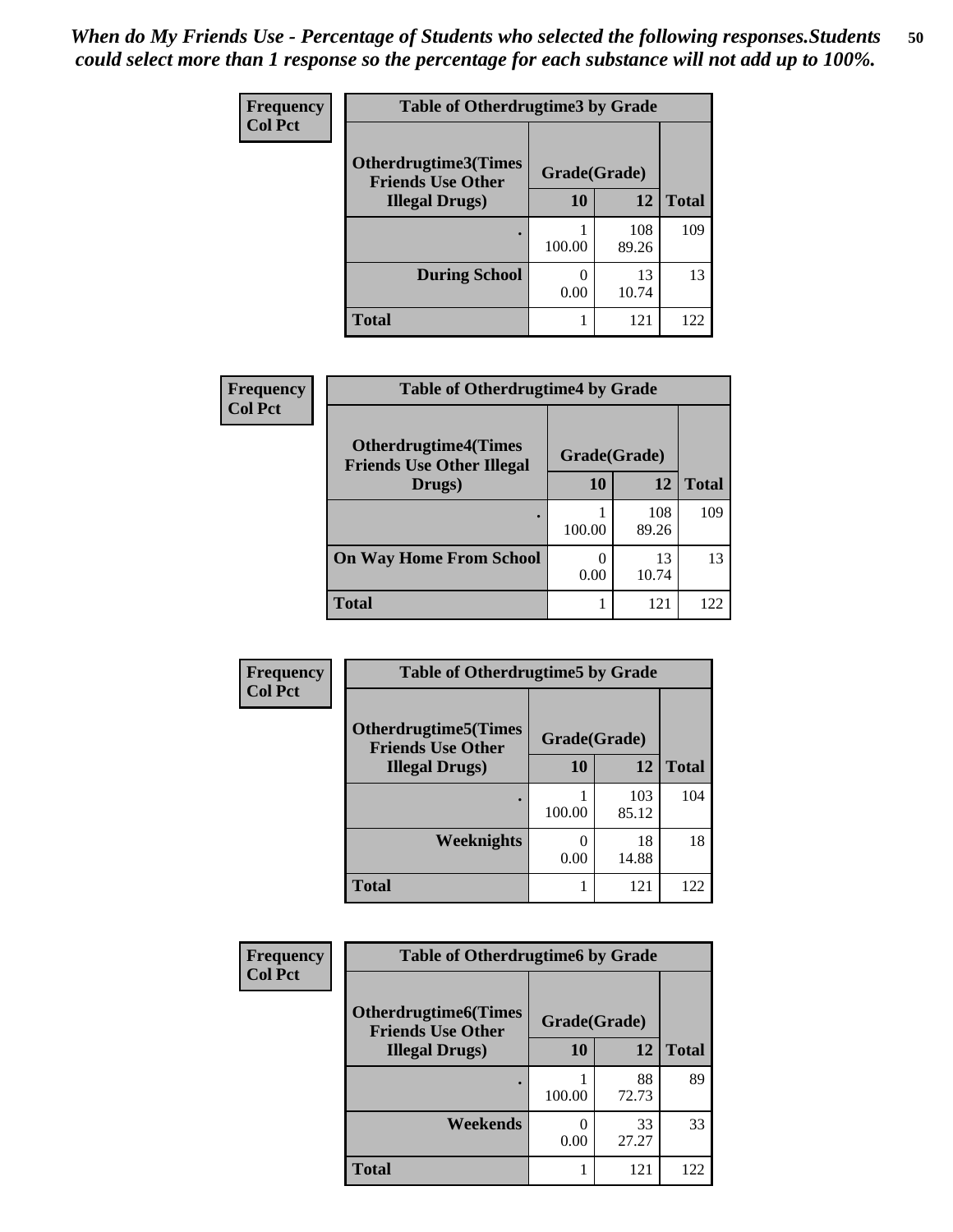*When do My Friends Use - Percentage of Students who selected the following responses.Students could select more than 1 response so the percentage for each substance will not add up to 100%.*

| Frequency Col Pct | Table of Otherdrugtime3 by Grade | | |
|---|---|---|---|
| Otherdrugtime3(Times Friends Use Other Illegal Drugs) | Grade(Grade) | | |
| | 10 | 12 | Total |
| . | 1<br>100.00 | 108<br>89.26 | 109 |
| During School | 0<br>0.00 | 13<br>10.74 | 13 |
| Total | 1 | 121 | 122 |

| Frequency Col Pct | Table of Otherdrugtime4 by Grade | | |
|---|---|---|---|
| Otherdrugtime4(Times Friends Use Other Illegal Drugs) | Grade(Grade) | | |
| | 10 | 12 | Total |
| . | 1<br>100.00 | 108<br>89.26 | 109 |
| On Way Home From School | 0<br>0.00 | 13<br>10.74 | 13 |
| Total | 1 | 121 | 122 |

| Frequency Col Pct | Table of Otherdrugtime5 by Grade | | |
|---|---|---|---|
| Otherdrugtime5(Times Friends Use Other Illegal Drugs) | Grade(Grade) | | |
| | 10 | 12 | Total |
| . | 1<br>100.00 | 103<br>85.12 | 104 |
| Weeknights | 0<br>0.00 | 18<br>14.88 | 18 |
| Total | 1 | 121 | 122 |

| Frequency Col Pct | Table of Otherdrugtime6 by Grade | | |
|---|---|---|---|
| Otherdrugtime6(Times Friends Use Other Illegal Drugs) | Grade(Grade) | | |
| | 10 | 12 | Total |
| . | 1<br>100.00 | 88<br>72.73 | 89 |
| Weekends | 0<br>0.00 | 33<br>27.27 | 33 |
| Total | 1 | 121 | 122 |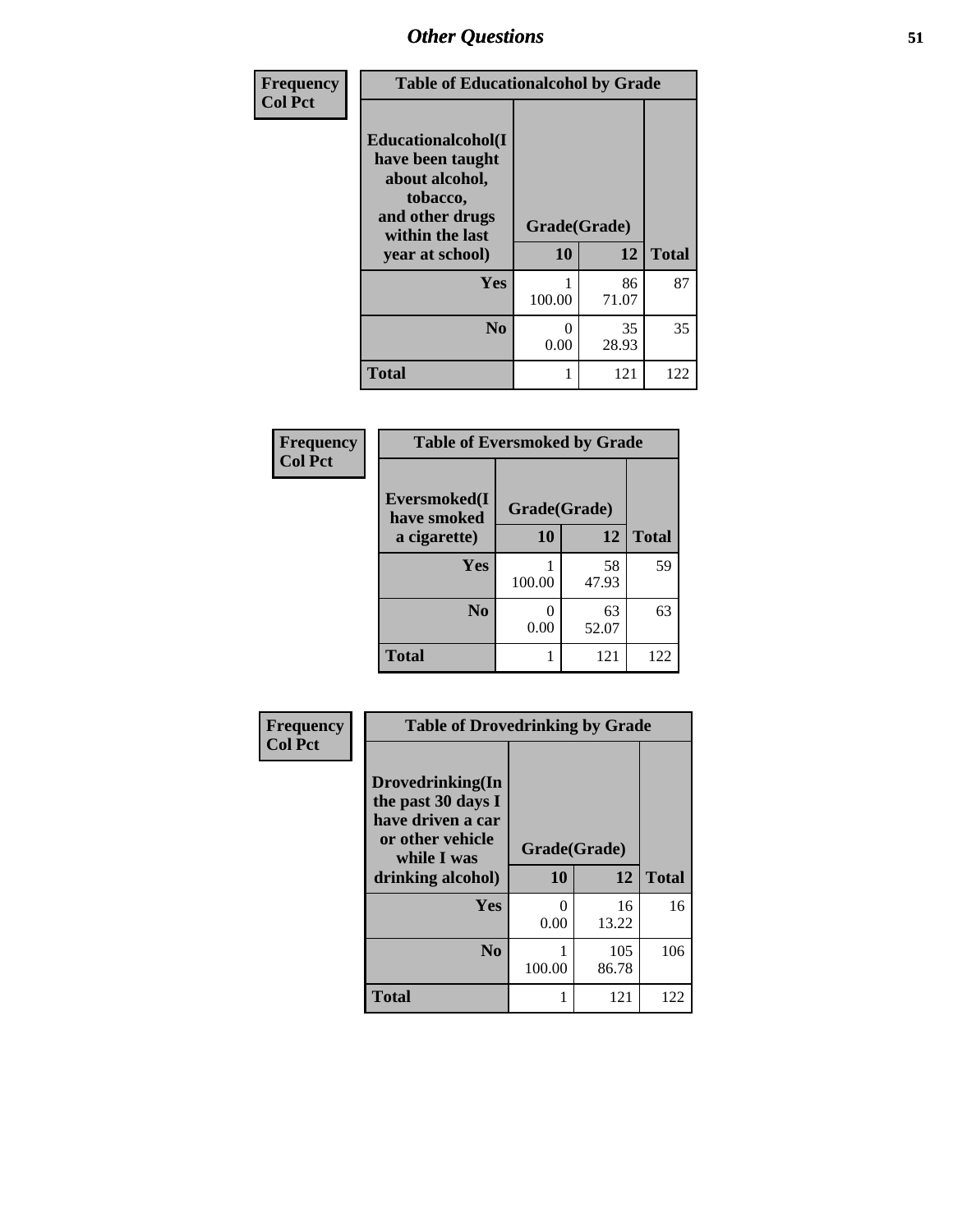| Frequency Col Pct | Table of Educationalcohol by Grade | | |
|---|---|---|---|
| Educationalcohol(I have been taught about alcohol, tobacco, and other drugs within the last year at school) | Grade(Grade) | | |
| | 10 | 12 | Total |
| Yes | 1<br>100.00 | 86<br>71.07 | 87 |
| No | 0<br>0.00 | 35<br>28.93 | 35 |
| Total | 1 | 121 | 122 |

| Frequency Col Pct | Table of Eversmoked by Grade | | |
|---|---|---|---|
| Eversmoked(I have smoked a cigarette) | Grade(Grade) | | |
| | 10 | 12 | Total |
| Yes | 1<br>100.00 | 58<br>47.93 | 59 |
| No | 0<br>0.00 | 63<br>52.07 | 63 |
| Total | 1 | 121 | 122 |

| Frequency Col Pct | Table of Drovedrinking by Grade | | |
|---|---|---|---|
| Drovedrinking(In the past 30 days I have driven a car or other vehicle while I was drinking alcohol) | Grade(Grade) | | |
| | 10 | 12 | Total |
| Yes | 0<br>0.00 | 16<br>13.22 | 16 |
| No | 1<br>100.00 | 105<br>86.78 | 106 |
| Total | 1 | 121 | 122 |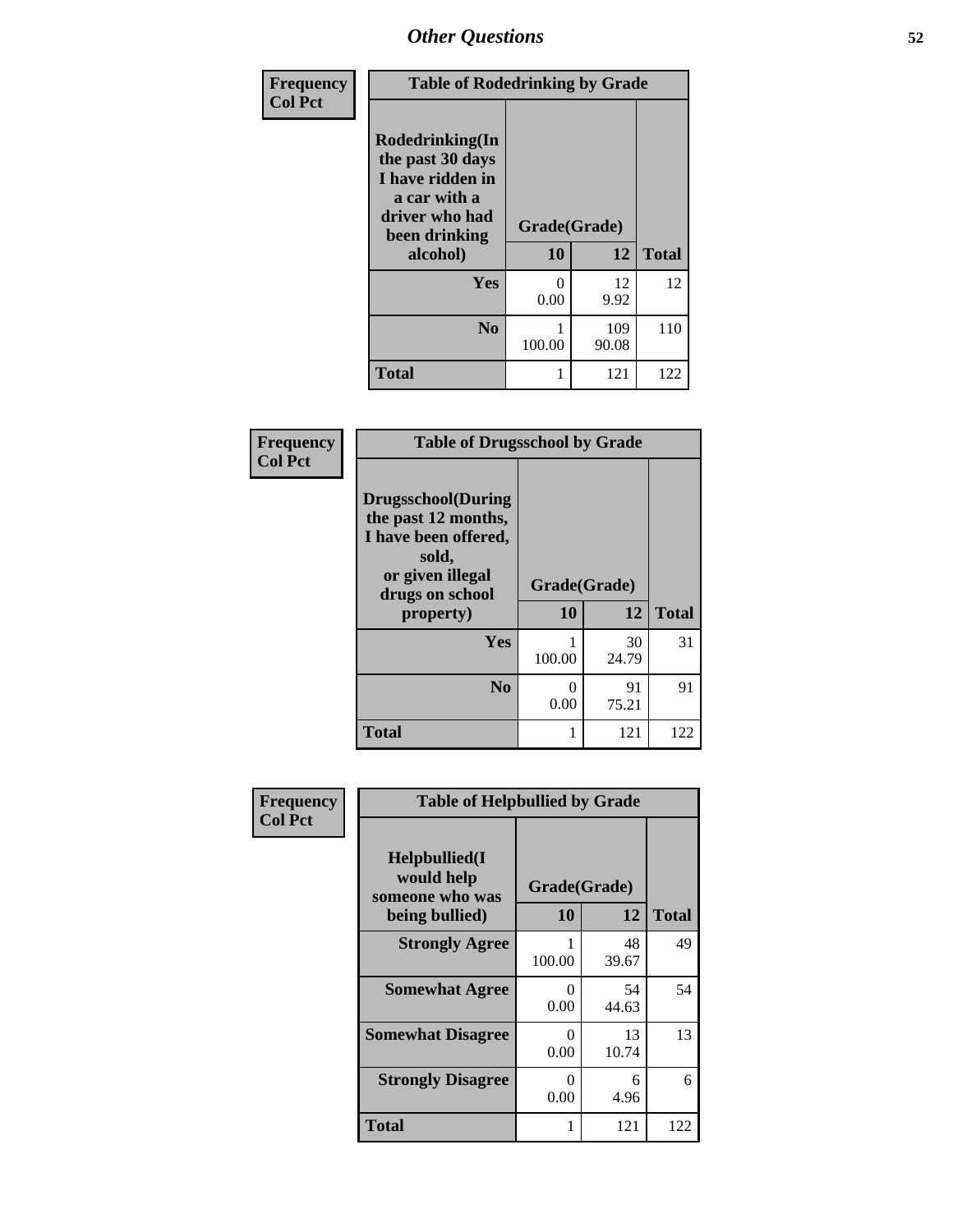| Frequency Col Pct |
|---|

| Table of Rodedrinking by Grade | | | |
|---|---|---|---|
| Rodedrinking(In the past 30 days I have ridden in a car with a driver who had been drinking alcohol) | Grade(Grade) | | |
| | 10 | 12 | Total |
| Yes | 0<br>0.00 | 12<br>9.92 | 12 |
| No | 1<br>100.00 | 109<br>90.08 | 110 |
| Total | 1 | 121 | 122 |

| Frequency Col Pct |
|---|

| Table of Drugsschool by Grade | | | |
|---|---|---|---|
| Drugsschool(During the past 12 months, I have been offered, sold, or given illegal drugs on school property) | Grade(Grade) | | |
| | 10 | 12 | Total |
| Yes | 1<br>100.00 | 30<br>24.79 | 31 |
| No | 0<br>0.00 | 91<br>75.21 | 91 |
| Total | 1 | 121 | 122 |

| Frequency Col Pct |
|---|

| Table of Helpbullied by Grade | | | |
|---|---|---|---|
| Helpbullied(I would help someone who was being bullied) | Grade(Grade) | | |
| | 10 | 12 | Total |
| Strongly Agree | 1<br>100.00 | 48<br>39.67 | 49 |
| Somewhat Agree | 0<br>0.00 | 54<br>44.63 | 54 |
| Somewhat Disagree | 0<br>0.00 | 13<br>10.74 | 13 |
| Strongly Disagree | 0<br>0.00 | 6<br>4.96 | 6 |
| Total | 1 | 121 | 122 |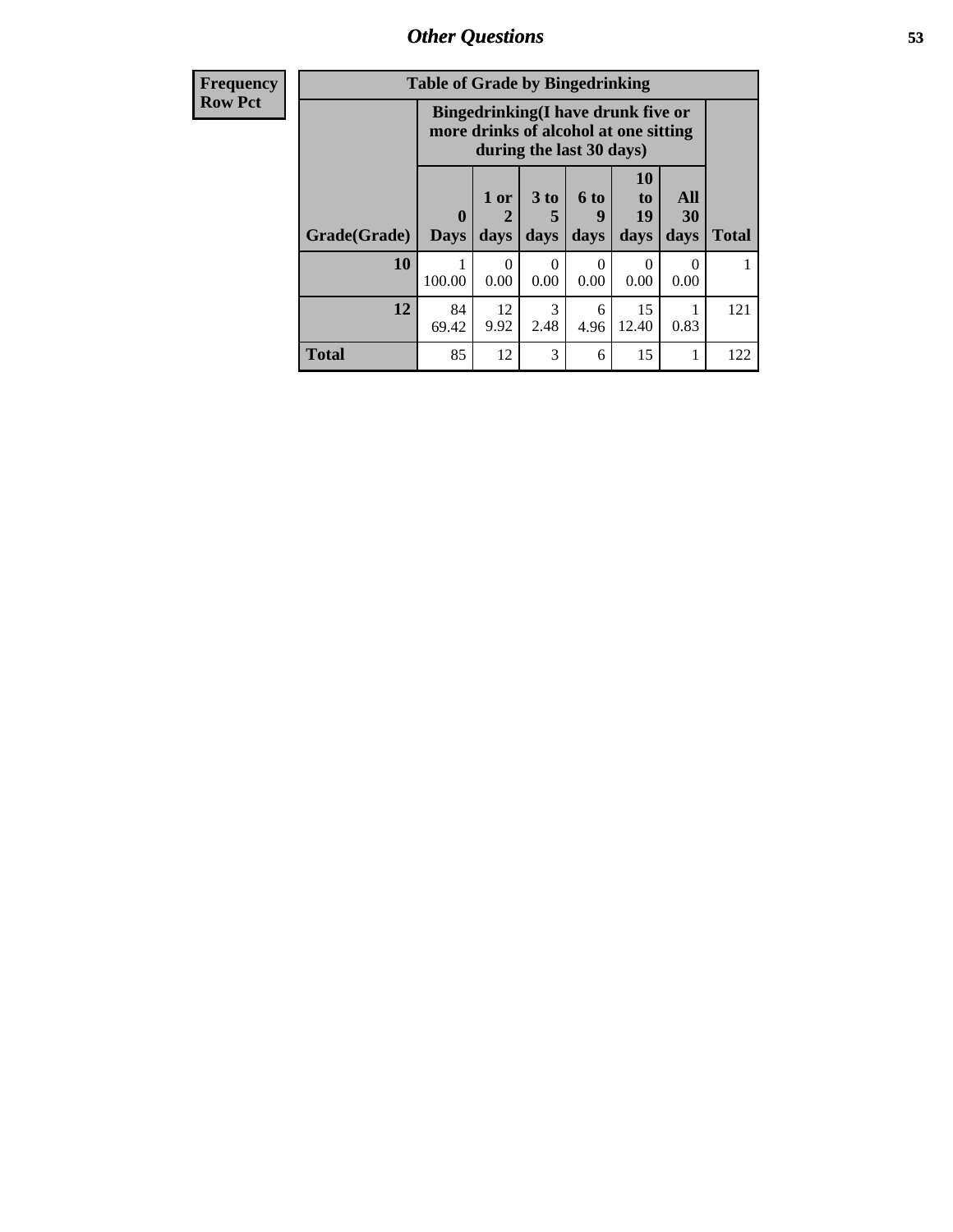| Frequency<br>Row Pct |
|---|

**Table of Grade by Bingedrinking**

| Grade(Grade) | Bingedrinking(I have drunk five or more drinks of alcohol at one sitting during the last 30 days) | | | | | | Total |
|---|---|---|---|---|---|---|---|
| | 0 Days | 1 or 2 days | 3 to 5 days | 6 to 9 days | 10 to 19 days | All 30 days | |
| **10** | 1<br>100.00 | 0<br>0.00 | 0<br>0.00 | 0<br>0.00 | 0<br>0.00 | 0<br>0.00 | 1 |
| **12** | 84<br>69.42 | 12<br>9.92 | 3<br>2.48 | 6<br>4.96 | 15<br>12.40 | 1<br>0.83 | 121 |
| **Total** | 85 | 12 | 3 | 6 | 15 | 1 | 122 |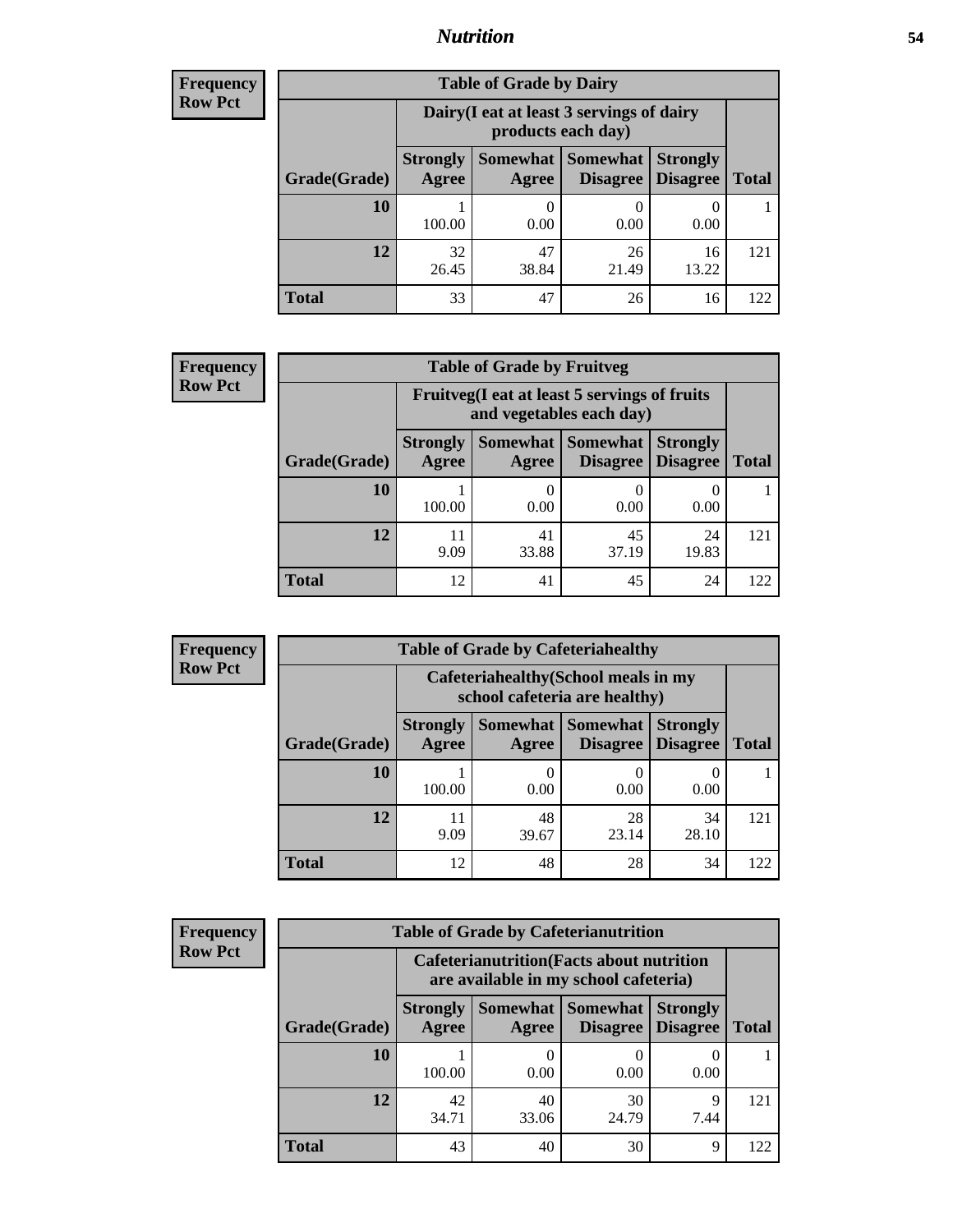# Nutrition

**Frequency Row Pct**

| Table of Grade by Dairy | | | | | |
|---|---|---|---|---|---|
| | Dairy(I eat at least 3 servings of dairy products each day) | | | | |
| Grade(Grade) | Strongly Agree | Somewhat Agree | Somewhat Disagree | Strongly Disagree | Total |
| 10 | 1<br>100.00 | 0<br>0.00 | 0<br>0.00 | 0<br>0.00 | 1 |
| 12 | 32<br>26.45 | 47<br>38.84 | 26<br>21.49 | 16<br>13.22 | 121 |
| Total | 33 | 47 | 26 | 16 | 122 |

**Frequency Row Pct**

| Table of Grade by Fruitveg | | | | | |
|---|---|---|---|---|---|
| | Fruitveg(I eat at least 5 servings of fruits and vegetables each day) | | | | |
| Grade(Grade) | Strongly Agree | Somewhat Agree | Somewhat Disagree | Strongly Disagree | Total |
| 10 | 1<br>100.00 | 0<br>0.00 | 0<br>0.00 | 0<br>0.00 | 1 |
| 12 | 11<br>9.09 | 41<br>33.88 | 45<br>37.19 | 24<br>19.83 | 121 |
| Total | 12 | 41 | 45 | 24 | 122 |

**Frequency Row Pct**

| Table of Grade by Cafeteriahealthy | | | | | |
|---|---|---|---|---|---|
| | Cafeteriahealthy(School meals in my school cafeteria are healthy) | | | | |
| Grade(Grade) | Strongly Agree | Somewhat Agree | Somewhat Disagree | Strongly Disagree | Total |
| 10 | 1<br>100.00 | 0<br>0.00 | 0<br>0.00 | 0<br>0.00 | 1 |
| 12 | 11<br>9.09 | 48<br>39.67 | 28<br>23.14 | 34<br>28.10 | 121 |
| Total | 12 | 48 | 28 | 34 | 122 |

**Frequency Row Pct**

| Table of Grade by Cafeterianutrition | | | | | |
|---|---|---|---|---|---|
| | Cafeterianutrition(Facts about nutrition are available in my school cafeteria) | | | | |
| Grade(Grade) | Strongly Agree | Somewhat Agree | Somewhat Disagree | Strongly Disagree | Total |
| 10 | 1<br>100.00 | 0<br>0.00 | 0<br>0.00 | 0<br>0.00 | 1 |
| 12 | 42<br>34.71 | 40<br>33.06 | 30<br>24.79 | 9<br>7.44 | 121 |
| Total | 43 | 40 | 30 | 9 | 122 |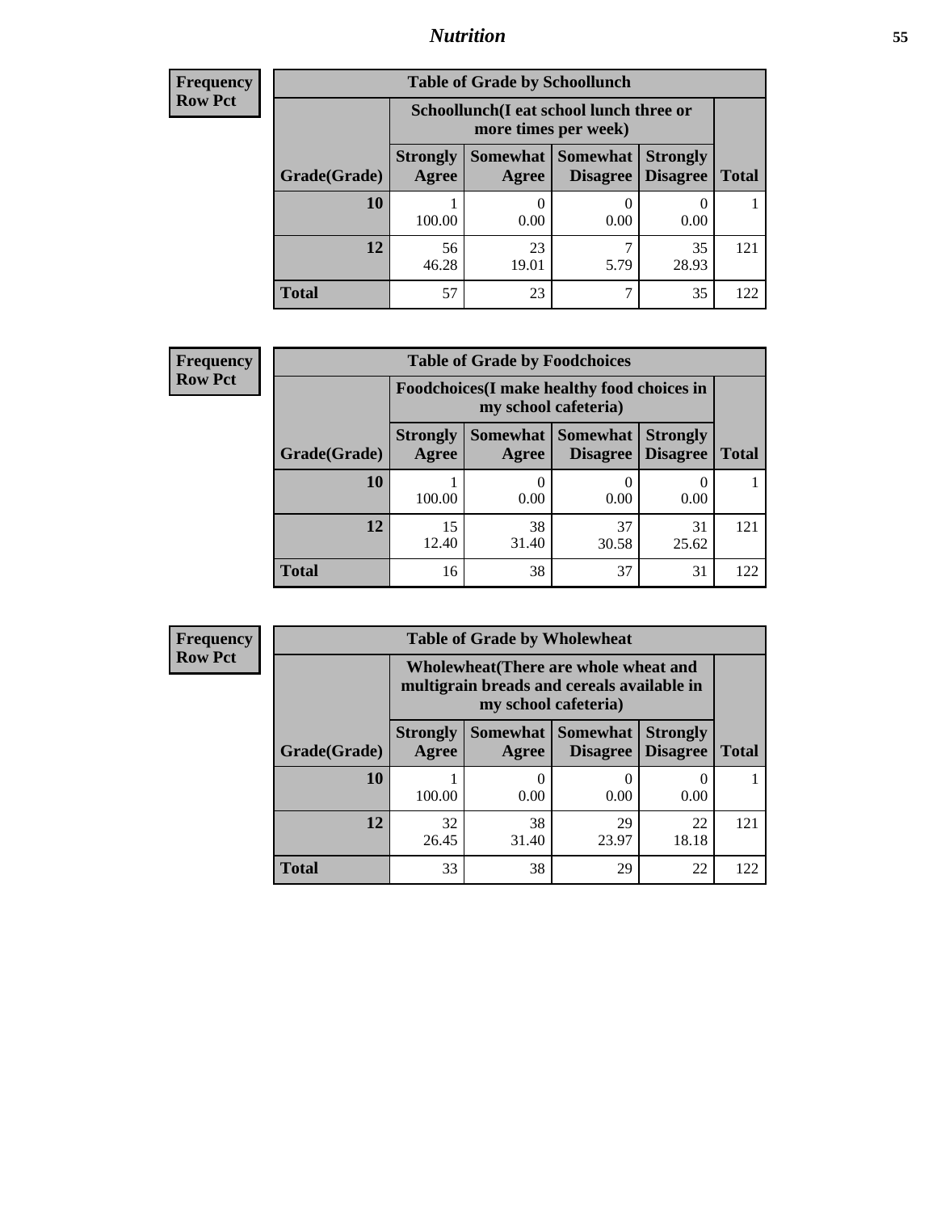| Frequency |
|---|
| Row Pct |

**Table of Grade by Schoollunch**

| | Schoollunch(I eat school lunch three or more times per week) | | | | |
|---|---|---|---|---|---|
| Grade(Grade) | Strongly Agree | Somewhat Agree | Somewhat Disagree | Strongly Disagree | Total |
| 10 | 1<br>100.00 | 0<br>0.00 | 0<br>0.00 | 0<br>0.00 | 1 |
| 12 | 56<br>46.28 | 23<br>19.01 | 7<br>5.79 | 35<br>28.93 | 121 |
| Total | 57 | 23 | 7 | 35 | 122 |

| Frequency |
|---|
| Row Pct |

**Table of Grade by Foodchoices**

| | Foodchoices(I make healthy food choices in my school cafeteria) | | | | |
|---|---|---|---|---|---|
| Grade(Grade) | Strongly Agree | Somewhat Agree | Somewhat Disagree | Strongly Disagree | Total |
| 10 | 1<br>100.00 | 0<br>0.00 | 0<br>0.00 | 0<br>0.00 | 1 |
| 12 | 15<br>12.40 | 38<br>31.40 | 37<br>30.58 | 31<br>25.62 | 121 |
| Total | 16 | 38 | 37 | 31 | 122 |

| Frequency |
|---|
| Row Pct |

**Table of Grade by Wholewheat**

| | Wholewheat(There are whole wheat and multigrain breads and cereals available in my school cafeteria) | | | | |
|---|---|---|---|---|---|
| Grade(Grade) | Strongly Agree | Somewhat Agree | Somewhat Disagree | Strongly Disagree | Total |
| 10 | 1<br>100.00 | 0<br>0.00 | 0<br>0.00 | 0<br>0.00 | 1 |
| 12 | 32<br>26.45 | 38<br>31.40 | 29<br>23.97 | 22<br>18.18 | 121 |
| Total | 33 | 38 | 29 | 22 | 122 |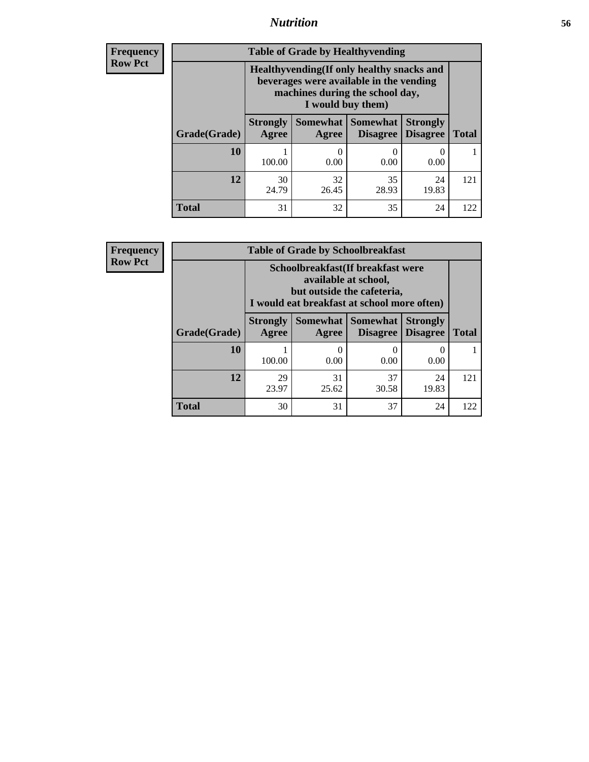| Frequency Row Pct |
|---|

**Table of Grade by Healthyvending**

| Grade(Grade) | Healthyvending(If only healthy snacks and beverages were available in the vending machines during the school day, I would buy them) | | | | Total |
|---|---|---|---|---|---|
| | Strongly Agree | Somewhat Agree | Somewhat Disagree | Strongly Disagree | |
| **10** | 1<br>100.00 | 0<br>0.00 | 0<br>0.00 | 0<br>0.00 | 1 |
| **12** | 30<br>24.79 | 32<br>26.45 | 35<br>28.93 | 24<br>19.83 | 121 |
| **Total** | 31 | 32 | 35 | 24 | 122 |

| Frequency Row Pct |
|---|

**Table of Grade by Schoolbreakfast**

| Grade(Grade) | Schoolbreakfast(If breakfast were available at school, but outside the cafeteria, I would eat breakfast at school more often) | | | | Total |
|---|---|---|---|---|---|
| | Strongly Agree | Somewhat Agree | Somewhat Disagree | Strongly Disagree | |
| **10** | 1<br>100.00 | 0<br>0.00 | 0<br>0.00 | 0<br>0.00 | 1 |
| **12** | 29<br>23.97 | 31<br>25.62 | 37<br>30.58 | 24<br>19.83 | 121 |
| **Total** | 30 | 31 | 37 | 24 | 122 |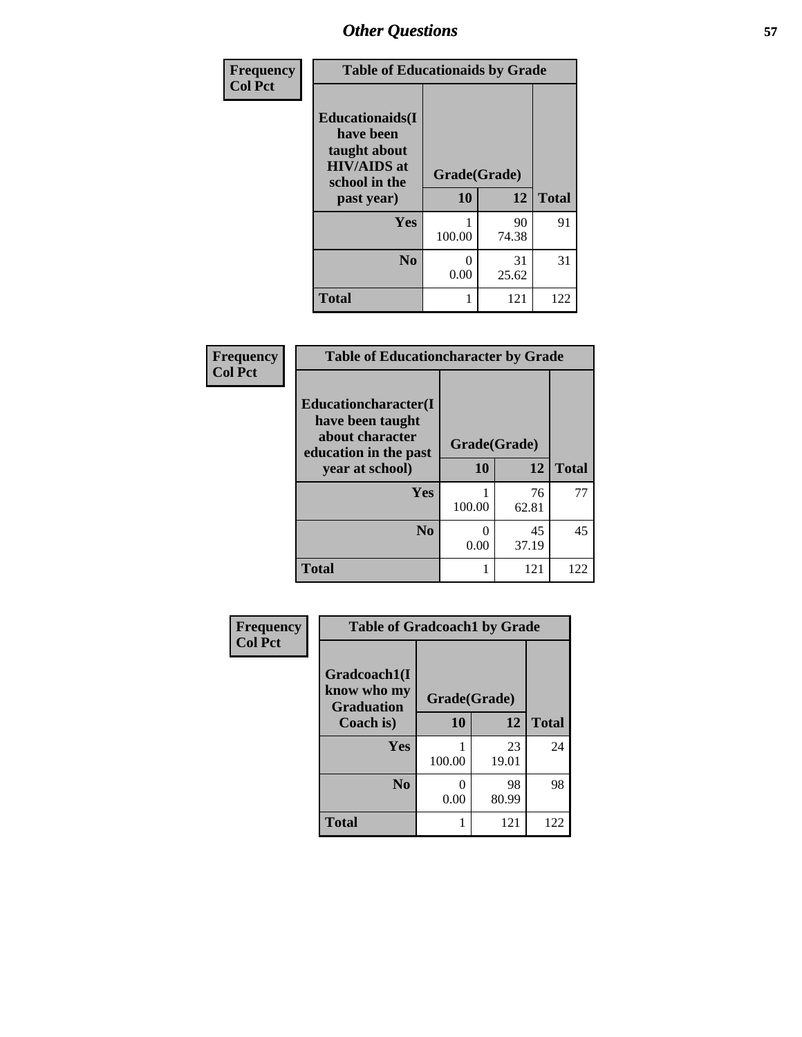## Other Questions

| Frequency<br>Col Pct |
|---|

**Table of Educationaids by Grade**

| Educationaids(I have been taught about HIV/AIDS at school in the past year) | Grade(Grade) | | Total |
|---|---|---|---|
| | 10 | 12 | |
| Yes | 1<br>100.00 | 90<br>74.38 | 91 |
| No | 0<br>0.00 | 31<br>25.62 | 31 |
| Total | 1 | 121 | 122 |

| Frequency<br>Col Pct |
|---|

**Table of Educationcharacter by Grade**

| Educationcharacter(I have been taught about character education in the past year at school) | Grade(Grade) | | Total |
|---|---|---|---|
| | 10 | 12 | |
| Yes | 1<br>100.00 | 76<br>62.81 | 77 |
| No | 0<br>0.00 | 45<br>37.19 | 45 |
| Total | 1 | 121 | 122 |

| Frequency<br>Col Pct |
|---|

**Table of Gradcoach1 by Grade**

| Gradcoach1(I know who my Graduation Coach is) | Grade(Grade) | | Total |
|---|---|---|---|
| | 10 | 12 | |
| Yes | 1<br>100.00 | 23<br>19.01 | 24 |
| No | 0<br>0.00 | 98<br>80.99 | 98 |
| Total | 1 | 121 | 122 |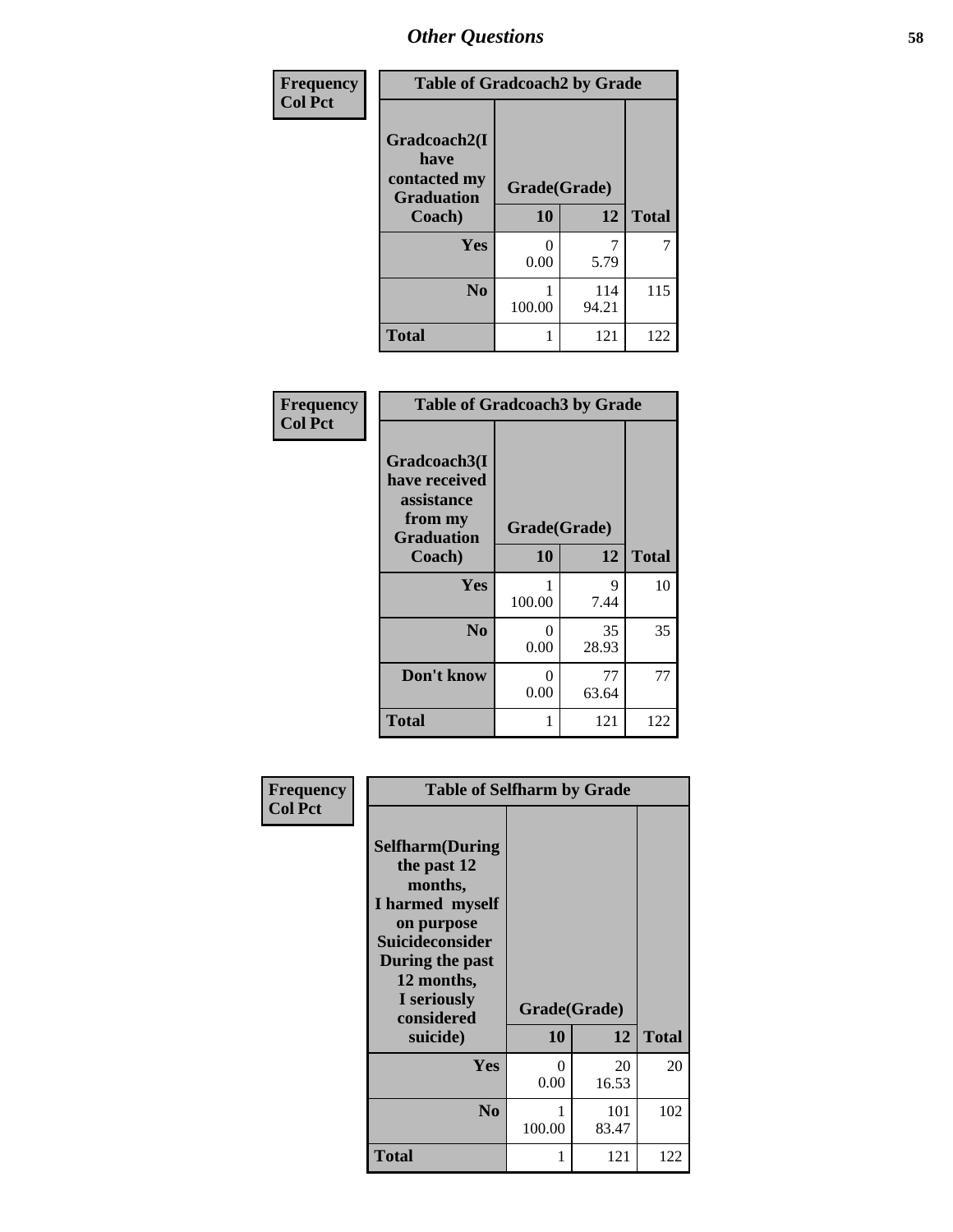## Other Questions

**Frequency**
**Col Pct**

**Table of Gradcoach2 by Grade**

| Gradcoach2(I have contacted my Graduation Coach) | Grade(Grade) 10 | 12 | Total |
|---|---|---|---|
| **Yes** | 0<br>0.00 | 7<br>5.79 | 7 |
| **No** | 1<br>100.00 | 114<br>94.21 | 115 |
| **Total** | 1 | 121 | 122 |

**Frequency**
**Col Pct**

**Table of Gradcoach3 by Grade**

| Gradcoach3(I have received assistance from my Graduation Coach) | Grade(Grade) 10 | 12 | Total |
|---|---|---|---|
| **Yes** | 1<br>100.00 | 9<br>7.44 | 10 |
| **No** | 0<br>0.00 | 35<br>28.93 | 35 |
| **Don't know** | 0<br>0.00 | 77<br>63.64 | 77 |
| **Total** | 1 | 121 | 122 |

**Frequency**
**Col Pct**

**Table of Selfharm by Grade**

| Selfharm(During the past 12 months, I harmed myself on purpose Suicideconsider During the past 12 months, I seriously considered suicide) | Grade(Grade) 10 | 12 | Total |
|---|---|---|---|
| **Yes** | 0<br>0.00 | 20<br>16.53 | 20 |
| **No** | 1<br>100.00 | 101<br>83.47 | 102 |
| **Total** | 1 | 121 | 122 |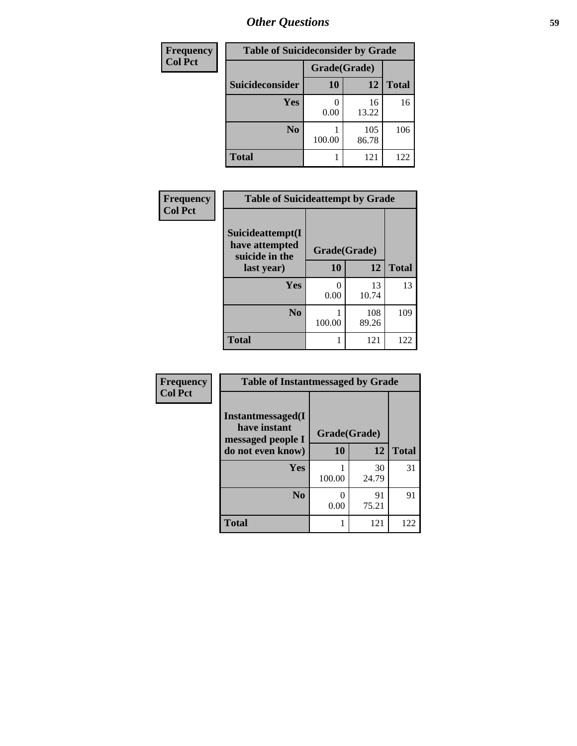| Frequency |
|---|
| Col Pct |

| Table of Suicideconsider by Grade | | | |
|---|---|---|---|
| | Grade(Grade) | | |
| Suicideconsider | 10 | 12 | Total |
| Yes | 0<br>0.00 | 16<br>13.22 | 16 |
| No | 1<br>100.00 | 105<br>86.78 | 106 |
| Total | 1 | 121 | 122 |

| Frequency |
|---|
| Col Pct |

| Table of Suicideattempt by Grade | | | |
|---|---|---|---|
| Suicideattempt(I have attempted suicide in the last year) | Grade(Grade) | | |
| | 10 | 12 | Total |
| Yes | 0<br>0.00 | 13<br>10.74 | 13 |
| No | 1<br>100.00 | 108<br>89.26 | 109 |
| Total | 1 | 121 | 122 |

| Frequency |
|---|
| Col Pct |

| Table of Instantmessaged by Grade | | | |
|---|---|---|---|
| Instantmessaged(I have instant messaged people I do not even know) | Grade(Grade) | | |
| | 10 | 12 | Total |
| Yes | 1<br>100.00 | 30<br>24.79 | 31 |
| No | 0<br>0.00 | 91<br>75.21 | 91 |
| Total | 1 | 121 | 122 |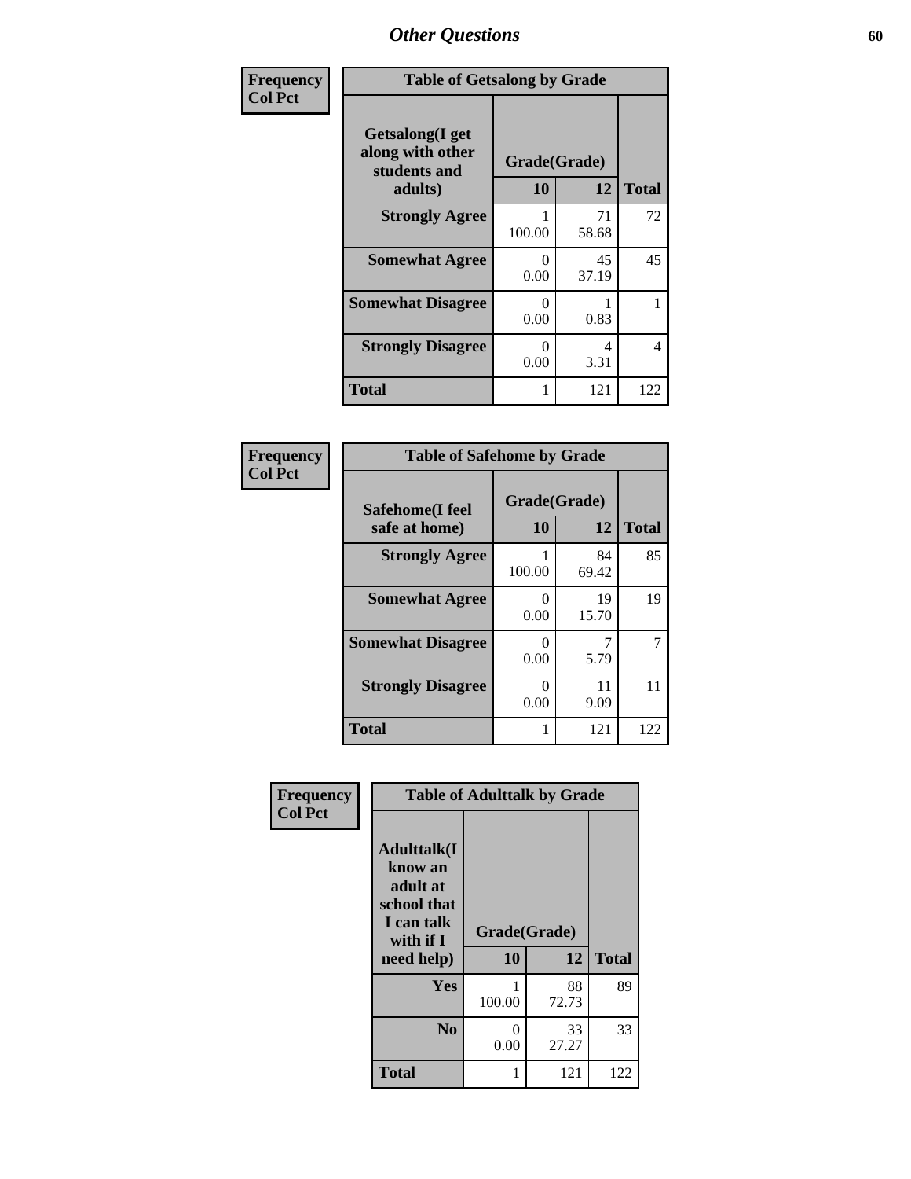## Other Questions

**Frequency**
**Col Pct**

| Table of Getsalong by Grade | | | |
|---|---|---|---|
| **Getsalong(I get along with other students and adults)** | **Grade(Grade)** | | |
| | **10** | **12** | **Total** |
| **Strongly Agree** | 1<br>100.00 | 71<br>58.68 | 72 |
| **Somewhat Agree** | 0<br>0.00 | 45<br>37.19 | 45 |
| **Somewhat Disagree** | 0<br>0.00 | 1<br>0.83 | 1 |
| **Strongly Disagree** | 0<br>0.00 | 4<br>3.31 | 4 |
| **Total** | 1 | 121 | 122 |

**Frequency**
**Col Pct**

| Table of Safehome by Grade | | | |
|---|---|---|---|
| **Safehome(I feel safe at home)** | **Grade(Grade)** | | |
| | **10** | **12** | **Total** |
| **Strongly Agree** | 1<br>100.00 | 84<br>69.42 | 85 |
| **Somewhat Agree** | 0<br>0.00 | 19<br>15.70 | 19 |
| **Somewhat Disagree** | 0<br>0.00 | 7<br>5.79 | 7 |
| **Strongly Disagree** | 0<br>0.00 | 11<br>9.09 | 11 |
| **Total** | 1 | 121 | 122 |

**Frequency**
**Col Pct**

| Table of Adulttalk by Grade | | | |
|---|---|---|---|
| **Adulttalk(I know an adult at school that I can talk with if I need help)** | **Grade(Grade)** | | |
| | **10** | **12** | **Total** |
| **Yes** | 1<br>100.00 | 88<br>72.73 | 89 |
| **No** | 0<br>0.00 | 33<br>27.27 | 33 |
| **Total** | 1 | 121 | 122 |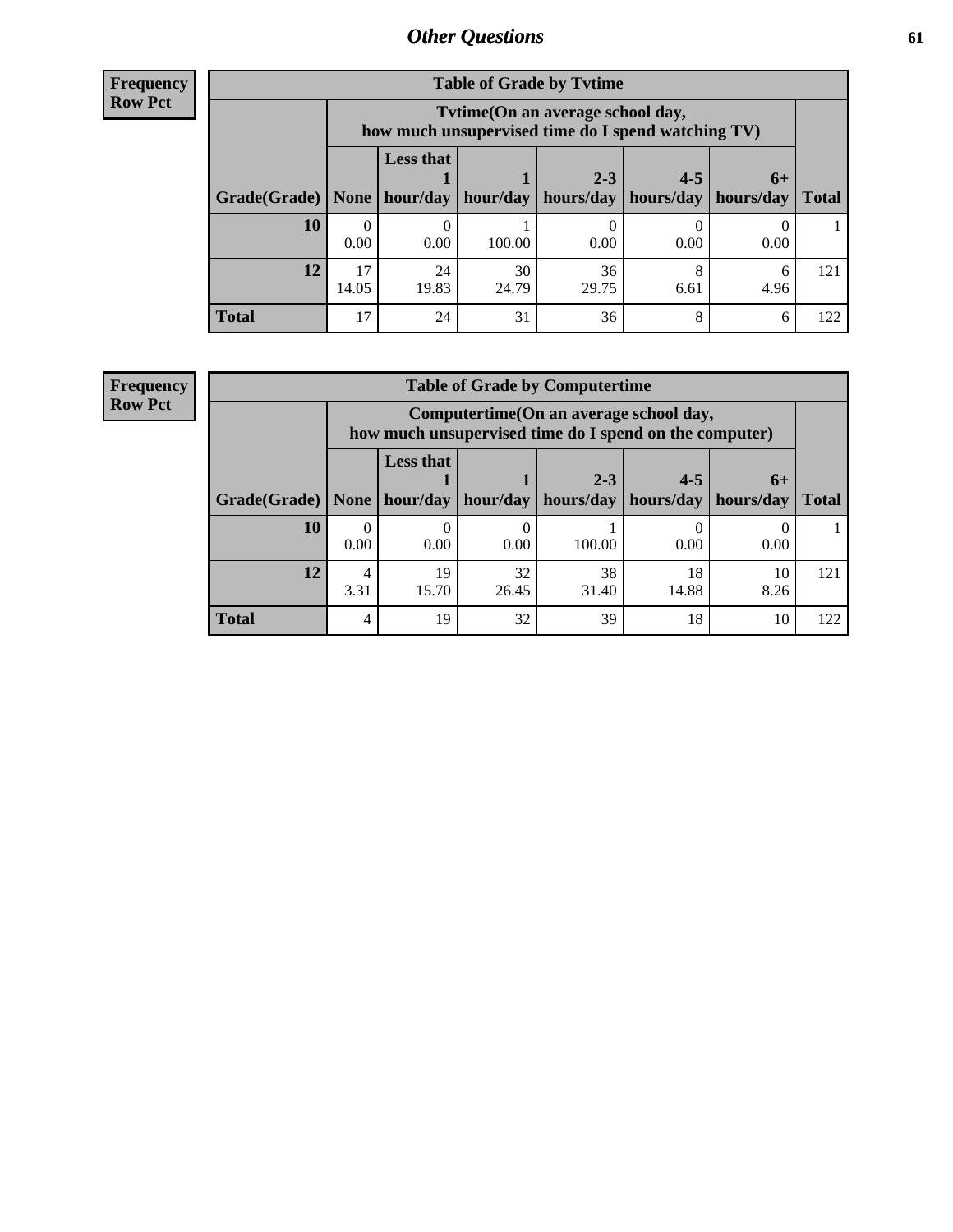## Other Questions

**Frequency**
**Row Pct**

| Table of Grade by Tvtime | | | | | | | |
|---|---|---|---|---|---|---|---|
| | Tvtime(On an average school day, how much unsupervised time do I spend watching TV) | | | | | | |
| Grade(Grade) | None | Less that 1 hour/day | 1 hour/day | 2-3 hours/day | 4-5 hours/day | 6+ hours/day | Total |
| **10** | 0<br>0.00 | 0<br>0.00 | 1<br>100.00 | 0<br>0.00 | 0<br>0.00 | 0<br>0.00 | 1 |
| **12** | 17<br>14.05 | 24<br>19.83 | 30<br>24.79 | 36<br>29.75 | 8<br>6.61 | 6<br>4.96 | 121 |
| **Total** | 17 | 24 | 31 | 36 | 8 | 6 | 122 |

**Frequency**
**Row Pct**

| Table of Grade by Computertime | | | | | | | |
|---|---|---|---|---|---|---|---|
| | Computertime(On an average school day, how much unsupervised time do I spend on the computer) | | | | | | |
| Grade(Grade) | None | Less that 1 hour/day | 1 hour/day | 2-3 hours/day | 4-5 hours/day | 6+ hours/day | Total |
| **10** | 0<br>0.00 | 0<br>0.00 | 0<br>0.00 | 1<br>100.00 | 0<br>0.00 | 0<br>0.00 | 1 |
| **12** | 4<br>3.31 | 19<br>15.70 | 32<br>26.45 | 38<br>31.40 | 18<br>14.88 | 10<br>8.26 | 121 |
| **Total** | 4 | 19 | 32 | 39 | 18 | 10 | 122 |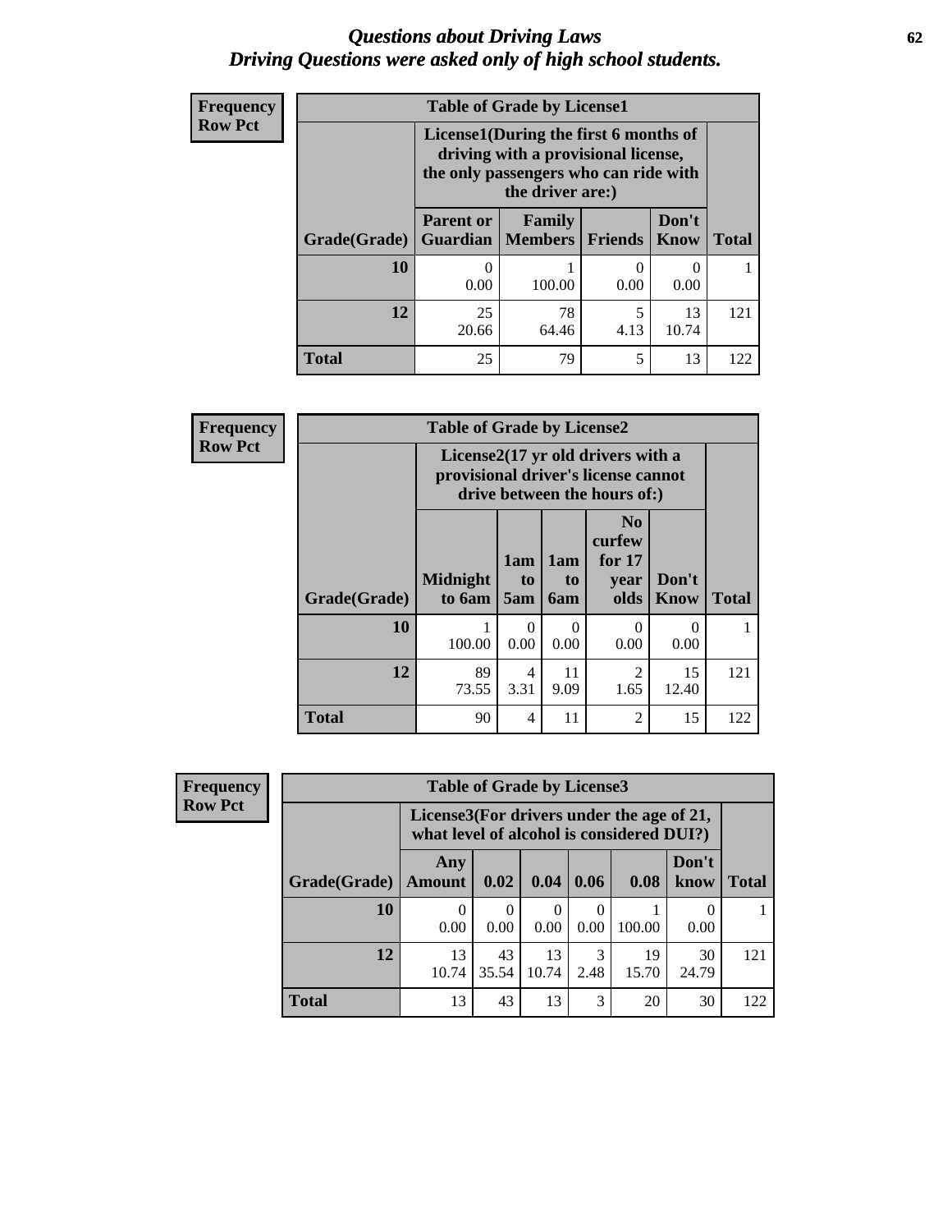# *Questions about Driving Laws*
# *Driving Questions were asked only of high school students.*

**Frequency**
**Row Pct**

**Table of Grade by License1**

| Grade(Grade) | License1(During the first 6 months of driving with a provisional license, the only passengers who can ride with the driver are:) | | | | Total |
|---|---|---|---|---|---|
| | Parent or Guardian | Family Members | Friends | Don't Know | |
| **10** | 0<br>0.00 | 1<br>100.00 | 0<br>0.00 | 0<br>0.00 | 1 |
| **12** | 25<br>20.66 | 78<br>64.46 | 5<br>4.13 | 13<br>10.74 | 121 |
| **Total** | 25 | 79 | 5 | 13 | 122 |

**Frequency**
**Row Pct**

**Table of Grade by License2**

| Grade(Grade) | License2(17 yr old drivers with a provisional driver's license cannot drive between the hours of:) | | | | | Total |
|---|---|---|---|---|---|---|
| | Midnight to 6am | 1am to 5am | 1am to 6am | No curfew for 17 year olds | Don't Know | |
| **10** | 1<br>100.00 | 0<br>0.00 | 0<br>0.00 | 0<br>0.00 | 0<br>0.00 | 1 |
| **12** | 89<br>73.55 | 4<br>3.31 | 11<br>9.09 | 2<br>1.65 | 15<br>12.40 | 121 |
| **Total** | 90 | 4 | 11 | 2 | 15 | 122 |

**Frequency**
**Row Pct**

**Table of Grade by License3**

| Grade(Grade) | License3(For drivers under the age of 21, what level of alcohol is considered DUI?) | | | | | | Total |
|---|---|---|---|---|---|---|---|
| | Any Amount | 0.02 | 0.04 | 0.06 | 0.08 | Don't know | |
| **10** | 0<br>0.00 | 0<br>0.00 | 0<br>0.00 | 0<br>0.00 | 1<br>100.00 | 0<br>0.00 | 1 |
| **12** | 13<br>10.74 | 43<br>35.54 | 13<br>10.74 | 3<br>2.48 | 19<br>15.70 | 30<br>24.79 | 121 |
| **Total** | 13 | 43 | 13 | 3 | 20 | 30 | 122 |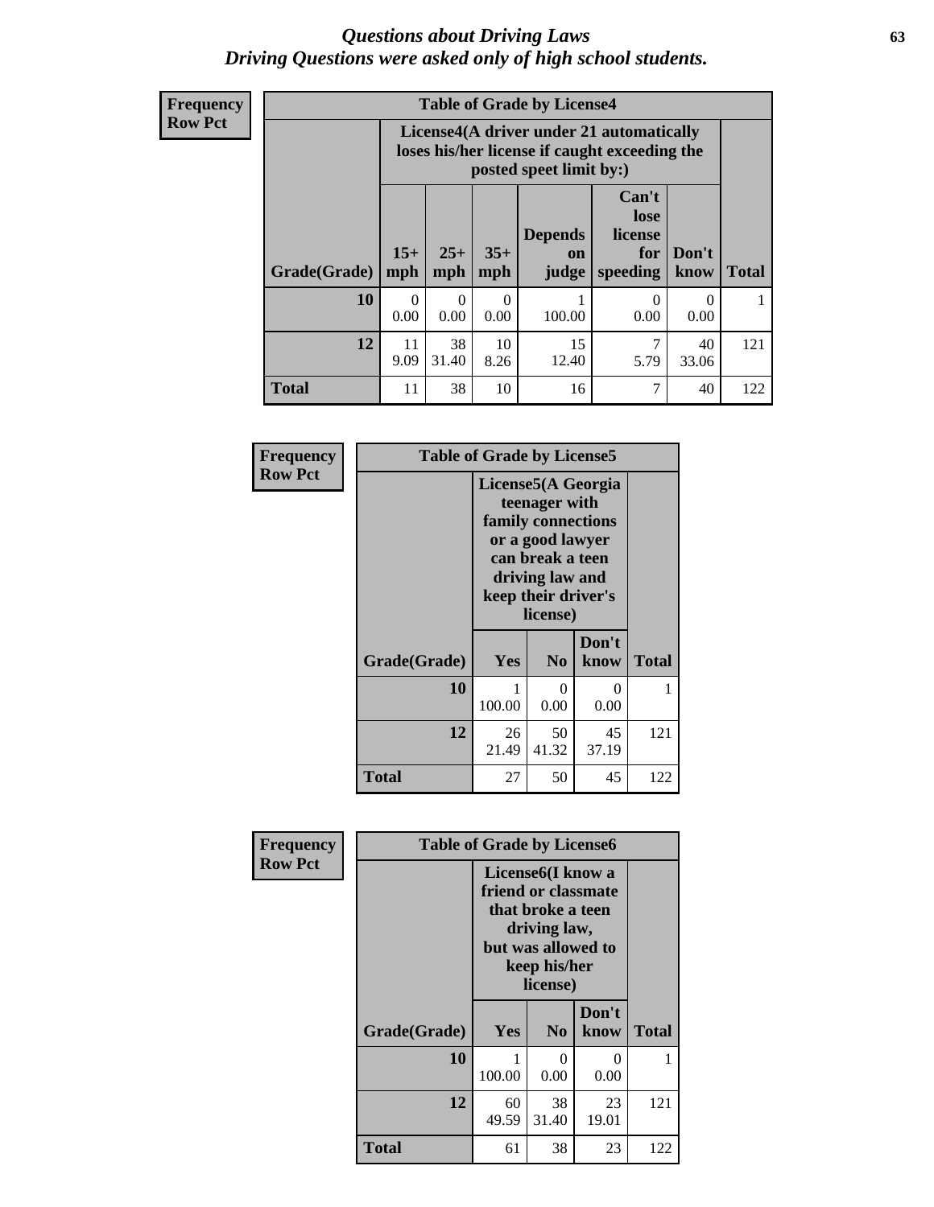# *Questions about Driving Laws*
# *Driving Questions were asked only of high school students.*

**Frequency**
**Row Pct**

**Table of Grade by License4**

| Grade(Grade) | License4(A driver under 21 automatically loses his/her license if caught exceeding the posted speet limit by:) | | | | | | Total |
|---|---|---|---|---|---|---|---|
| | 15+ mph | 25+ mph | 35+ mph | Depends on judge | Can't lose license for speeding | Don't know | |
| **10** | 0<br>0.00 | 0<br>0.00 | 0<br>0.00 | 1<br>100.00 | 0<br>0.00 | 0<br>0.00 | 1 |
| **12** | 11<br>9.09 | 38<br>31.40 | 10<br>8.26 | 15<br>12.40 | 7<br>5.79 | 40<br>33.06 | 121 |
| **Total** | 11 | 38 | 10 | 16 | 7 | 40 | 122 |

**Frequency**
**Row Pct**

**Table of Grade by License5**

| Grade(Grade) | License5(A Georgia teenager with family connections or a good lawyer can break a teen driving law and keep their driver's license) | | | Total |
|---|---|---|---|---|
| | Yes | No | Don't know | |
| **10** | 1<br>100.00 | 0<br>0.00 | 0<br>0.00 | 1 |
| **12** | 26<br>21.49 | 50<br>41.32 | 45<br>37.19 | 121 |
| **Total** | 27 | 50 | 45 | 122 |

**Frequency**
**Row Pct**

**Table of Grade by License6**

| Grade(Grade) | License6(I know a friend or classmate that broke a teen driving law, but was allowed to keep his/her license) | | | Total |
|---|---|---|---|---|
| | Yes | No | Don't know | |
| **10** | 1<br>100.00 | 0<br>0.00 | 0<br>0.00 | 1 |
| **12** | 60<br>49.59 | 38<br>31.40 | 23<br>19.01 | 121 |
| **Total** | 61 | 38 | 23 | 122 |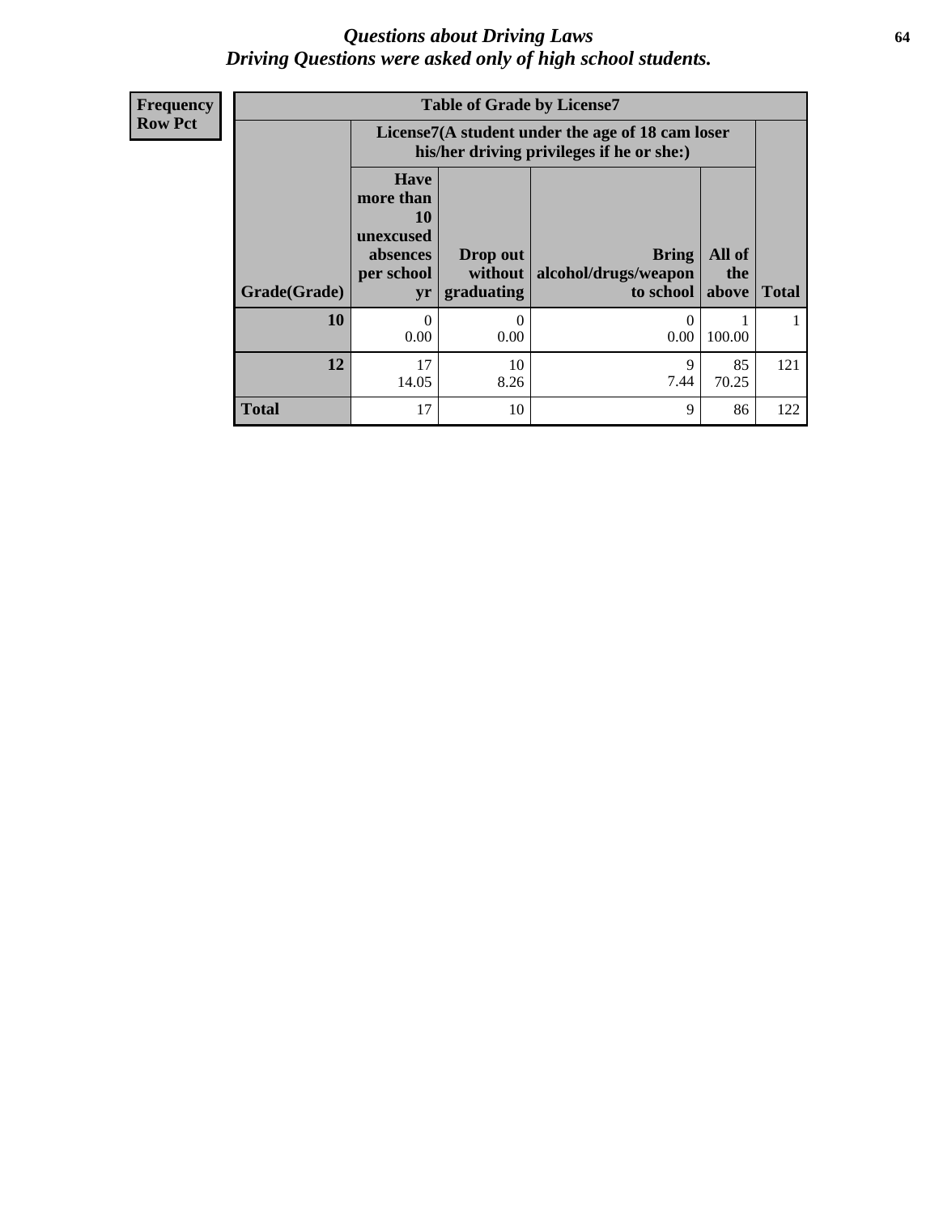# Questions about Driving Laws
## Driving Questions were asked only of high school students.

**Frequency**
**Row Pct**

| Table of Grade by License7 | | | | | |
|---|---|---|---|---|---|
| | License7(A student under the age of 18 cam loser his/her driving privileges if he or she:) | | | | |
| Grade(Grade) | Have more than 10 unexcused absences per school yr | Drop out without graduating | Bring alcohol/drugs/weapon to school | All of the above | Total |
| **10** | 0<br>0.00 | 0<br>0.00 | 0<br>0.00 | 1<br>100.00 | 1 |
| **12** | 17<br>14.05 | 10<br>8.26 | 9<br>7.44 | 85<br>70.25 | 121 |
| **Total** | 17 | 10 | 9 | 86 | 122 |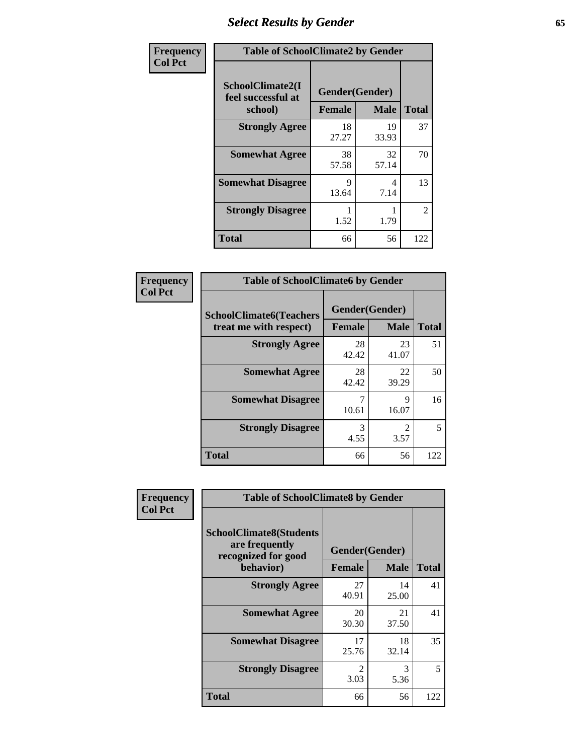# Select Results by Gender

**Frequency**
**Col Pct**

| SchoolClimate2(I feel successful at school) | Female | Male | Total |
|---|---|---|---|
| **Table of SchoolClimate2 by Gender** | | | |
| | Gender(Gender) | | |
| **Strongly Agree** | 18<br>27.27 | 19<br>33.93 | 37 |
| **Somewhat Agree** | 38<br>57.58 | 32<br>57.14 | 70 |
| **Somewhat Disagree** | 9<br>13.64 | 4<br>7.14 | 13 |
| **Strongly Disagree** | 1<br>1.52 | 1<br>1.79 | 2 |
| **Total** | 66 | 56 | 122 |

**Frequency**
**Col Pct**

| SchoolClimate6(Teachers treat me with respect) | Female | Male | Total |
|---|---|---|---|
| **Table of SchoolClimate6 by Gender** | | | |
| | Gender(Gender) | | |
| **Strongly Agree** | 28<br>42.42 | 23<br>41.07 | 51 |
| **Somewhat Agree** | 28<br>42.42 | 22<br>39.29 | 50 |
| **Somewhat Disagree** | 7<br>10.61 | 9<br>16.07 | 16 |
| **Strongly Disagree** | 3<br>4.55 | 2<br>3.57 | 5 |
| **Total** | 66 | 56 | 122 |

**Frequency**
**Col Pct**

| SchoolClimate8(Students are frequently recognized for good behavior) | Female | Male | Total |
|---|---|---|---|
| **Table of SchoolClimate8 by Gender** | | | |
| | Gender(Gender) | | |
| **Strongly Agree** | 27<br>40.91 | 14<br>25.00 | 41 |
| **Somewhat Agree** | 20<br>30.30 | 21<br>37.50 | 41 |
| **Somewhat Disagree** | 17<br>25.76 | 18<br>32.14 | 35 |
| **Strongly Disagree** | 2<br>3.03 | 3<br>5.36 | 5 |
| **Total** | 66 | 56 | 122 |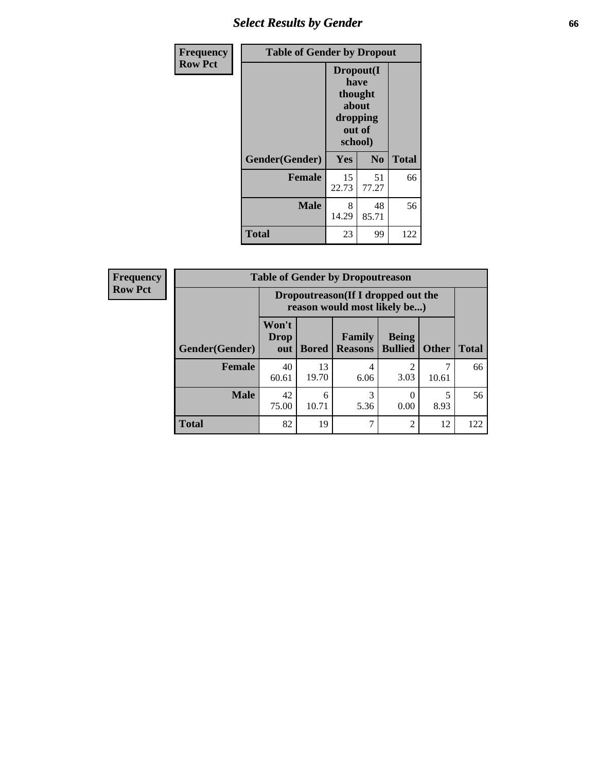## Select Results by Gender

Frequency
Row Pct

| Table of Gender by Dropout | | | |
|---|---|---|---|
| | Dropout(I have thought about dropping out of school) | | |
| Gender(Gender) | Yes | No | Total |
| Female | 15<br>22.73 | 51<br>77.27 | 66 |
| Male | 8<br>14.29 | 48<br>85.71 | 56 |
| Total | 23 | 99 | 122 |

Frequency
Row Pct

| Table of Gender by Dropoutreason | | | | | | |
|---|---|---|---|---|---|---|
| | Dropoutreason(If I dropped out the reason would most likely be...) | | | | | |
| Gender(Gender) | Won't Drop out | Bored | Family Reasons | Being Bullied | Other | Total |
| Female | 40<br>60.61 | 13<br>19.70 | 4<br>6.06 | 2<br>3.03 | 7<br>10.61 | 66 |
| Male | 42<br>75.00 | 6<br>10.71 | 3<br>5.36 | 0<br>0.00 | 5<br>8.93 | 56 |
| Total | 82 | 19 | 7 | 2 | 12 | 122 |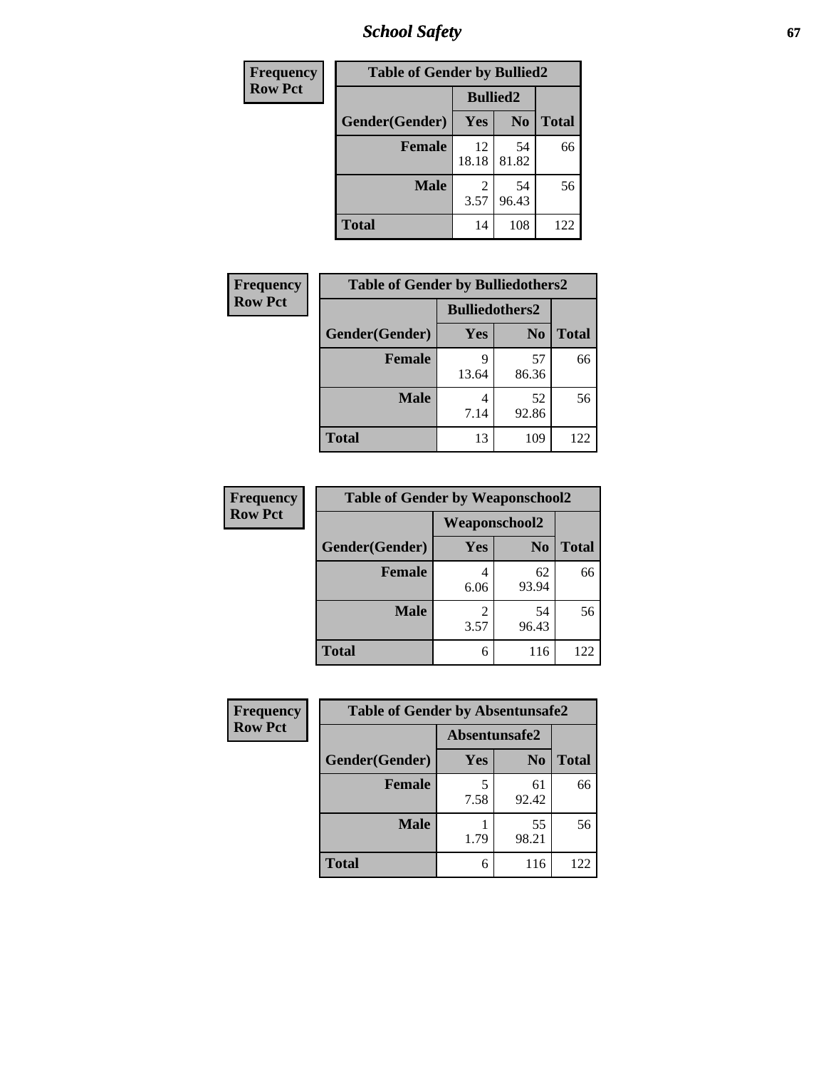| Frequency<br>Row Pct | | | |
|---|---|---|---|
| **Table of Gender by Bullied2** | | | |
| | **Bullied2** | | |
| **Gender(Gender)** | **Yes** | **No** | **Total** |
| **Female** | 12<br>18.18 | 54<br>81.82 | 66 |
| **Male** | 2<br>3.57 | 54<br>96.43 | 56 |
| **Total** | 14 | 108 | 122 |

| Frequency<br>Row Pct | | | |
|---|---|---|---|
| **Table of Gender by Bulliedothers2** | | | |
| | **Bulliedothers2** | | |
| **Gender(Gender)** | **Yes** | **No** | **Total** |
| **Female** | 9<br>13.64 | 57<br>86.36 | 66 |
| **Male** | 4<br>7.14 | 52<br>92.86 | 56 |
| **Total** | 13 | 109 | 122 |

| Frequency<br>Row Pct | | | |
|---|---|---|---|
| **Table of Gender by Weaponschool2** | | | |
| | **Weaponschool2** | | |
| **Gender(Gender)** | **Yes** | **No** | **Total** |
| **Female** | 4<br>6.06 | 62<br>93.94 | 66 |
| **Male** | 2<br>3.57 | 54<br>96.43 | 56 |
| **Total** | 6 | 116 | 122 |

| Frequency<br>Row Pct | | | |
|---|---|---|---|
| **Table of Gender by Absentunsafe2** | | | |
| | **Absentunsafe2** | | |
| **Gender(Gender)** | **Yes** | **No** | **Total** |
| **Female** | 5<br>7.58 | 61<br>92.42 | 66 |
| **Male** | 1<br>1.79 | 55<br>98.21 | 56 |
| **Total** | 6 | 116 | 122 |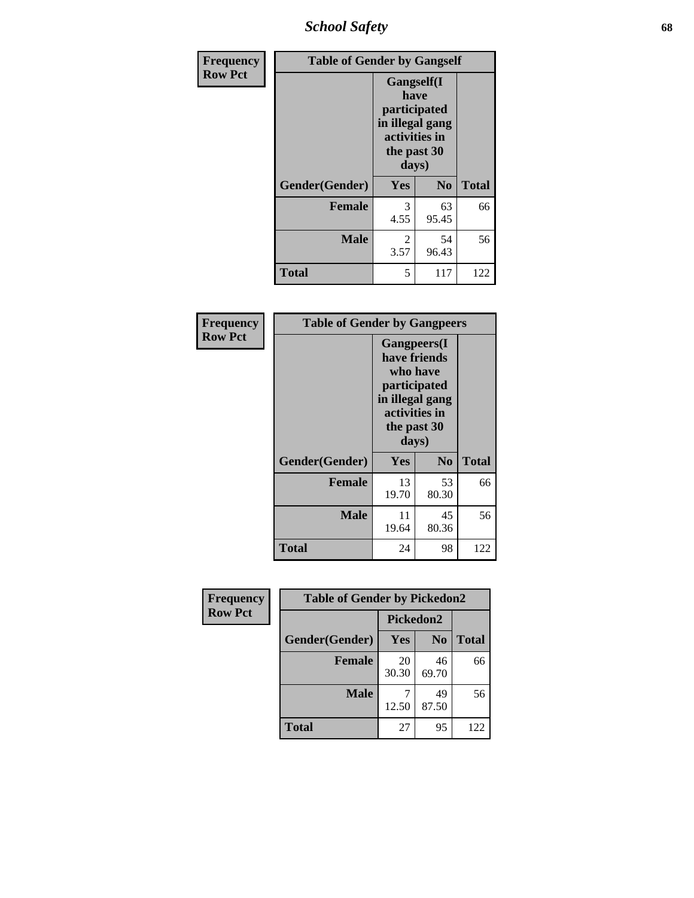## School Safety

| Frequency<br>Row Pct |
|---|

**Table of Gender by Gangself**

| Gender(Gender) | Gangself(I have participated in illegal gang activities in the past 30 days) Yes | No | Total |
|---|---|---|---|
| **Female** | 3<br>4.55 | 63<br>95.45 | 66 |
| **Male** | 2<br>3.57 | 54<br>96.43 | 56 |
| **Total** | 5 | 117 | 122 |

| Frequency<br>Row Pct |
|---|

**Table of Gender by Gangpeers**

| Gender(Gender) | Gangpeers(I have friends who have participated in illegal gang activities in the past 30 days) Yes | No | Total |
|---|---|---|---|
| **Female** | 13<br>19.70 | 53<br>80.30 | 66 |
| **Male** | 11<br>19.64 | 45<br>80.36 | 56 |
| **Total** | 24 | 98 | 122 |

| Frequency<br>Row Pct |
|---|

**Table of Gender by Pickedon2**

| Gender(Gender) | Pickedon2 Yes | No | Total |
|---|---|---|---|
| **Female** | 20<br>30.30 | 46<br>69.70 | 66 |
| **Male** | 7<br>12.50 | 49<br>87.50 | 56 |
| **Total** | 27 | 95 | 122 |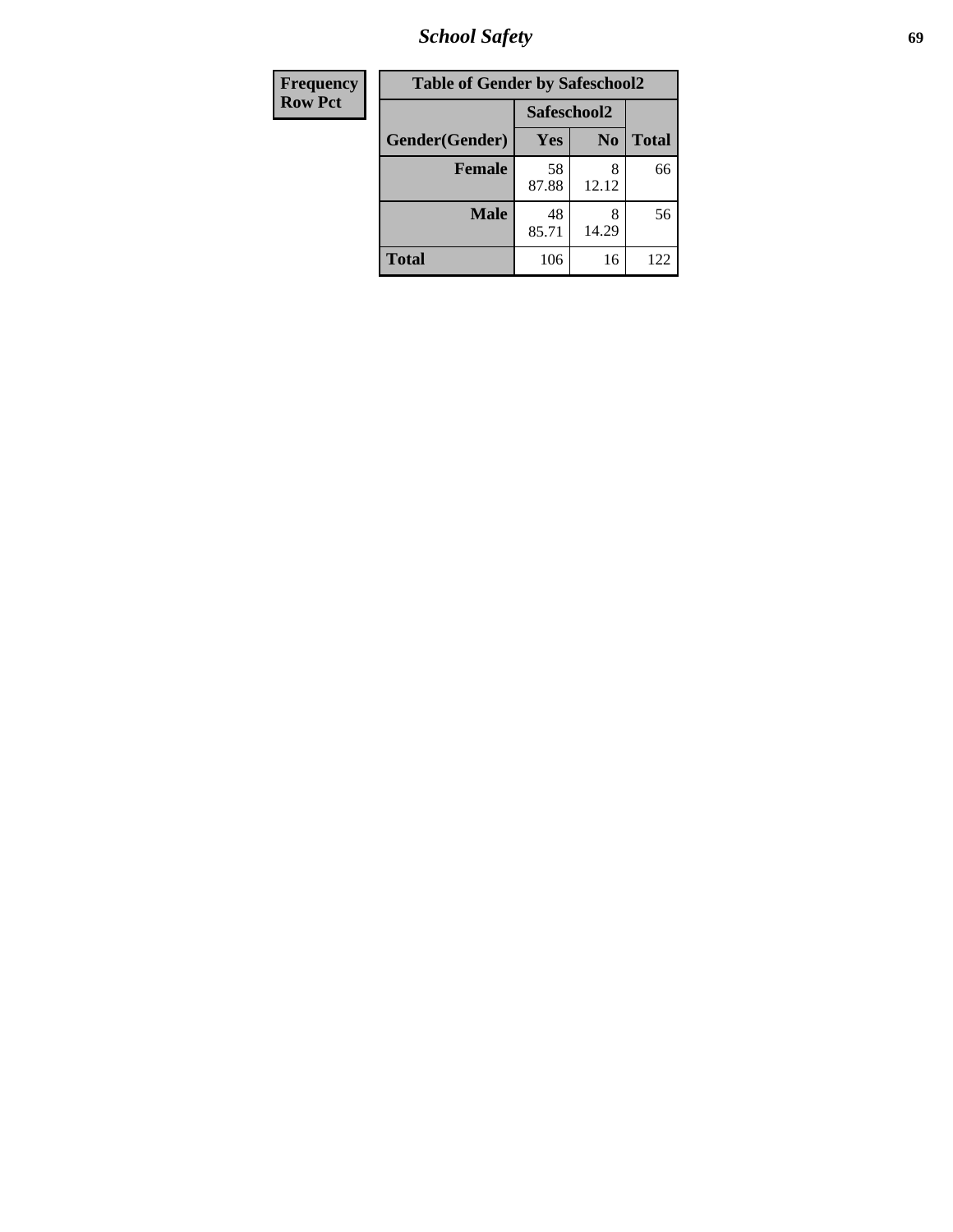# School Safety

| Frequency<br>Row Pct |
|---|

**Table of Gender by Safeschool2**

| Gender(Gender) | Safeschool2: Yes | Safeschool2: No | Total |
|---|---|---|---|
| **Female** | 58<br>87.88 | 8<br>12.12 | 66 |
| **Male** | 48<br>85.71 | 8<br>14.29 | 56 |
| **Total** | 106 | 16 | 122 |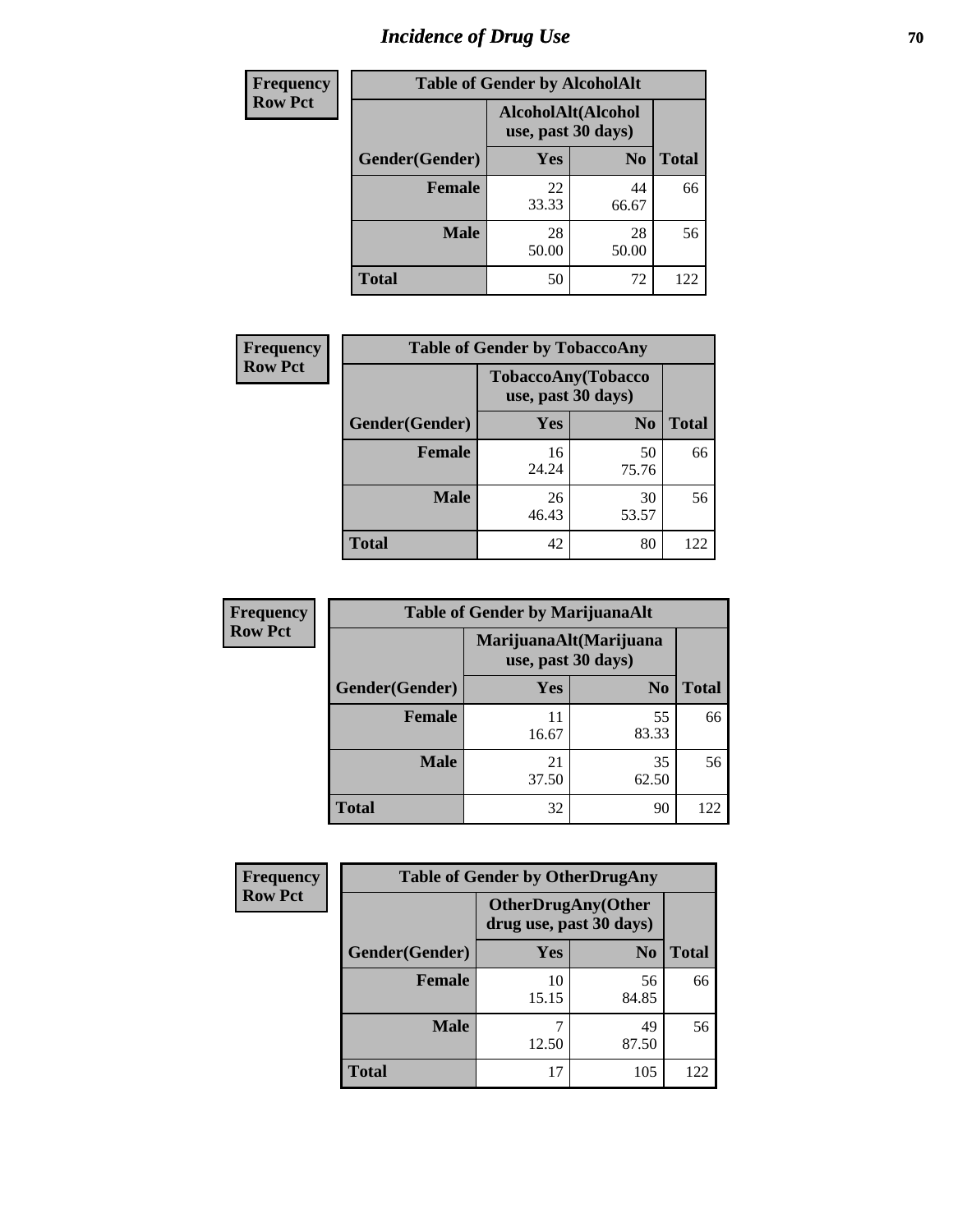# Incidence of Drug Use

**Frequency**
**Row Pct**

| Table of Gender by AlcoholAlt | | | |
|---|---|---|---|
| | AlcoholAlt(Alcohol use, past 30 days) | | |
| Gender(Gender) | Yes | No | Total |
| Female | 22<br>33.33 | 44<br>66.67 | 66 |
| Male | 28<br>50.00 | 28<br>50.00 | 56 |
| Total | 50 | 72 | 122 |

**Frequency**
**Row Pct**

| Table of Gender by TobaccoAny | | | |
|---|---|---|---|
| | TobaccoAny(Tobacco use, past 30 days) | | |
| Gender(Gender) | Yes | No | Total |
| Female | 16<br>24.24 | 50<br>75.76 | 66 |
| Male | 26<br>46.43 | 30<br>53.57 | 56 |
| Total | 42 | 80 | 122 |

**Frequency**
**Row Pct**

| Table of Gender by MarijuanaAlt | | | |
|---|---|---|---|
| | MarijuanaAlt(Marijuana use, past 30 days) | | |
| Gender(Gender) | Yes | No | Total |
| Female | 11<br>16.67 | 55<br>83.33 | 66 |
| Male | 21<br>37.50 | 35<br>62.50 | 56 |
| Total | 32 | 90 | 122 |

**Frequency**
**Row Pct**

| Table of Gender by OtherDrugAny | | | |
|---|---|---|---|
| | OtherDrugAny(Other drug use, past 30 days) | | |
| Gender(Gender) | Yes | No | Total |
| Female | 10<br>15.15 | 56<br>84.85 | 66 |
| Male | 7<br>12.50 | 49<br>87.50 | 56 |
| Total | 17 | 105 | 122 |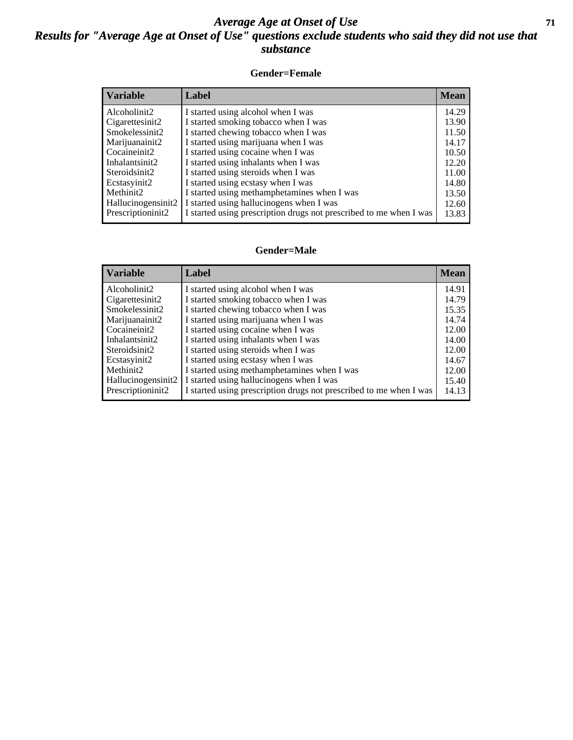# Average Age at Onset of Use

## Results for "Average Age at Onset of Use" questions exclude students who said they did not use that substance

### Gender=Female

| Variable | Label | Mean |
|---|---|---|
| Alcoholinit2 | I started using alcohol when I was | 14.29 |
| Cigarettesinit2 | I started smoking tobacco when I was | 13.90 |
| Smokelessinit2 | I started chewing tobacco when I was | 11.50 |
| Marijuanainit2 | I started using marijuana when I was | 14.17 |
| Cocaineinit2 | I started using cocaine when I was | 10.50 |
| Inhalantsinit2 | I started using inhalants when I was | 12.20 |
| Steroidsinit2 | I started using steroids when I was | 11.00 |
| Ecstasyinit2 | I started using ecstasy when I was | 14.80 |
| Methinit2 | I started using methamphetamines when I was | 13.50 |
| Hallucinogensinit2 | I started using hallucinogens when I was | 12.60 |
| Prescriptioninit2 | I started using prescription drugs not prescribed to me when I was | 13.83 |

### Gender=Male

| Variable | Label | Mean |
|---|---|---|
| Alcoholinit2 | I started using alcohol when I was | 14.91 |
| Cigarettesinit2 | I started smoking tobacco when I was | 14.79 |
| Smokelessinit2 | I started chewing tobacco when I was | 15.35 |
| Marijuanainit2 | I started using marijuana when I was | 14.74 |
| Cocaineinit2 | I started using cocaine when I was | 12.00 |
| Inhalantsinit2 | I started using inhalants when I was | 14.00 |
| Steroidsinit2 | I started using steroids when I was | 12.00 |
| Ecstasyinit2 | I started using ecstasy when I was | 14.67 |
| Methinit2 | I started using methamphetamines when I was | 12.00 |
| Hallucinogensinit2 | I started using hallucinogens when I was | 15.40 |
| Prescriptioninit2 | I started using prescription drugs not prescribed to me when I was | 14.13 |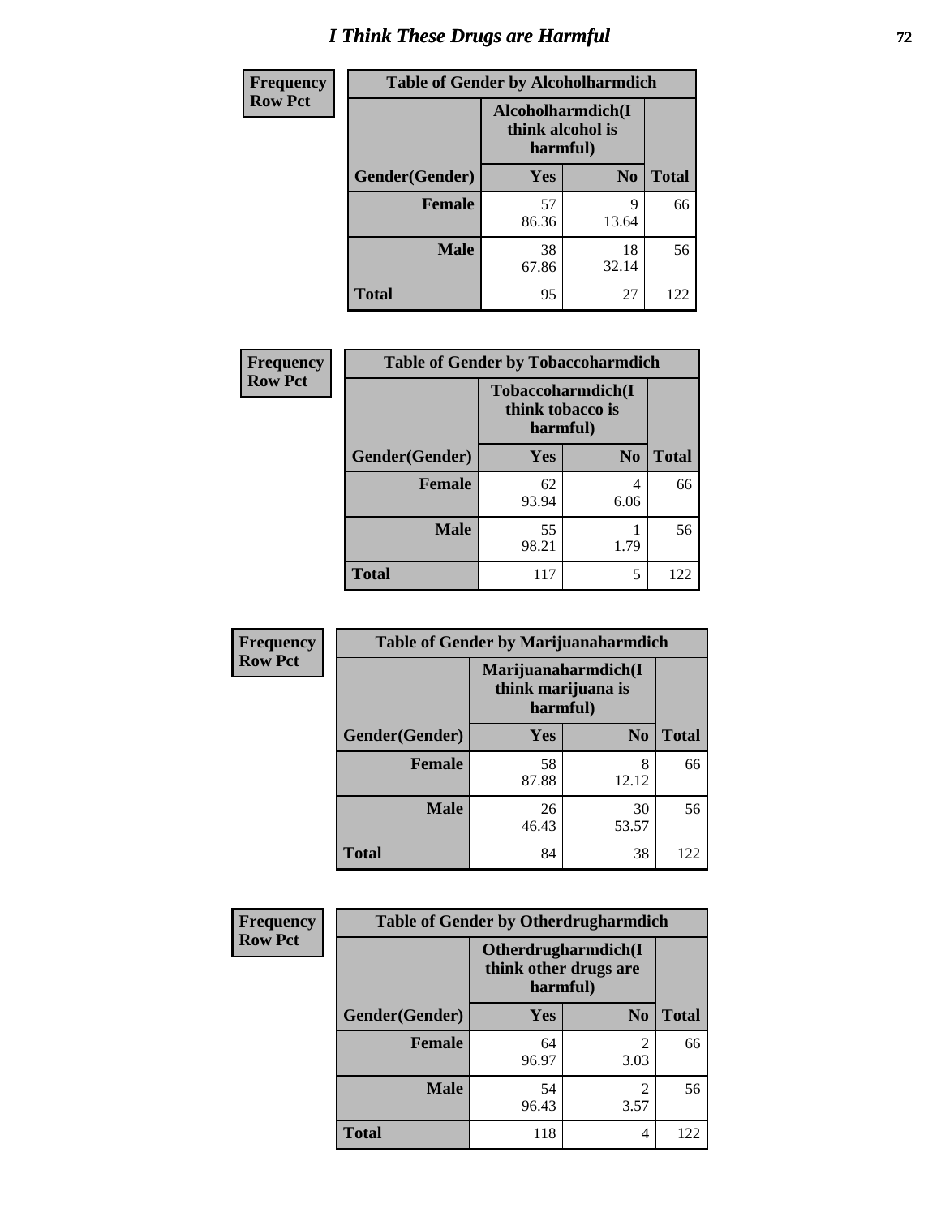# I Think These Drugs are Harmful

**Frequency**
**Row Pct**

| Table of Gender by Alcoholharmdich | | | |
|---|---|---|---|
| | Alcoholharmdich(I think alcohol is harmful) | | |
| Gender(Gender) | Yes | No | Total |
| Female | 57<br>86.36 | 9<br>13.64 | 66 |
| Male | 38<br>67.86 | 18<br>32.14 | 56 |
| Total | 95 | 27 | 122 |

**Frequency**
**Row Pct**

| Table of Gender by Tobaccoharmdich | | | |
|---|---|---|---|
| | Tobaccoharmdich(I think tobacco is harmful) | | |
| Gender(Gender) | Yes | No | Total |
| Female | 62<br>93.94 | 4<br>6.06 | 66 |
| Male | 55<br>98.21 | 1<br>1.79 | 56 |
| Total | 117 | 5 | 122 |

**Frequency**
**Row Pct**

| Table of Gender by Marijuanaharmdich | | | |
|---|---|---|---|
| | Marijuanaharmdich(I think marijuana is harmful) | | |
| Gender(Gender) | Yes | No | Total |
| Female | 58<br>87.88 | 8<br>12.12 | 66 |
| Male | 26<br>46.43 | 30<br>53.57 | 56 |
| Total | 84 | 38 | 122 |

**Frequency**
**Row Pct**

| Table of Gender by Otherdrugharmdich | | | |
|---|---|---|---|
| | Otherdrugharmdich(I think other drugs are harmful) | | |
| Gender(Gender) | Yes | No | Total |
| Female | 64<br>96.97 | 2<br>3.03 | 66 |
| Male | 54<br>96.43 | 2<br>3.57 | 56 |
| Total | 118 | 4 | 122 |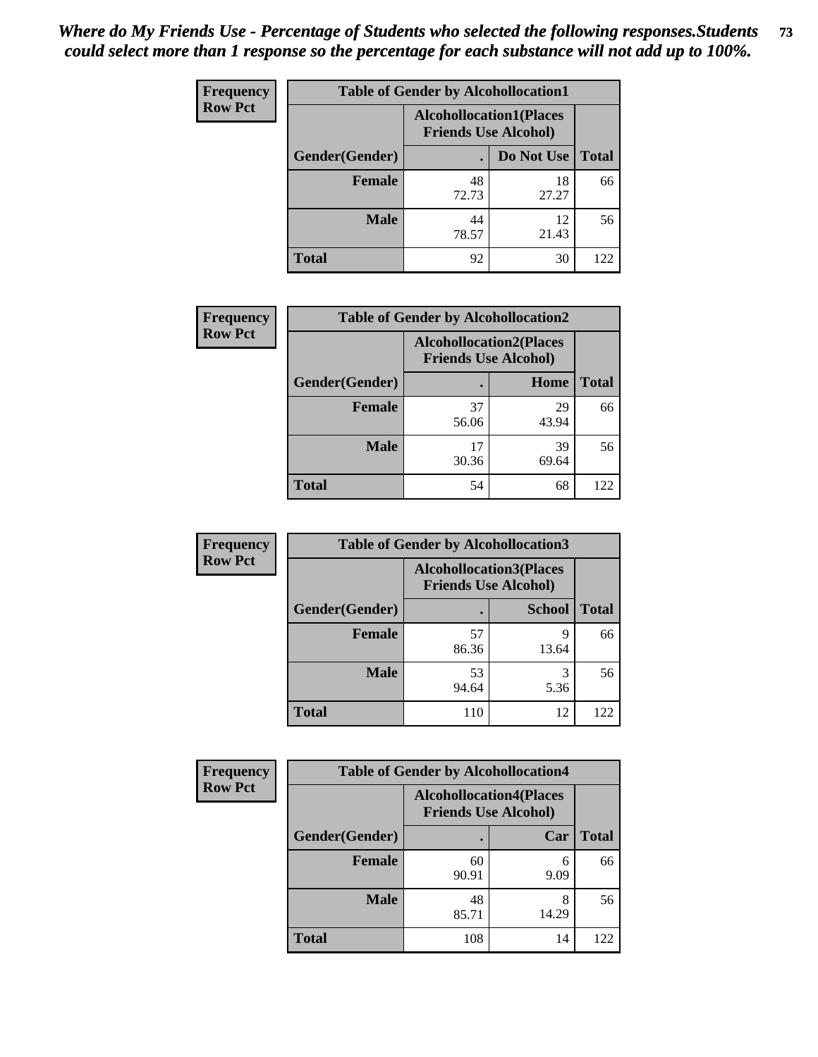*Where do My Friends Use - Percentage of Students who selected the following responses.Students could select more than 1 response so the percentage for each substance will not add up to 100%.*

**Frequency**
**Row Pct**

| Table of Gender by Alcohollocation1 | | | |
|---|---|---|---|
| | Alcohollocation1(Places Friends Use Alcohol) | | |
| Gender(Gender) | . | Do Not Use | Total |
| **Female** | 48<br>72.73 | 18<br>27.27 | 66 |
| **Male** | 44<br>78.57 | 12<br>21.43 | 56 |
| **Total** | 92 | 30 | 122 |

**Frequency**
**Row Pct**

| Table of Gender by Alcohollocation2 | | | |
|---|---|---|---|
| | Alcohollocation2(Places Friends Use Alcohol) | | |
| Gender(Gender) | . | Home | Total |
| **Female** | 37<br>56.06 | 29<br>43.94 | 66 |
| **Male** | 17<br>30.36 | 39<br>69.64 | 56 |
| **Total** | 54 | 68 | 122 |

**Frequency**
**Row Pct**

| Table of Gender by Alcohollocation3 | | | |
|---|---|---|---|
| | Alcohollocation3(Places Friends Use Alcohol) | | |
| Gender(Gender) | . | School | Total |
| **Female** | 57<br>86.36 | 9<br>13.64 | 66 |
| **Male** | 53<br>94.64 | 3<br>5.36 | 56 |
| **Total** | 110 | 12 | 122 |

**Frequency**
**Row Pct**

| Table of Gender by Alcohollocation4 | | | |
|---|---|---|---|
| | Alcohollocation4(Places Friends Use Alcohol) | | |
| Gender(Gender) | . | Car | Total |
| **Female** | 60<br>90.91 | 6<br>9.09 | 66 |
| **Male** | 48<br>85.71 | 8<br>14.29 | 56 |
| **Total** | 108 | 14 | 122 |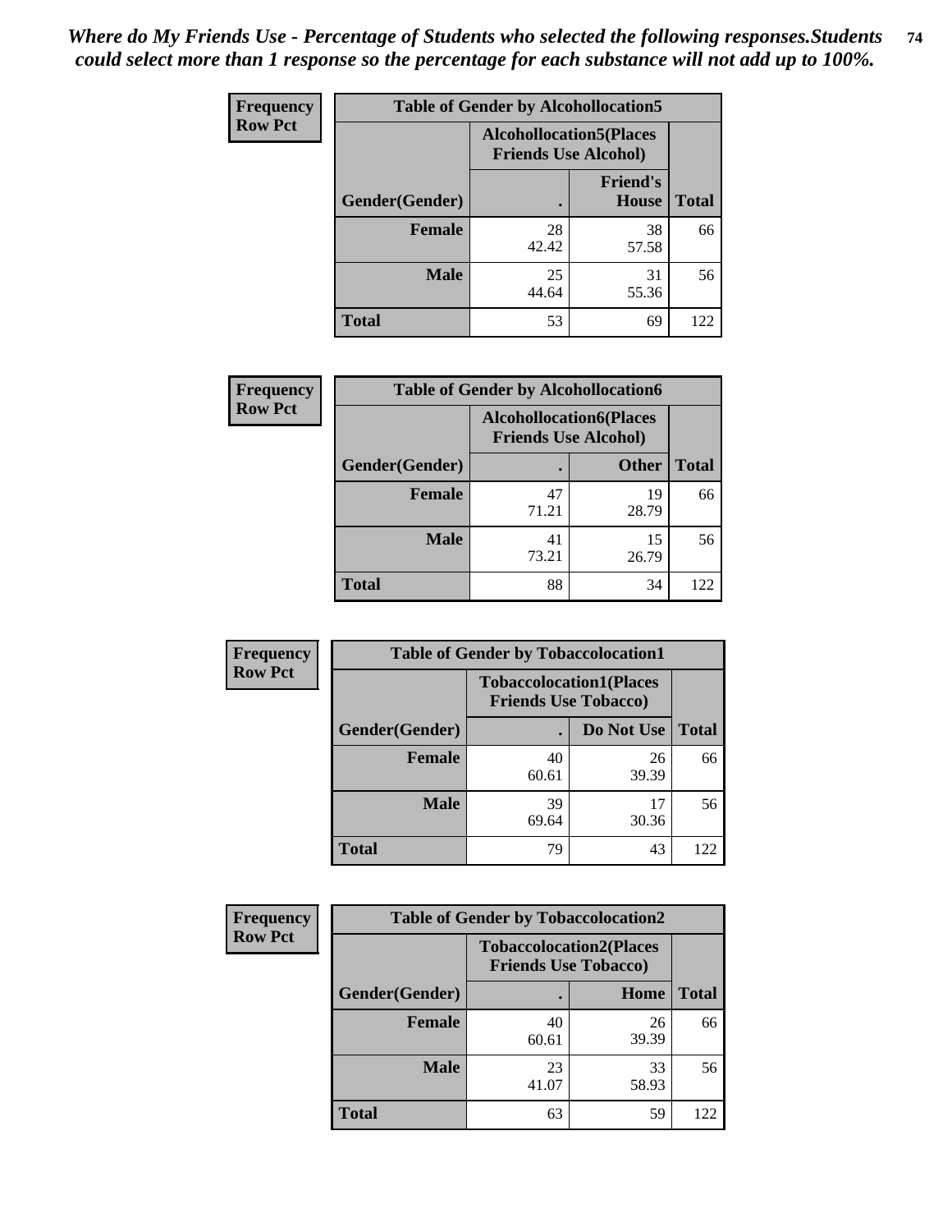*Where do My Friends Use - Percentage of Students who selected the following responses.Students could select more than 1 response so the percentage for each substance will not add up to 100%.*

**Frequency**
**Row Pct**

| Table of Gender by Alcohollocation5 | | | |
|---|---|---|---|
| | Alcohollocation5(Places Friends Use Alcohol) | | |
| Gender(Gender) | . | Friend's House | Total |
| **Female** | 28<br>42.42 | 38<br>57.58 | 66 |
| **Male** | 25<br>44.64 | 31<br>55.36 | 56 |
| **Total** | 53 | 69 | 122 |

**Frequency**
**Row Pct**

| Table of Gender by Alcohollocation6 | | | |
|---|---|---|---|
| | Alcohollocation6(Places Friends Use Alcohol) | | |
| Gender(Gender) | . | Other | Total |
| **Female** | 47<br>71.21 | 19<br>28.79 | 66 |
| **Male** | 41<br>73.21 | 15<br>26.79 | 56 |
| **Total** | 88 | 34 | 122 |

**Frequency**
**Row Pct**

| Table of Gender by Tobaccolocation1 | | | |
|---|---|---|---|
| | Tobaccolocation1(Places Friends Use Tobacco) | | |
| Gender(Gender) | . | Do Not Use | Total |
| **Female** | 40<br>60.61 | 26<br>39.39 | 66 |
| **Male** | 39<br>69.64 | 17<br>30.36 | 56 |
| **Total** | 79 | 43 | 122 |

**Frequency**
**Row Pct**

| Table of Gender by Tobaccolocation2 | | | |
|---|---|---|---|
| | Tobaccolocation2(Places Friends Use Tobacco) | | |
| Gender(Gender) | . | Home | Total |
| **Female** | 40<br>60.61 | 26<br>39.39 | 66 |
| **Male** | 23<br>41.07 | 33<br>58.93 | 56 |
| **Total** | 63 | 59 | 122 |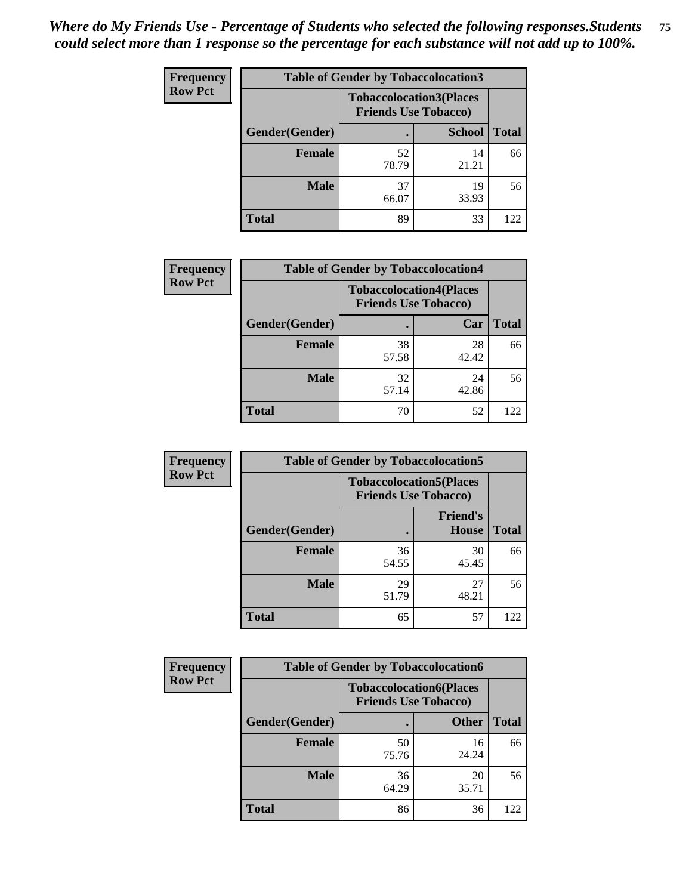*Where do My Friends Use - Percentage of Students who selected the following responses.Students could select more than 1 response so the percentage for each substance will not add up to 100%.*

**Frequency Row Pct**

| Table of Gender by Tobaccolocation3 | | | |
|---|---|---|---|
| | Tobaccolocation3(Places Friends Use Tobacco) | | |
| Gender(Gender) | . | School | Total |
| Female | 52<br>78.79 | 14<br>21.21 | 66 |
| Male | 37<br>66.07 | 19<br>33.93 | 56 |
| Total | 89 | 33 | 122 |

**Frequency Row Pct**

| Table of Gender by Tobaccolocation4 | | | |
|---|---|---|---|
| | Tobaccolocation4(Places Friends Use Tobacco) | | |
| Gender(Gender) | . | Car | Total |
| Female | 38<br>57.58 | 28<br>42.42 | 66 |
| Male | 32<br>57.14 | 24<br>42.86 | 56 |
| Total | 70 | 52 | 122 |

**Frequency Row Pct**

| Table of Gender by Tobaccolocation5 | | | |
|---|---|---|---|
| | Tobaccolocation5(Places Friends Use Tobacco) | | |
| Gender(Gender) | . | Friend's House | Total |
| Female | 36<br>54.55 | 30<br>45.45 | 66 |
| Male | 29<br>51.79 | 27<br>48.21 | 56 |
| Total | 65 | 57 | 122 |

**Frequency Row Pct**

| Table of Gender by Tobaccolocation6 | | | |
|---|---|---|---|
| | Tobaccolocation6(Places Friends Use Tobacco) | | |
| Gender(Gender) | . | Other | Total |
| Female | 50<br>75.76 | 16<br>24.24 | 66 |
| Male | 36<br>64.29 | 20<br>35.71 | 56 |
| Total | 86 | 36 | 122 |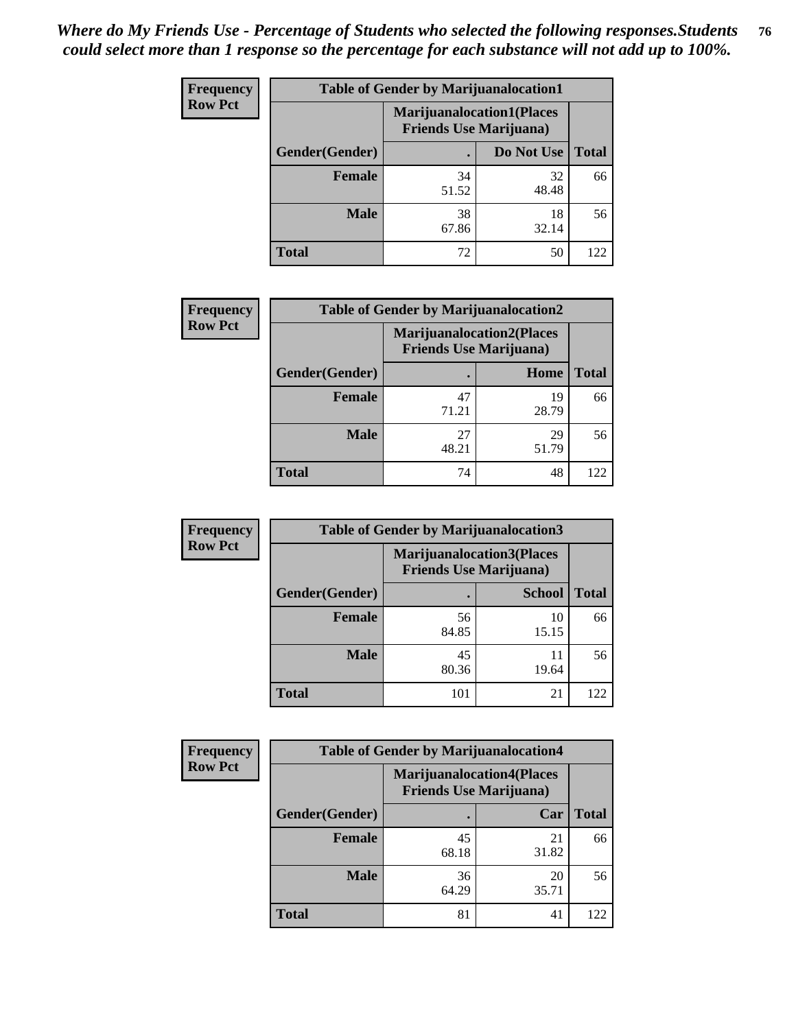*Where do My Friends Use - Percentage of Students who selected the following responses.Students could select more than 1 response so the percentage for each substance will not add up to 100%.*

**Frequency Row Pct**

| Table of Gender by Marijuanalocation1 | | | |
|---|---|---|---|
| | Marijuanalocation1(Places Friends Use Marijuana) | | |
| Gender(Gender) | . | Do Not Use | Total |
| Female | 34<br>51.52 | 32<br>48.48 | 66 |
| Male | 38<br>67.86 | 18<br>32.14 | 56 |
| Total | 72 | 50 | 122 |

**Frequency Row Pct**

| Table of Gender by Marijuanalocation2 | | | |
|---|---|---|---|
| | Marijuanalocation2(Places Friends Use Marijuana) | | |
| Gender(Gender) | . | Home | Total |
| Female | 47<br>71.21 | 19<br>28.79 | 66 |
| Male | 27<br>48.21 | 29<br>51.79 | 56 |
| Total | 74 | 48 | 122 |

**Frequency Row Pct**

| Table of Gender by Marijuanalocation3 | | | |
|---|---|---|---|
| | Marijuanalocation3(Places Friends Use Marijuana) | | |
| Gender(Gender) | . | School | Total |
| Female | 56<br>84.85 | 10<br>15.15 | 66 |
| Male | 45<br>80.36 | 11<br>19.64 | 56 |
| Total | 101 | 21 | 122 |

**Frequency Row Pct**

| Table of Gender by Marijuanalocation4 | | | |
|---|---|---|---|
| | Marijuanalocation4(Places Friends Use Marijuana) | | |
| Gender(Gender) | . | Car | Total |
| Female | 45<br>68.18 | 21<br>31.82 | 66 |
| Male | 36<br>64.29 | 20<br>35.71 | 56 |
| Total | 81 | 41 | 122 |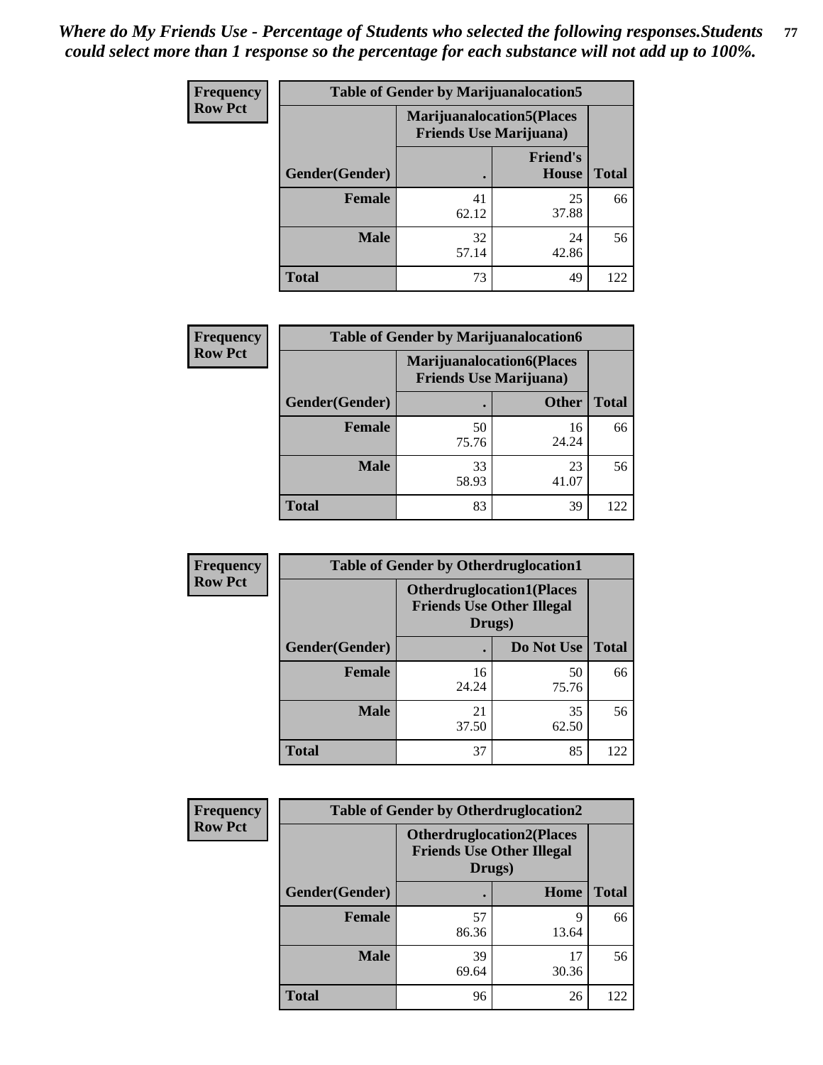*Where do My Friends Use - Percentage of Students who selected the following responses.Students could select more than 1 response so the percentage for each substance will not add up to 100%.*

**Frequency Row Pct**

| Table of Gender by Marijuanalocation5 | | | |
|---|---|---|---|
| | Marijuanalocation5(Places Friends Use Marijuana) | | |
| Gender(Gender) | . | Friend's House | Total |
| **Female** | 41<br>62.12 | 25<br>37.88 | 66 |
| **Male** | 32<br>57.14 | 24<br>42.86 | 56 |
| **Total** | 73 | 49 | 122 |

**Frequency Row Pct**

| Table of Gender by Marijuanalocation6 | | | |
|---|---|---|---|
| | Marijuanalocation6(Places Friends Use Marijuana) | | |
| Gender(Gender) | . | Other | Total |
| **Female** | 50<br>75.76 | 16<br>24.24 | 66 |
| **Male** | 33<br>58.93 | 23<br>41.07 | 56 |
| **Total** | 83 | 39 | 122 |

**Frequency Row Pct**

| Table of Gender by Otherdruglocation1 | | | |
|---|---|---|---|
| | Otherdruglocation1(Places Friends Use Other Illegal Drugs) | | |
| Gender(Gender) | . | Do Not Use | Total |
| **Female** | 16<br>24.24 | 50<br>75.76 | 66 |
| **Male** | 21<br>37.50 | 35<br>62.50 | 56 |
| **Total** | 37 | 85 | 122 |

**Frequency Row Pct**

| Table of Gender by Otherdruglocation2 | | | |
|---|---|---|---|
| | Otherdruglocation2(Places Friends Use Other Illegal Drugs) | | |
| Gender(Gender) | . | Home | Total |
| **Female** | 57<br>86.36 | 9<br>13.64 | 66 |
| **Male** | 39<br>69.64 | 17<br>30.36 | 56 |
| **Total** | 96 | 26 | 122 |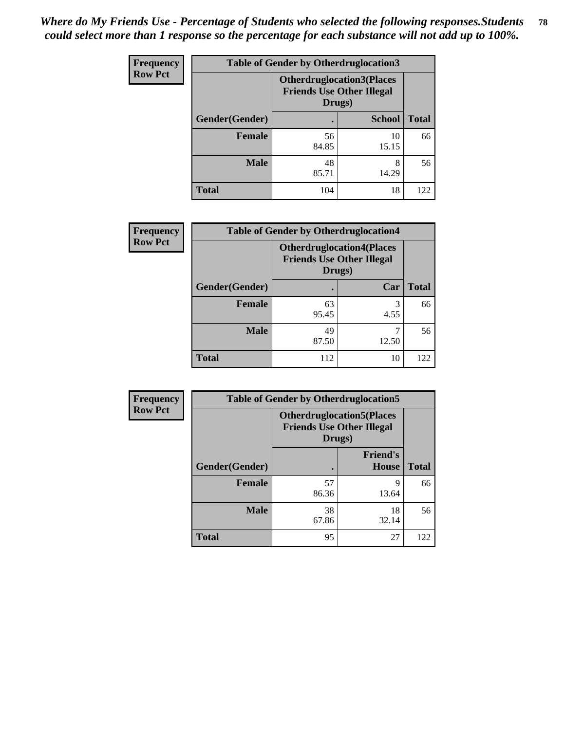*Where do My Friends Use - Percentage of Students who selected the following responses.Students could select more than 1 response so the percentage for each substance will not add up to 100%.*

**Frequency**
**Row Pct**

| Table of Gender by Otherdruglocation3 | | | |
|---|---|---|---|
| | Otherdruglocation3(Places Friends Use Other Illegal Drugs) | | |
| Gender(Gender) | . | School | Total |
| Female | 56<br>84.85 | 10<br>15.15 | 66 |
| Male | 48<br>85.71 | 8<br>14.29 | 56 |
| Total | 104 | 18 | 122 |

**Frequency**
**Row Pct**

| Table of Gender by Otherdruglocation4 | | | |
|---|---|---|---|
| | Otherdruglocation4(Places Friends Use Other Illegal Drugs) | | |
| Gender(Gender) | . | Car | Total |
| Female | 63<br>95.45 | 3<br>4.55 | 66 |
| Male | 49<br>87.50 | 7<br>12.50 | 56 |
| Total | 112 | 10 | 122 |

**Frequency**
**Row Pct**

| Table of Gender by Otherdruglocation5 | | | |
|---|---|---|---|
| | Otherdruglocation5(Places Friends Use Other Illegal Drugs) | | |
| Gender(Gender) | . | Friend's House | Total |
| Female | 57<br>86.36 | 9<br>13.64 | 66 |
| Male | 38<br>67.86 | 18<br>32.14 | 56 |
| Total | 95 | 27 | 122 |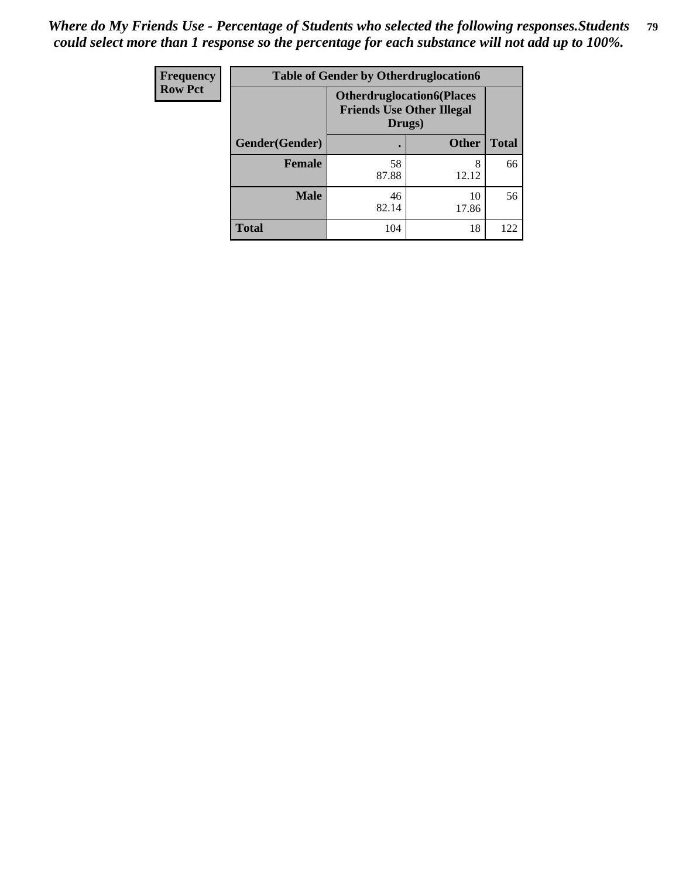*Where do My Friends Use - Percentage of Students who selected the following responses.Students could select more than 1 response so the percentage for each substance will not add up to 100%.*

| Frequency Row Pct | Table of Gender by Otherdruglocation6 | | |
|---|---|---|---|
| | Otherdruglocation6(Places Friends Use Other Illegal Drugs) | | |
| Gender(Gender) | . | Other | Total |
| Female | 58<br>87.88 | 8<br>12.12 | 66 |
| Male | 46<br>82.14 | 10<br>17.86 | 56 |
| Total | 104 | 18 | 122 |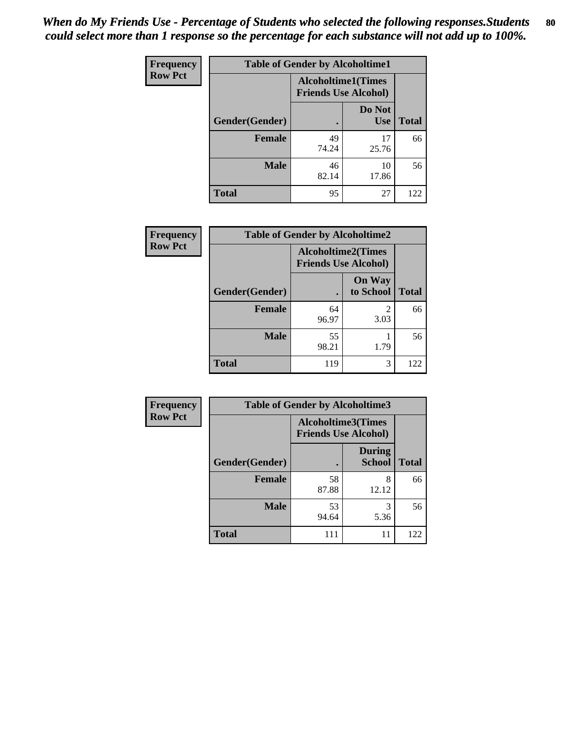*When do My Friends Use - Percentage of Students who selected the following responses.Students could select more than 1 response so the percentage for each substance will not add up to 100%.*

**Frequency**
**Row Pct**

| Table of Gender by Alcoholtime1 | | | |
|---|---|---|---|
| | Alcoholtime1(Times Friends Use Alcohol) | | |
| Gender(Gender) | . | Do Not Use | Total |
| **Female** | 49<br>74.24 | 17<br>25.76 | 66 |
| **Male** | 46<br>82.14 | 10<br>17.86 | 56 |
| **Total** | 95 | 27 | 122 |

**Frequency**
**Row Pct**

| Table of Gender by Alcoholtime2 | | | |
|---|---|---|---|
| | Alcoholtime2(Times Friends Use Alcohol) | | |
| Gender(Gender) | . | On Way to School | Total |
| **Female** | 64<br>96.97 | 2<br>3.03 | 66 |
| **Male** | 55<br>98.21 | 1<br>1.79 | 56 |
| **Total** | 119 | 3 | 122 |

**Frequency**
**Row Pct**

| Table of Gender by Alcoholtime3 | | | |
|---|---|---|---|
| | Alcoholtime3(Times Friends Use Alcohol) | | |
| Gender(Gender) | . | During School | Total |
| **Female** | 58<br>87.88 | 8<br>12.12 | 66 |
| **Male** | 53<br>94.64 | 3<br>5.36 | 56 |
| **Total** | 111 | 11 | 122 |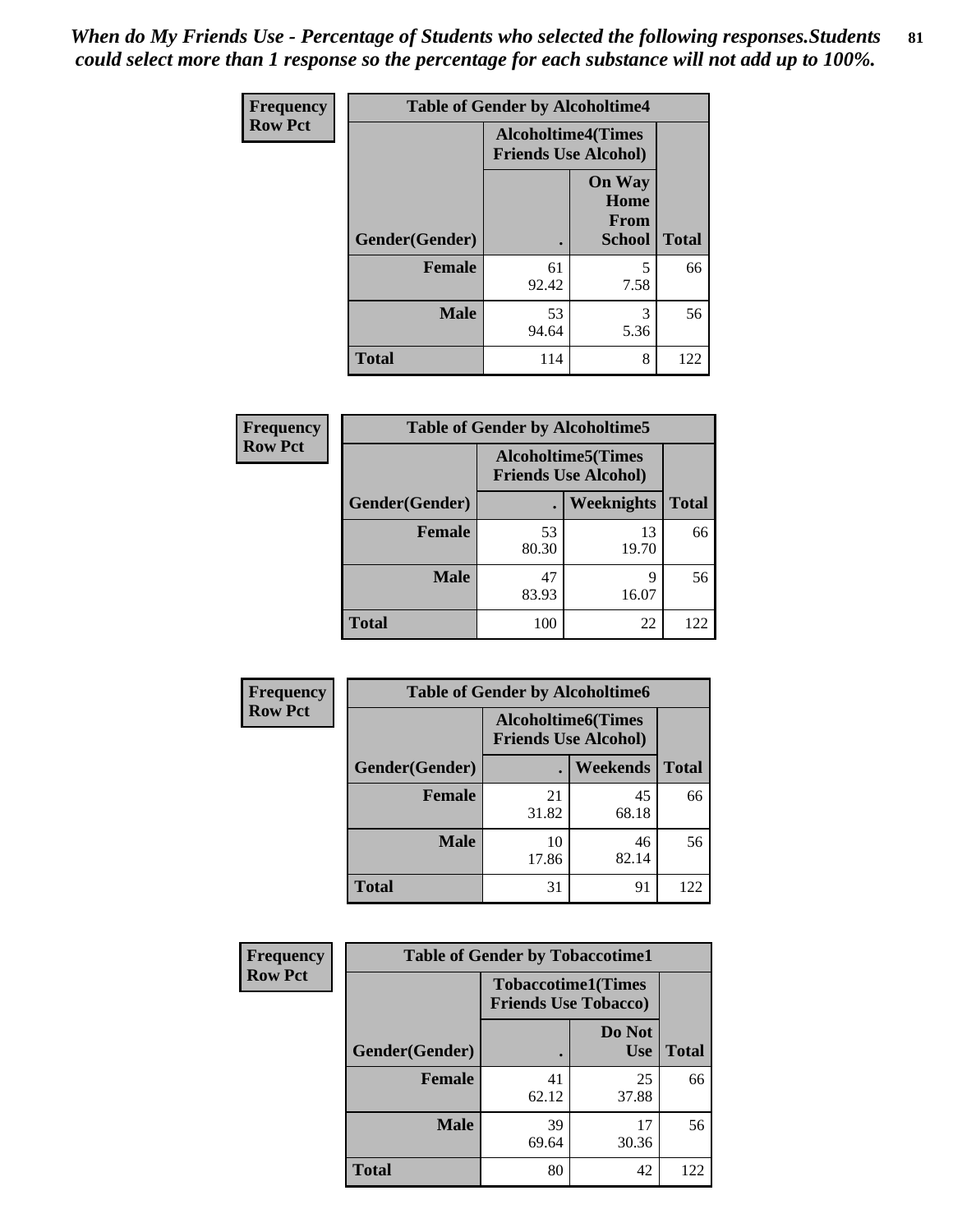*When do My Friends Use - Percentage of Students who selected the following responses.Students could select more than 1 response so the percentage for each substance will not add up to 100%.*

**Frequency**
**Row Pct**

| Table of Gender by Alcoholtime4 | | | |
|---|---|---|---|
| | Alcoholtime4(Times Friends Use Alcohol) | | |
| Gender(Gender) | . | On Way Home From School | Total |
| Female | 61<br>92.42 | 5<br>7.58 | 66 |
| Male | 53<br>94.64 | 3<br>5.36 | 56 |
| Total | 114 | 8 | 122 |

**Frequency**
**Row Pct**

| Table of Gender by Alcoholtime5 | | | |
|---|---|---|---|
| | Alcoholtime5(Times Friends Use Alcohol) | | |
| Gender(Gender) | . | Weeknights | Total |
| Female | 53<br>80.30 | 13<br>19.70 | 66 |
| Male | 47<br>83.93 | 9<br>16.07 | 56 |
| Total | 100 | 22 | 122 |

**Frequency**
**Row Pct**

| Table of Gender by Alcoholtime6 | | | |
|---|---|---|---|
| | Alcoholtime6(Times Friends Use Alcohol) | | |
| Gender(Gender) | . | Weekends | Total |
| Female | 21<br>31.82 | 45<br>68.18 | 66 |
| Male | 10<br>17.86 | 46<br>82.14 | 56 |
| Total | 31 | 91 | 122 |

**Frequency**
**Row Pct**

| Table of Gender by Tobaccotime1 | | | |
|---|---|---|---|
| | Tobaccotime1(Times Friends Use Tobacco) | | |
| Gender(Gender) | . | Do Not Use | Total |
| Female | 41<br>62.12 | 25<br>37.88 | 66 |
| Male | 39<br>69.64 | 17<br>30.36 | 56 |
| Total | 80 | 42 | 122 |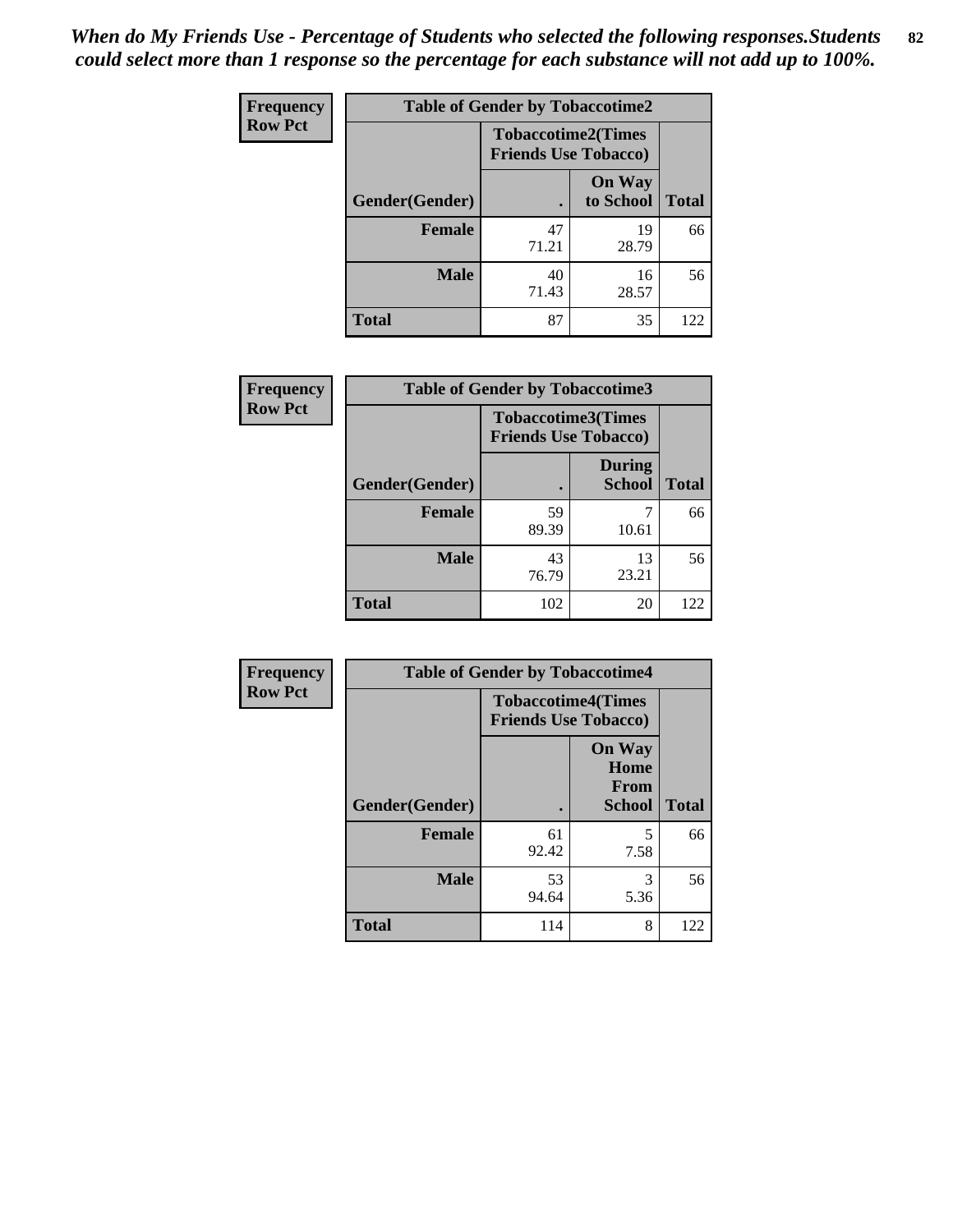*When do My Friends Use - Percentage of Students who selected the following responses.Students could select more than 1 response so the percentage for each substance will not add up to 100%.*

**Frequency**
**Row Pct**

| Table of Gender by Tobaccotime2 | | | |
|---|---|---|---|
| | Tobaccotime2(Times Friends Use Tobacco) | | |
| Gender(Gender) | . | On Way to School | Total |
| **Female** | 47<br>71.21 | 19<br>28.79 | 66 |
| **Male** | 40<br>71.43 | 16<br>28.57 | 56 |
| **Total** | 87 | 35 | 122 |

**Frequency**
**Row Pct**

| Table of Gender by Tobaccotime3 | | | |
|---|---|---|---|
| | Tobaccotime3(Times Friends Use Tobacco) | | |
| Gender(Gender) | . | During School | Total |
| **Female** | 59<br>89.39 | 7<br>10.61 | 66 |
| **Male** | 43<br>76.79 | 13<br>23.21 | 56 |
| **Total** | 102 | 20 | 122 |

**Frequency**
**Row Pct**

| Table of Gender by Tobaccotime4 | | | |
|---|---|---|---|
| | Tobaccotime4(Times Friends Use Tobacco) | | |
| Gender(Gender) | . | On Way Home From School | Total |
| **Female** | 61<br>92.42 | 5<br>7.58 | 66 |
| **Male** | 53<br>94.64 | 3<br>5.36 | 56 |
| **Total** | 114 | 8 | 122 |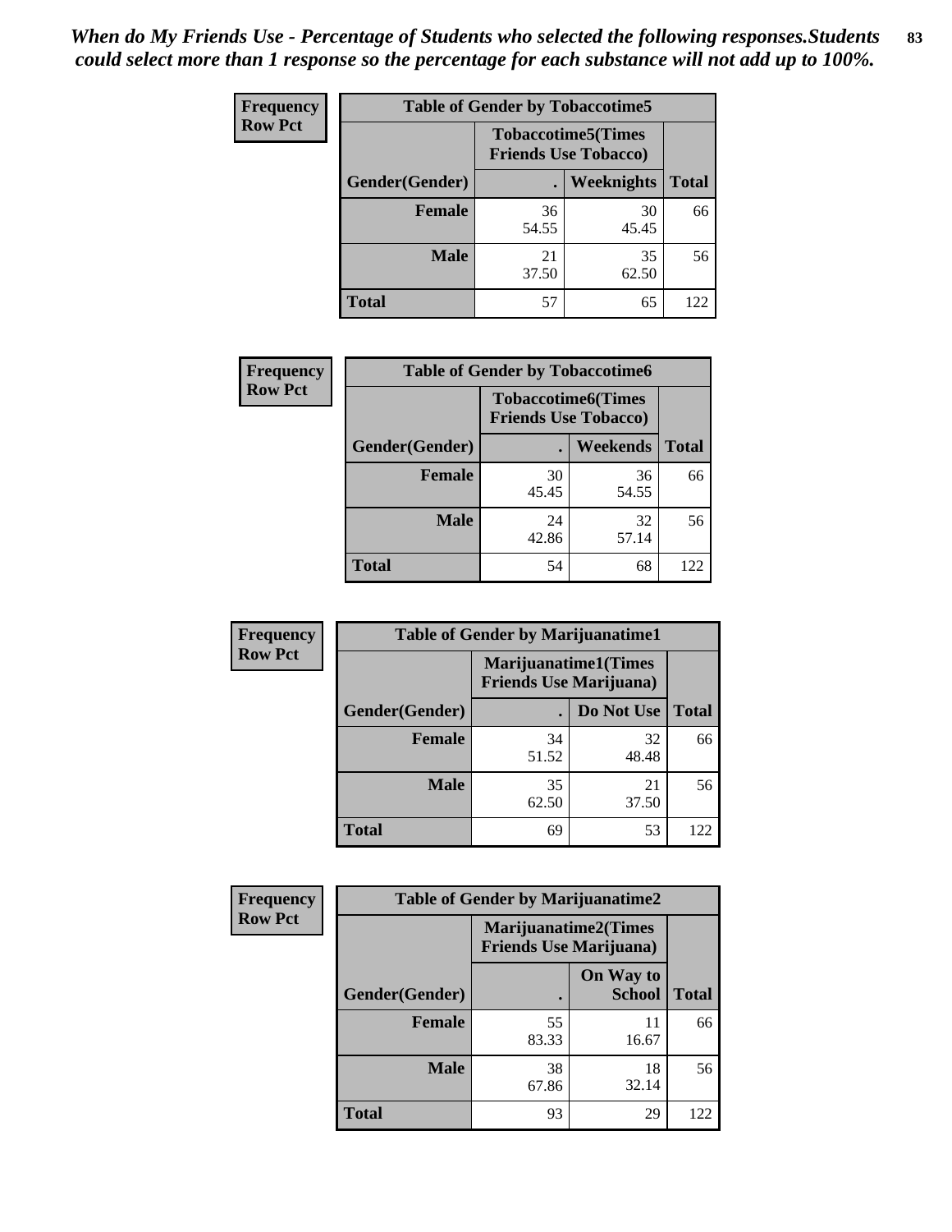*When do My Friends Use - Percentage of Students who selected the following responses.Students could select more than 1 response so the percentage for each substance will not add up to 100%.*

**Frequency**
**Row Pct**

| Table of Gender by Tobaccotime5 | | | |
|---|---|---|---|
| | Tobaccotime5(Times Friends Use Tobacco) | | |
| Gender(Gender) | . | Weeknights | Total |
| **Female** | 36<br>54.55 | 30<br>45.45 | 66 |
| **Male** | 21<br>37.50 | 35<br>62.50 | 56 |
| **Total** | 57 | 65 | 122 |

**Frequency**
**Row Pct**

| Table of Gender by Tobaccotime6 | | | |
|---|---|---|---|
| | Tobaccotime6(Times Friends Use Tobacco) | | |
| Gender(Gender) | . | Weekends | Total |
| **Female** | 30<br>45.45 | 36<br>54.55 | 66 |
| **Male** | 24<br>42.86 | 32<br>57.14 | 56 |
| **Total** | 54 | 68 | 122 |

**Frequency**
**Row Pct**

| Table of Gender by Marijuanatime1 | | | |
|---|---|---|---|
| | Marijuanatime1(Times Friends Use Marijuana) | | |
| Gender(Gender) | . | Do Not Use | Total |
| **Female** | 34<br>51.52 | 32<br>48.48 | 66 |
| **Male** | 35<br>62.50 | 21<br>37.50 | 56 |
| **Total** | 69 | 53 | 122 |

**Frequency**
**Row Pct**

| Table of Gender by Marijuanatime2 | | | |
|---|---|---|---|
| | Marijuanatime2(Times Friends Use Marijuana) | | |
| Gender(Gender) | . | On Way to School | Total |
| **Female** | 55<br>83.33 | 11<br>16.67 | 66 |
| **Male** | 38<br>67.86 | 18<br>32.14 | 56 |
| **Total** | 93 | 29 | 122 |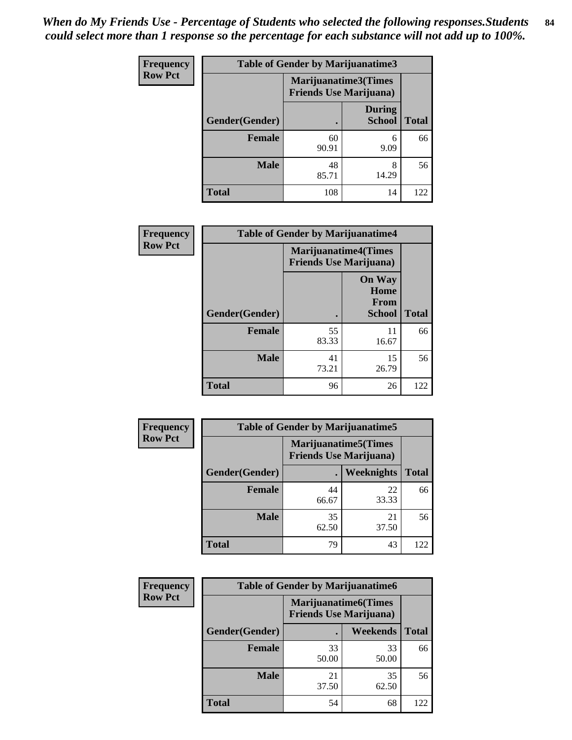*When do My Friends Use - Percentage of Students who selected the following responses.Students could select more than 1 response so the percentage for each substance will not add up to 100%.*

**Frequency**
**Row Pct**

| Table of Gender by Marijuanatime3 | | | |
|---|---|---|---|
| | Marijuanatime3(Times Friends Use Marijuana) | | |
| Gender(Gender) | . | During School | Total |
| **Female** | 60<br>90.91 | 6<br>9.09 | 66 |
| **Male** | 48<br>85.71 | 8<br>14.29 | 56 |
| **Total** | 108 | 14 | 122 |

**Frequency**
**Row Pct**

| Table of Gender by Marijuanatime4 | | | |
|---|---|---|---|
| | Marijuanatime4(Times Friends Use Marijuana) | | |
| Gender(Gender) | . | On Way Home From School | Total |
| **Female** | 55<br>83.33 | 11<br>16.67 | 66 |
| **Male** | 41<br>73.21 | 15<br>26.79 | 56 |
| **Total** | 96 | 26 | 122 |

**Frequency**
**Row Pct**

| Table of Gender by Marijuanatime5 | | | |
|---|---|---|---|
| | Marijuanatime5(Times Friends Use Marijuana) | | |
| Gender(Gender) | . | Weeknights | Total |
| **Female** | 44<br>66.67 | 22<br>33.33 | 66 |
| **Male** | 35<br>62.50 | 21<br>37.50 | 56 |
| **Total** | 79 | 43 | 122 |

**Frequency**
**Row Pct**

| Table of Gender by Marijuanatime6 | | | |
|---|---|---|---|
| | Marijuanatime6(Times Friends Use Marijuana) | | |
| Gender(Gender) | . | Weekends | Total |
| **Female** | 33<br>50.00 | 33<br>50.00 | 66 |
| **Male** | 21<br>37.50 | 35<br>62.50 | 56 |
| **Total** | 54 | 68 | 122 |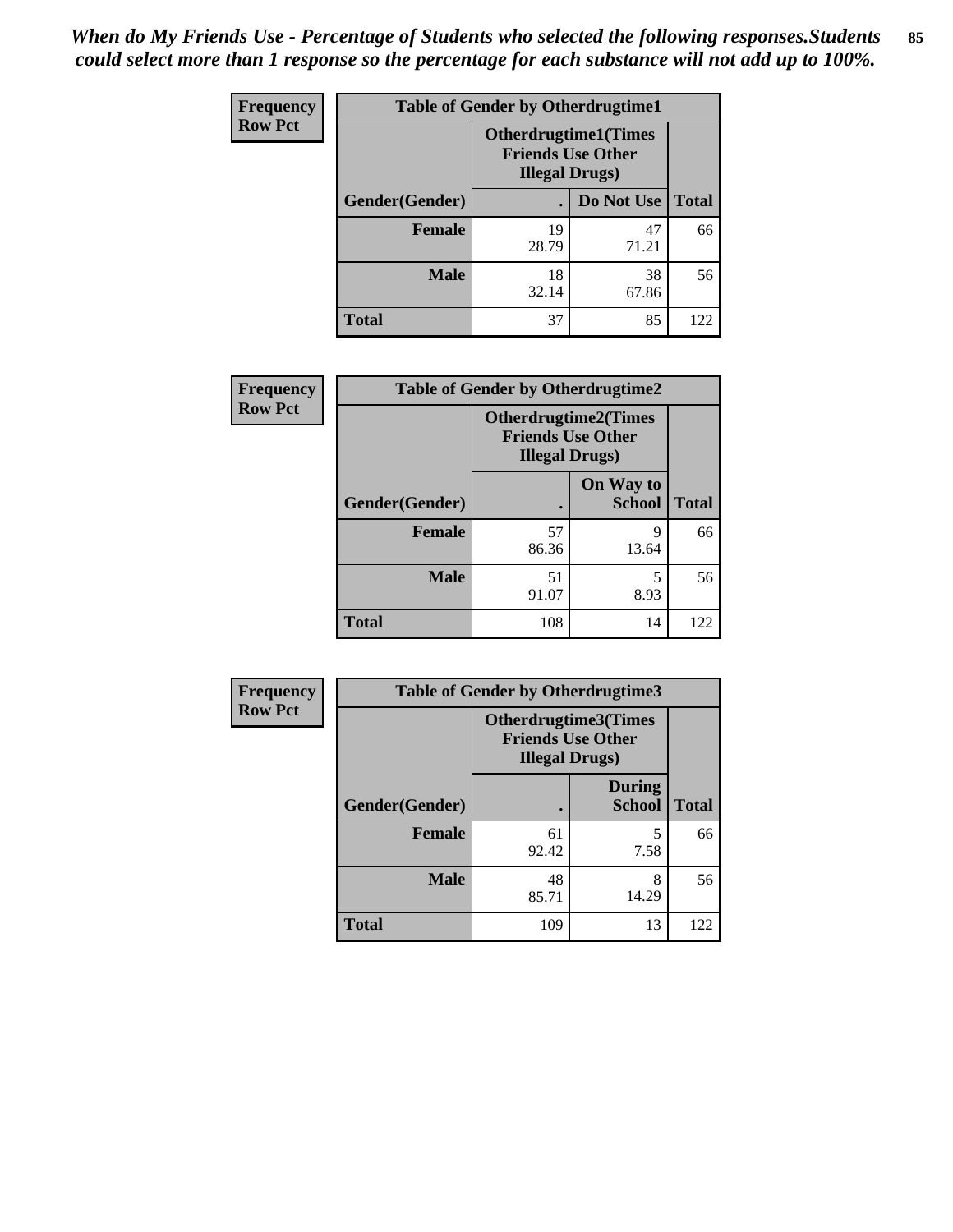*When do My Friends Use - Percentage of Students who selected the following responses.Students could select more than 1 response so the percentage for each substance will not add up to 100%.*

**Frequency**
**Row Pct**

| Table of Gender by Otherdrugtime1 | | | |
|---|---|---|---|
| | Otherdrugtime1(Times Friends Use Other Illegal Drugs) | | |
| Gender(Gender) | . | Do Not Use | Total |
| Female | 19<br>28.79 | 47<br>71.21 | 66 |
| Male | 18<br>32.14 | 38<br>67.86 | 56 |
| Total | 37 | 85 | 122 |

**Frequency**
**Row Pct**

| Table of Gender by Otherdrugtime2 | | | |
|---|---|---|---|
| | Otherdrugtime2(Times Friends Use Other Illegal Drugs) | | |
| Gender(Gender) | . | On Way to School | Total |
| Female | 57<br>86.36 | 9<br>13.64 | 66 |
| Male | 51<br>91.07 | 5<br>8.93 | 56 |
| Total | 108 | 14 | 122 |

**Frequency**
**Row Pct**

| Table of Gender by Otherdrugtime3 | | | |
|---|---|---|---|
| | Otherdrugtime3(Times Friends Use Other Illegal Drugs) | | |
| Gender(Gender) | . | During School | Total |
| Female | 61<br>92.42 | 5<br>7.58 | 66 |
| Male | 48<br>85.71 | 8<br>14.29 | 56 |
| Total | 109 | 13 | 122 |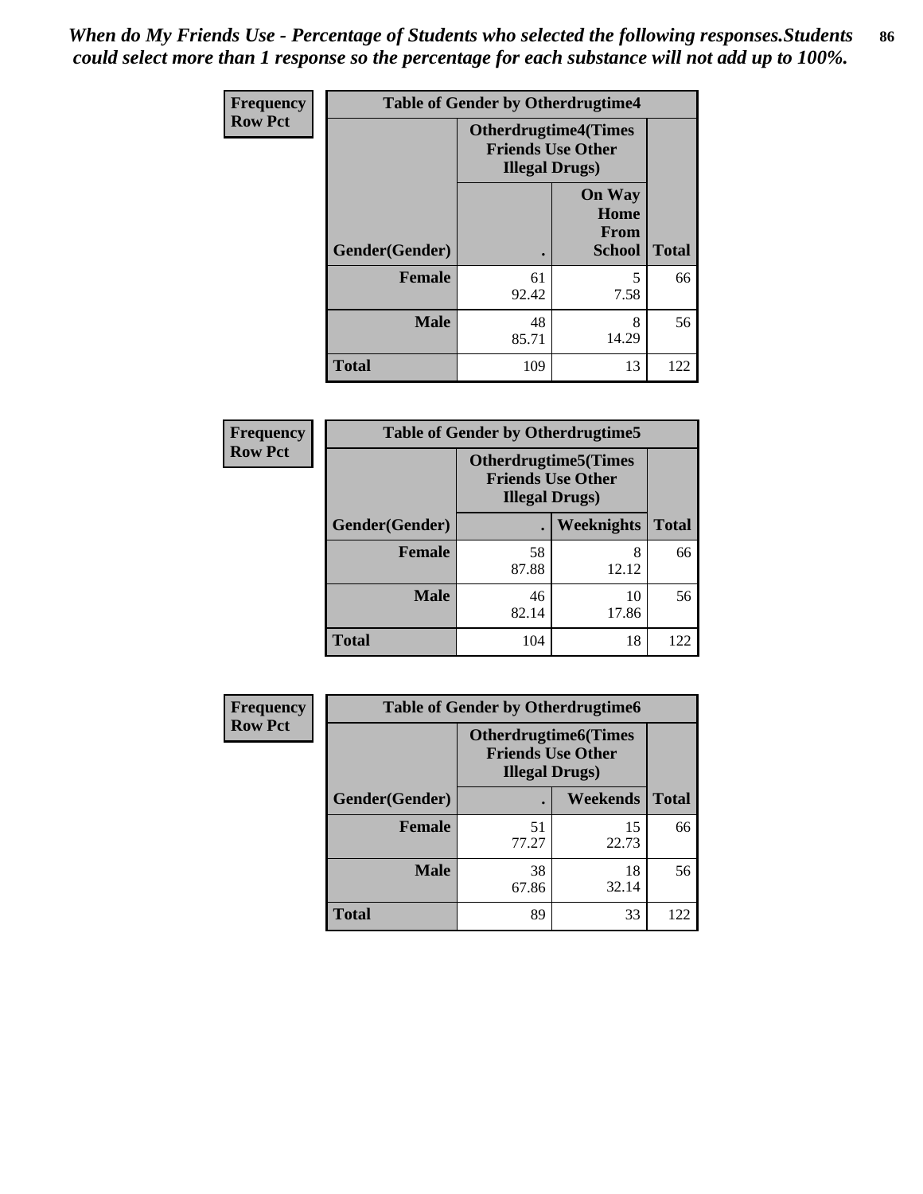*When do My Friends Use - Percentage of Students who selected the following responses.Students could select more than 1 response so the percentage for each substance will not add up to 100%.*

| Frequency Row Pct | Table of Gender by Otherdrugtime4 | | |
|---|---|---|---|
| | Otherdrugtime4(Times Friends Use Other Illegal Drugs) | | |
| Gender(Gender) | . | On Way Home From School | Total |
| Female | 61<br>92.42 | 5<br>7.58 | 66 |
| Male | 48<br>85.71 | 8<br>14.29 | 56 |
| Total | 109 | 13 | 122 |

| Frequency Row Pct | Table of Gender by Otherdrugtime5 | | |
|---|---|---|---|
| | Otherdrugtime5(Times Friends Use Other Illegal Drugs) | | |
| Gender(Gender) | . | Weeknights | Total |
| Female | 58<br>87.88 | 8<br>12.12 | 66 |
| Male | 46<br>82.14 | 10<br>17.86 | 56 |
| Total | 104 | 18 | 122 |

| Frequency Row Pct | Table of Gender by Otherdrugtime6 | | |
|---|---|---|---|
| | Otherdrugtime6(Times Friends Use Other Illegal Drugs) | | |
| Gender(Gender) | . | Weekends | Total |
| Female | 51<br>77.27 | 15<br>22.73 | 66 |
| Male | 38<br>67.86 | 18<br>32.14 | 56 |
| Total | 89 | 33 | 122 |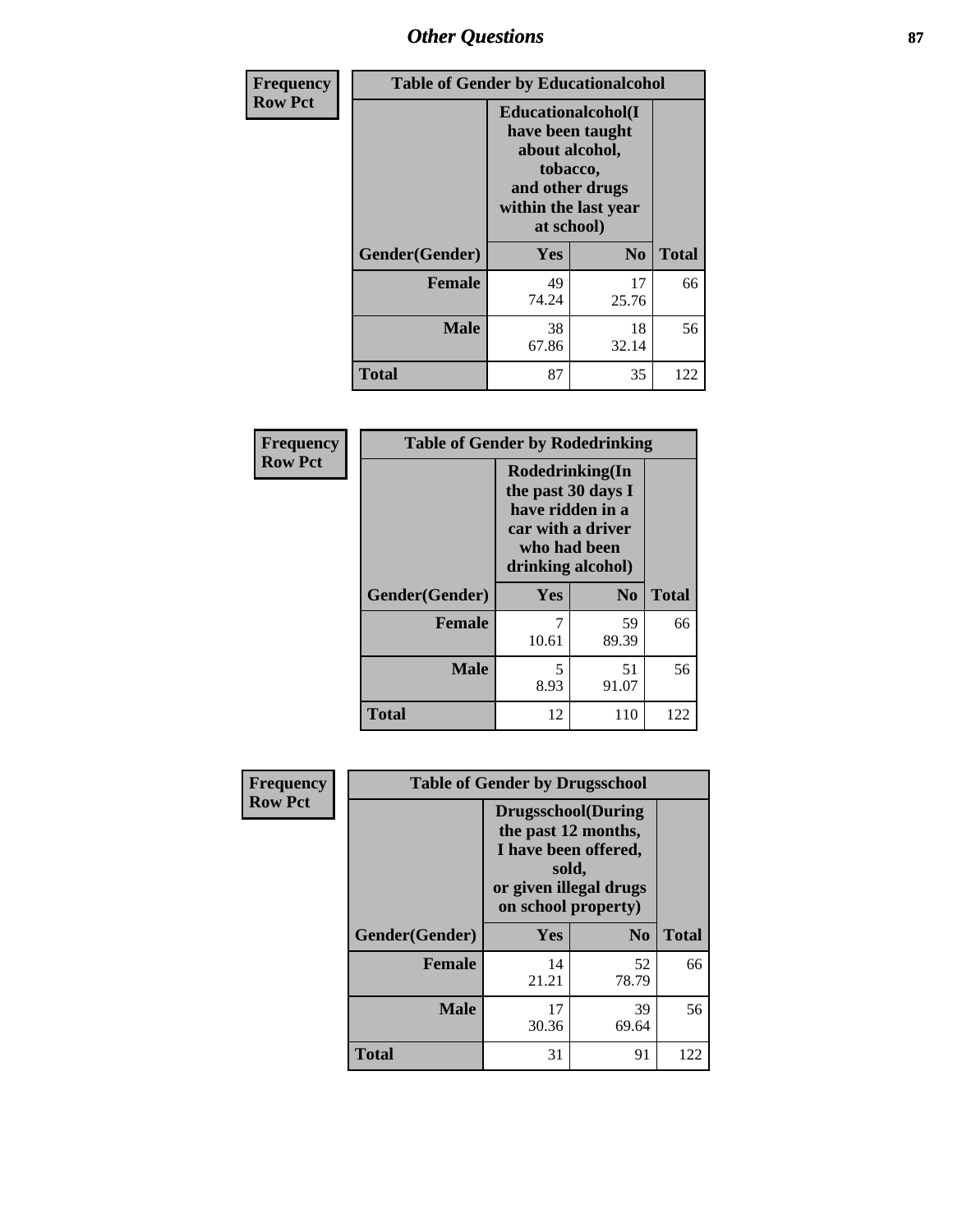| Frequency Row Pct | Table of Gender by Educationalcohol | | |
|---|---|---|---|
| | Educationalcohol(I have been taught about alcohol, tobacco, and other drugs within the last year at school) | | |
| Gender(Gender) | Yes | No | Total |
| Female | 49<br>74.24 | 17<br>25.76 | 66 |
| Male | 38<br>67.86 | 18<br>32.14 | 56 |
| Total | 87 | 35 | 122 |

| Frequency Row Pct | Table of Gender by Rodedrinking | | |
|---|---|---|---|
| | Rodedrinking(In the past 30 days I have ridden in a car with a driver who had been drinking alcohol) | | |
| Gender(Gender) | Yes | No | Total |
| Female | 7<br>10.61 | 59<br>89.39 | 66 |
| Male | 5<br>8.93 | 51<br>91.07 | 56 |
| Total | 12 | 110 | 122 |

| Frequency Row Pct | Table of Gender by Drugsschool | | |
|---|---|---|---|
| | Drugsschool(During the past 12 months, I have been offered, sold, or given illegal drugs on school property) | | |
| Gender(Gender) | Yes | No | Total |
| Female | 14<br>21.21 | 52<br>78.79 | 66 |
| Male | 17<br>30.36 | 39<br>69.64 | 56 |
| Total | 31 | 91 | 122 |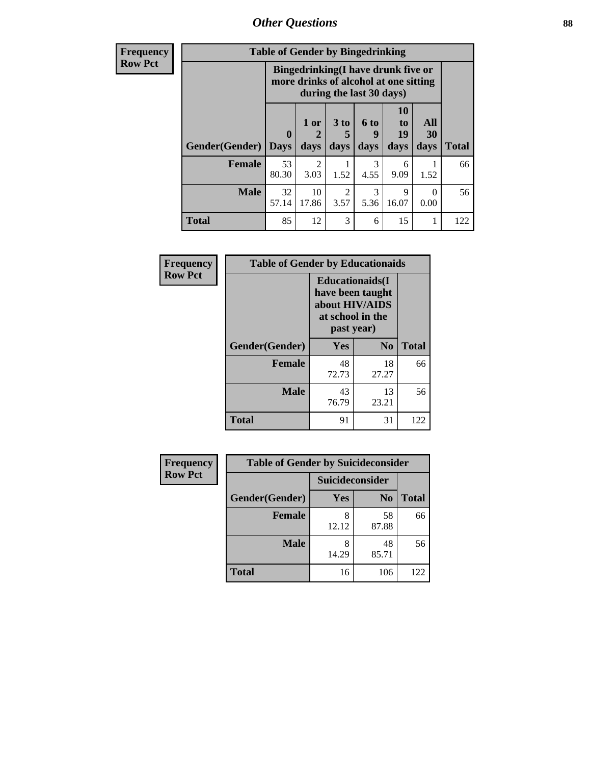| Frequency<br>Row Pct | Table of Gender by Bingedrinking | | | | | | |
|---|---|---|---|---|---|---|---|
| | Bingedrinking(I have drunk five or more drinks of alcohol at one sitting during the last 30 days) | | | | | | |
| **Gender(Gender)** | **0 Days** | **1 or 2 days** | **3 to 5 days** | **6 to 9 days** | **10 to 19 days** | **All 30 days** | **Total** |
| **Female** | 53<br>80.30 | 2<br>3.03 | 1<br>1.52 | 3<br>4.55 | 6<br>9.09 | 1<br>1.52 | 66 |
| **Male** | 32<br>57.14 | 10<br>17.86 | 2<br>3.57 | 3<br>5.36 | 9<br>16.07 | 0<br>0.00 | 56 |
| **Total** | 85 | 12 | 3 | 6 | 15 | 1 | 122 |

| Frequency<br>Row Pct | Table of Gender by Educationaids | | |
|---|---|---|---|
| | Educationaids(I have been taught about HIV/AIDS at school in the past year) | | |
| **Gender(Gender)** | **Yes** | **No** | **Total** |
| **Female** | 48<br>72.73 | 18<br>27.27 | 66 |
| **Male** | 43<br>76.79 | 13<br>23.21 | 56 |
| **Total** | 91 | 31 | 122 |

| Frequency<br>Row Pct | Table of Gender by Suicideconsider | | |
|---|---|---|---|
| | Suicideconsider | | |
| **Gender(Gender)** | **Yes** | **No** | **Total** |
| **Female** | 8<br>12.12 | 58<br>87.88 | 66 |
| **Male** | 8<br>14.29 | 48<br>85.71 | 56 |
| **Total** | 16 | 106 | 122 |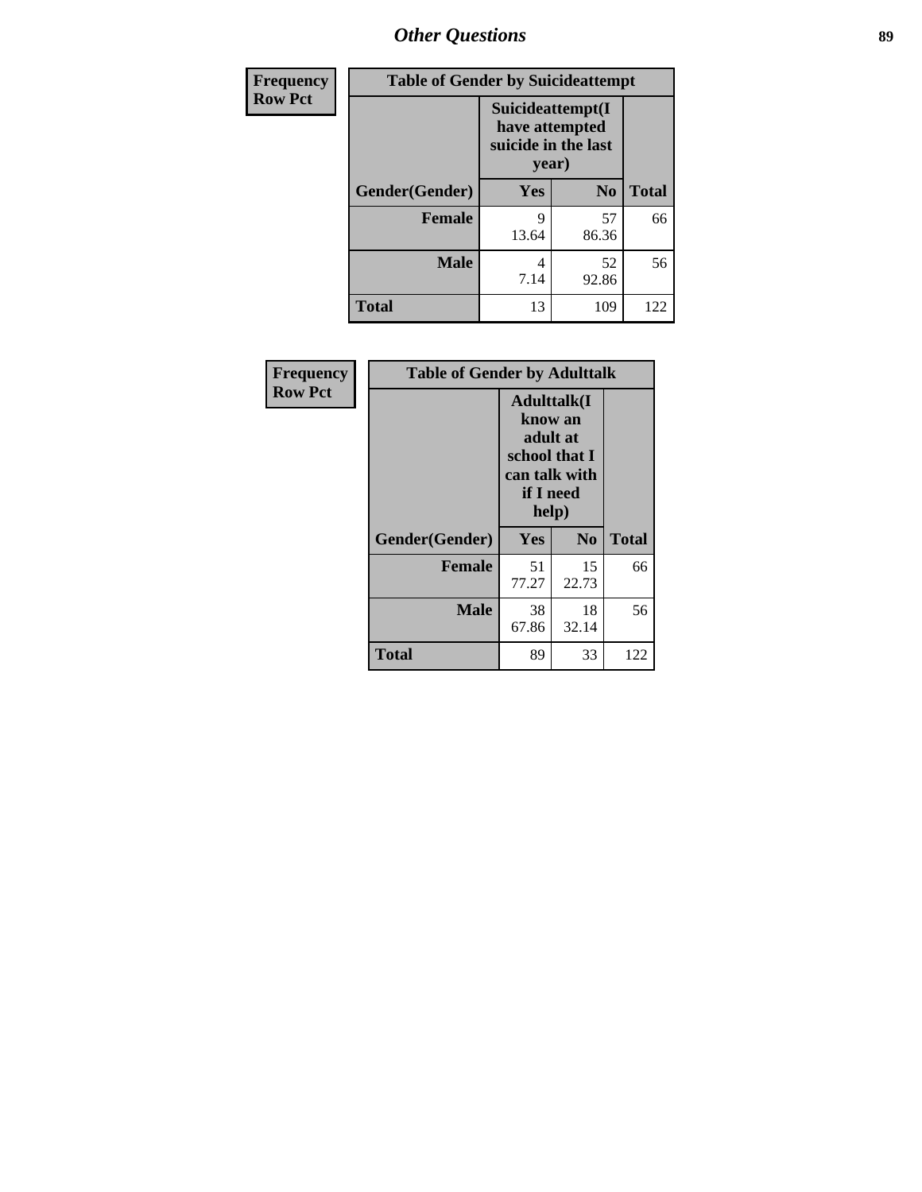| Frequency<br>Row Pct | Table of Gender by Suicideattempt | | |
|---|---|---|---|
| | Suicideattempt(I have attempted suicide in the last year) | | |
| Gender(Gender) | Yes | No | Total |
| Female | 9<br>13.64 | 57<br>86.36 | 66 |
| Male | 4<br>7.14 | 52<br>92.86 | 56 |
| Total | 13 | 109 | 122 |

| Frequency<br>Row Pct | Table of Gender by Adulttalk | | |
|---|---|---|---|
| | Adulttalk(I know an adult at school that I can talk with if I need help) | | |
| Gender(Gender) | Yes | No | Total |
| Female | 51<br>77.27 | 15<br>22.73 | 66 |
| Male | 38<br>67.86 | 18<br>32.14 | 56 |
| Total | 89 | 33 | 122 |